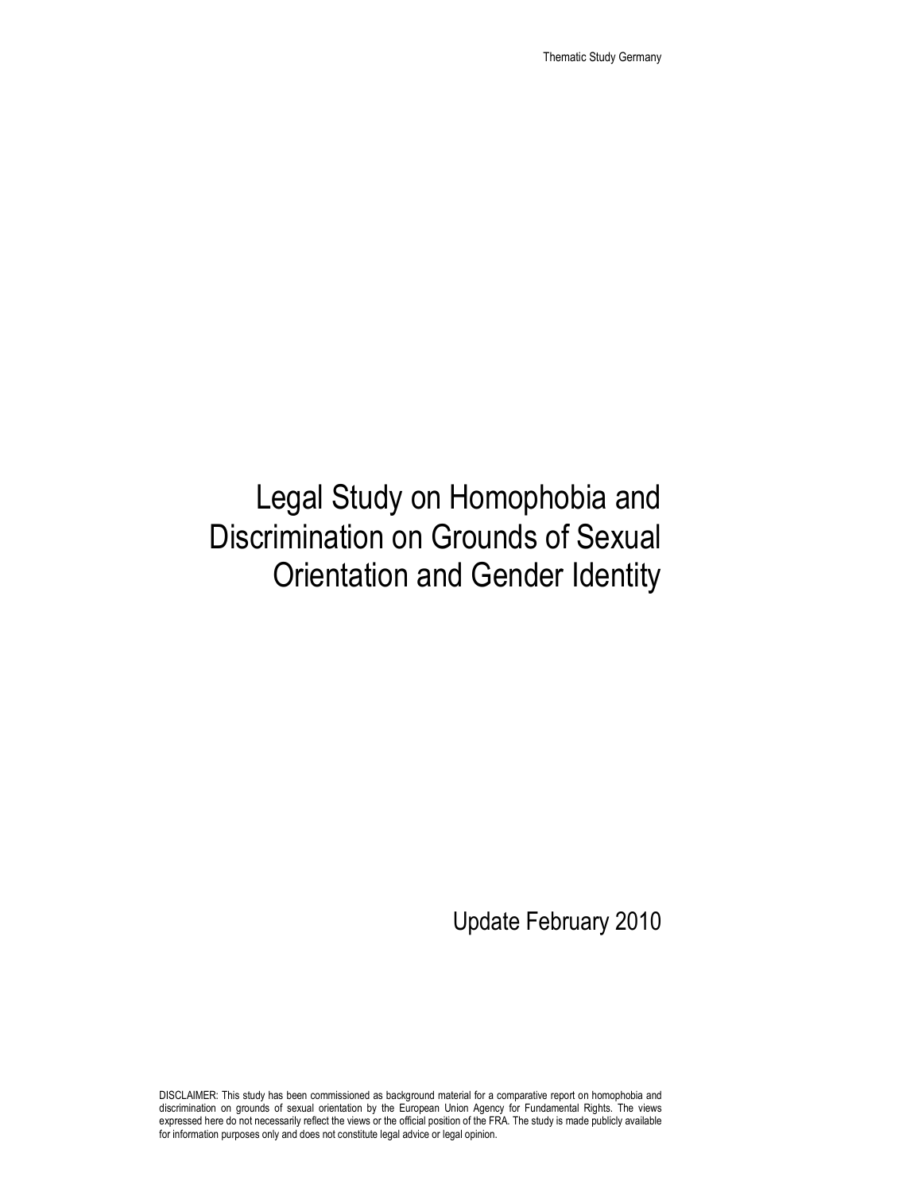Thematic Study Germany

# Legal Study on Homophobia and Discrimination on Grounds of Sexual Orientation and Gender Identity

Update February 2010

DISCLAIMER: This study has been commissioned as background material for a comparative report on homophobia and discrimination on grounds of sexual orientation by the European Union Agency for Fundamental Rights. The views expressed here do not necessarily reflect the views or the official position of the FRA. The study is made publicly available for information purposes only and does not constitute legal advice or legal opinion.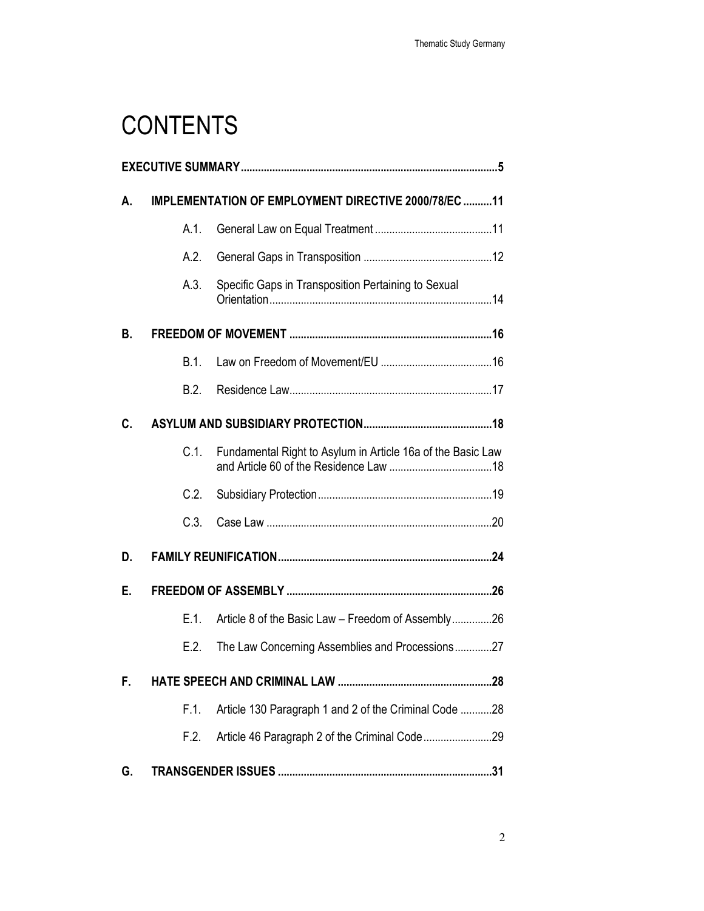# CONTENTS

**EXECUTIVE SUMMARY** .......... **5**

**A. IMPLEMENTATION OF EMPLOYMENT DIRECTIVE 2000/78/EC** .......... **11**

- A.1. General Law on Equal Treatment .......... 11
- A.2. General Gaps in Transposition .......... 12
- A.3. Specific Gaps in Transposition Pertaining to Sexual Orientation .......... 14

**B. FREEDOM OF MOVEMENT** .......... **16**

- B.1. Law on Freedom of Movement/EU .......... 16
- B.2. Residence Law .......... 17

**C. ASYLUM AND SUBSIDIARY PROTECTION** .......... **18**

- C.1. Fundamental Right to Asylum in Article 16a of the Basic Law and Article 60 of the Residence Law .......... 18
- C.2. Subsidiary Protection .......... 19
- C.3. Case Law .......... 20

**D. FAMILY REUNIFICATION** .......... **24**

**E. FREEDOM OF ASSEMBLY** .......... **26**

- E.1. Article 8 of the Basic Law – Freedom of Assembly .......... 26
- E.2. The Law Concerning Assemblies and Processions .......... 27

**F. HATE SPEECH AND CRIMINAL LAW** .......... **28**

- F.1. Article 130 Paragraph 1 and 2 of the Criminal Code .......... 28
- F.2. Article 46 Paragraph 2 of the Criminal Code .......... 29

**G. TRANSGENDER ISSUES** .......... **31**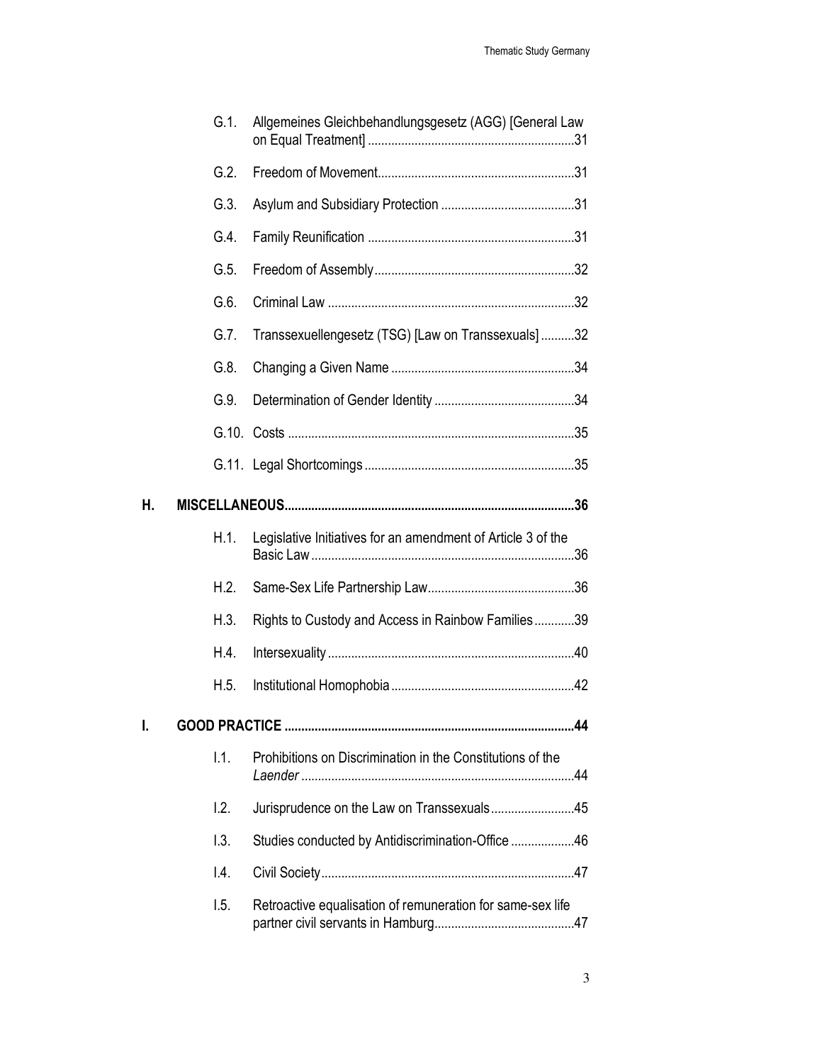G.1. Allgemeines Gleichbehandlungsgesetz (AGG) [General Law on Equal Treatment] ....31

G.2. Freedom of Movement....31

G.3. Asylum and Subsidiary Protection ....31

G.4. Family Reunification ....31

G.5. Freedom of Assembly....32

G.6. Criminal Law ....32

G.7. Transsexuellengesetz (TSG) [Law on Transsexuals] ....32

G.8. Changing a Given Name ....34

G.9. Determination of Gender Identity ....34

G.10. Costs ....35

G.11. Legal Shortcomings ....35

**H. MISCELLANEOUS....36**

H.1. Legislative Initiatives for an amendment of Article 3 of the Basic Law ....36

H.2. Same-Sex Life Partnership Law....36

H.3. Rights to Custody and Access in Rainbow Families....39

H.4. Intersexuality ....40

H.5. Institutional Homophobia ....42

**I. GOOD PRACTICE ....44**

I.1. Prohibitions on Discrimination in the Constitutions of the *Laender* ....44

I.2. Jurisprudence on the Law on Transsexuals....45

I.3. Studies conducted by Antidiscrimination-Office ....46

I.4. Civil Society....47

I.5. Retroactive equalisation of remuneration for same-sex life partner civil servants in Hamburg....47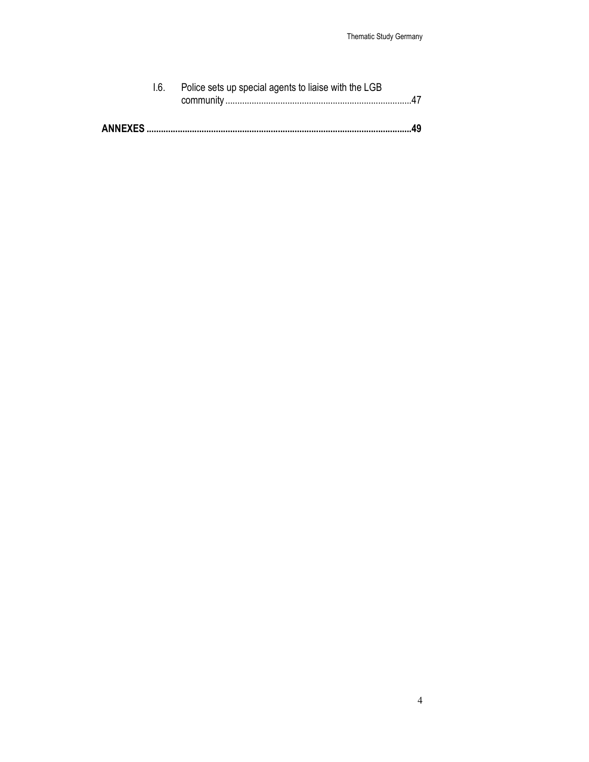I.6. Police sets up special agents to liaise with the LGB community .......................................................................... 47

**ANNEXES ............................................................................................................ 49**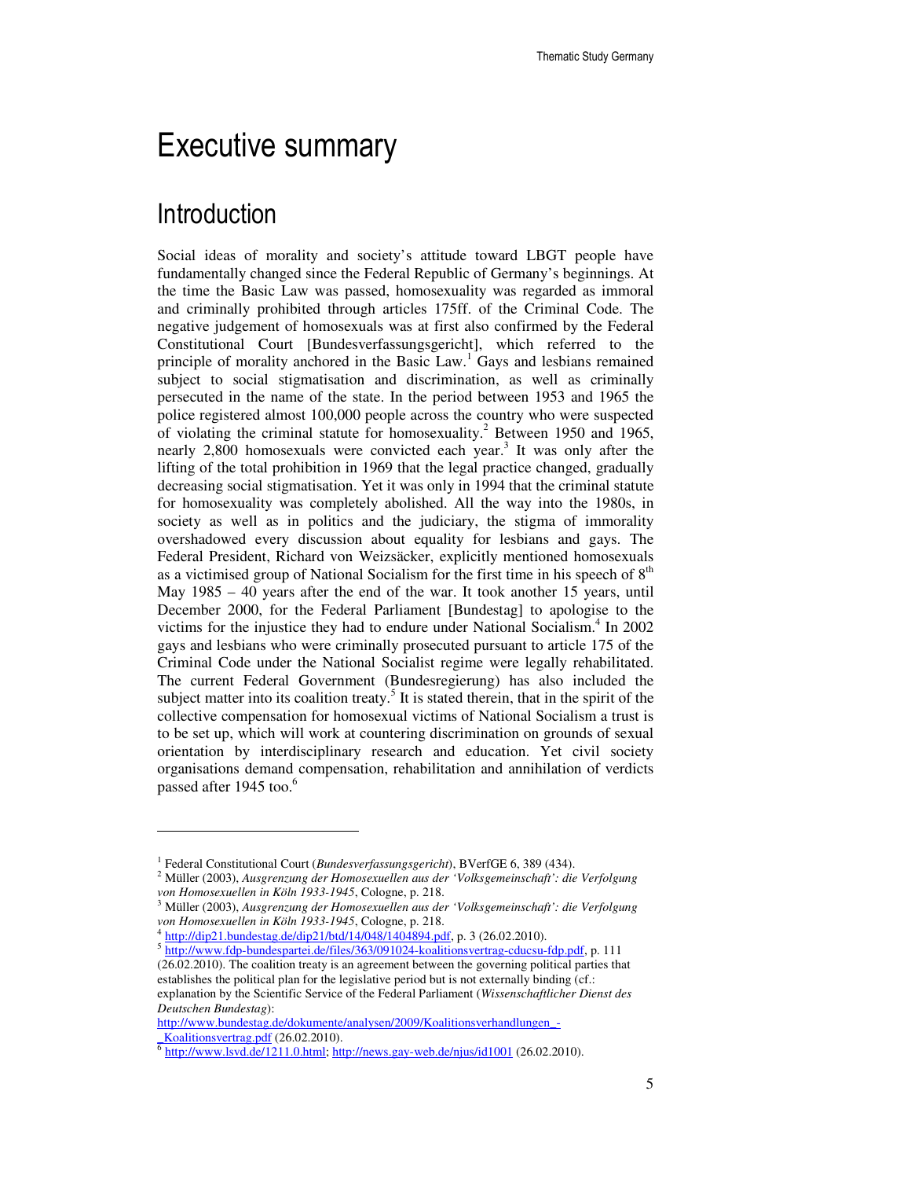# Executive summary

## Introduction

Social ideas of morality and society's attitude toward LBGT people have fundamentally changed since the Federal Republic of Germany's beginnings. At the time the Basic Law was passed, homosexuality was regarded as immoral and criminally prohibited through articles 175ff. of the Criminal Code. The negative judgement of homosexuals was at first also confirmed by the Federal Constitutional Court [Bundesverfassungsgericht], which referred to the principle of morality anchored in the Basic Law.[1] Gays and lesbians remained subject to social stigmatisation and discrimination, as well as criminally persecuted in the name of the state. In the period between 1953 and 1965 the police registered almost 100,000 people across the country who were suspected of violating the criminal statute for homosexuality.[2] Between 1950 and 1965, nearly 2,800 homosexuals were convicted each year.[3] It was only after the lifting of the total prohibition in 1969 that the legal practice changed, gradually decreasing social stigmatisation. Yet it was only in 1994 that the criminal statute for homosexuality was completely abolished. All the way into the 1980s, in society as well as in politics and the judiciary, the stigma of immorality overshadowed every discussion about equality for lesbians and gays. The Federal President, Richard von Weizsäcker, explicitly mentioned homosexuals as a victimised group of National Socialism for the first time in his speech of 8th May 1985 – 40 years after the end of the war. It took another 15 years, until December 2000, for the Federal Parliament [Bundestag] to apologise to the victims for the injustice they had to endure under National Socialism.[4] In 2002 gays and lesbians who were criminally prosecuted pursuant to article 175 of the Criminal Code under the National Socialist regime were legally rehabilitated. The current Federal Government (Bundesregierung) has also included the subject matter into its coalition treaty.[5] It is stated therein, that in the spirit of the collective compensation for homosexual victims of National Socialism a trust is to be set up, which will work at countering discrimination on grounds of sexual orientation by interdisciplinary research and education. Yet civil society organisations demand compensation, rehabilitation and annihilation of verdicts passed after 1945 too.[6]

---

[1] Federal Constitutional Court (*Bundesverfassungsgericht*), BVerfGE 6, 389 (434).

[2] Müller (2003), *Ausgrenzung der Homosexuellen aus der 'Volksgemeinschaft': die Verfolgung von Homosexuellen in Köln 1933-1945*, Cologne, p. 218.

[3] Müller (2003), *Ausgrenzung der Homosexuellen aus der 'Volksgemeinschaft': die Verfolgung von Homosexuellen in Köln 1933-1945*, Cologne, p. 218.

[4] http://dip21.bundestag.de/dip21/btd/14/048/1404894.pdf, p. 3 (26.02.2010).

[5] http://www.fdp-bundespartei.de/files/363/091024-koalitionsvertrag-cducsu-fdp.pdf, p. 111 (26.02.2010). The coalition treaty is an agreement between the governing political parties that establishes the political plan for the legislative period but is not externally binding (cf.: explanation by the Scientific Service of the Federal Parliament (*Wissenschaftlicher Dienst des Deutschen Bundestag*): http://www.bundestag.de/dokumente/analysen/2009/Koalitionsverhandlungen_-_Koalitionsvertrag.pdf (26.02.2010).

[6] http://www.lsvd.de/1211.0.html; http://news.gay-web.de/njus/id1001 (26.02.2010).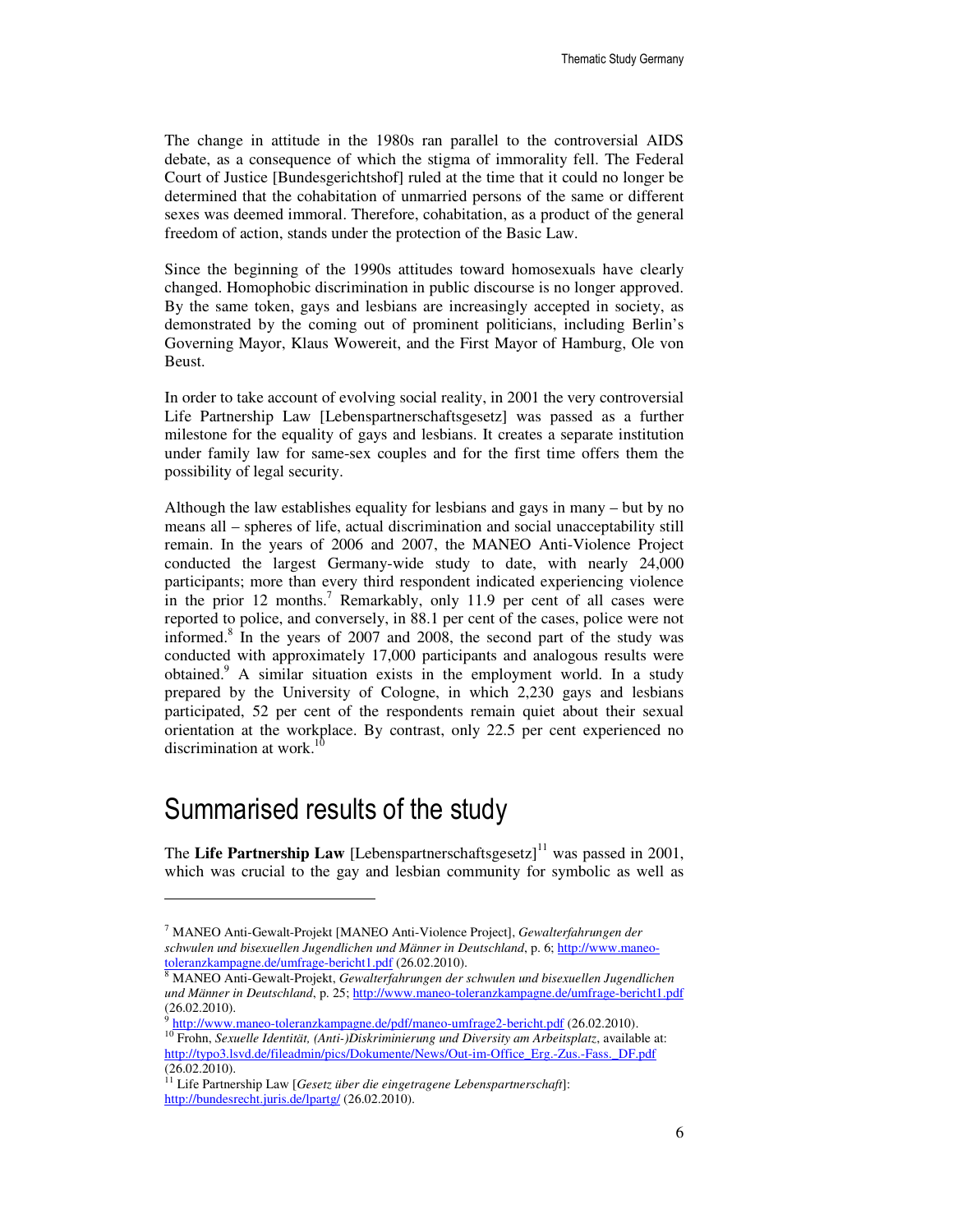The change in attitude in the 1980s ran parallel to the controversial AIDS debate, as a consequence of which the stigma of immorality fell. The Federal Court of Justice [Bundesgerichtshof] ruled at the time that it could no longer be determined that the cohabitation of unmarried persons of the same or different sexes was deemed immoral. Therefore, cohabitation, as a product of the general freedom of action, stands under the protection of the Basic Law.

Since the beginning of the 1990s attitudes toward homosexuals have clearly changed. Homophobic discrimination in public discourse is no longer approved. By the same token, gays and lesbians are increasingly accepted in society, as demonstrated by the coming out of prominent politicians, including Berlin's Governing Mayor, Klaus Wowereit, and the First Mayor of Hamburg, Ole von Beust.

In order to take account of evolving social reality, in 2001 the very controversial Life Partnership Law [Lebenspartnerschaftsgesetz] was passed as a further milestone for the equality of gays and lesbians. It creates a separate institution under family law for same-sex couples and for the first time offers them the possibility of legal security.

Although the law establishes equality for lesbians and gays in many – but by no means all – spheres of life, actual discrimination and social unacceptability still remain. In the years of 2006 and 2007, the MANEO Anti-Violence Project conducted the largest Germany-wide study to date, with nearly 24,000 participants; more than every third respondent indicated experiencing violence in the prior 12 months.[7] Remarkably, only 11.9 per cent of all cases were reported to police, and conversely, in 88.1 per cent of the cases, police were not informed.[8] In the years of 2007 and 2008, the second part of the study was conducted with approximately 17,000 participants and analogous results were obtained.[9] A similar situation exists in the employment world. In a study prepared by the University of Cologne, in which 2,230 gays and lesbians participated, 52 per cent of the respondents remain quiet about their sexual orientation at the workplace. By contrast, only 22.5 per cent experienced no discrimination at work.[10]

# Summarised results of the study

The **Life Partnership Law** [Lebenspartnerschaftsgesetz][11] was passed in 2001, which was crucial to the gay and lesbian community for symbolic as well as

---

[7] MANEO Anti-Gewalt-Projekt [MANEO Anti-Violence Project], *Gewalterfahrungen der schwulen und bisexuellen Jugendlichen und Männer in Deutschland*, p. 6; http://www.maneo-toleranzkampagne.de/umfrage-bericht1.pdf (26.02.2010).

[8] MANEO Anti-Gewalt-Projekt, *Gewalterfahrungen der schwulen und bisexuellen Jugendlichen und Männer in Deutschland*, p. 25; http://www.maneo-toleranzkampagne.de/umfrage-bericht1.pdf (26.02.2010).

[9] http://www.maneo-toleranzkampagne.de/pdf/maneo-umfrage2-bericht.pdf (26.02.2010).

[10] Frohn, *Sexuelle Identität, (Anti-)Diskriminierung und Diversity am Arbeitsplatz*, available at: http://typo3.lsvd.de/fileadmin/pics/Dokumente/News/Out-im-Office_Erg.-Zus.-Fass._DF.pdf (26.02.2010).

[11] Life Partnership Law [*Gesetz über die eingetragene Lebenspartnerschaft*]: http://bundesrecht.juris.de/lpartg/ (26.02.2010).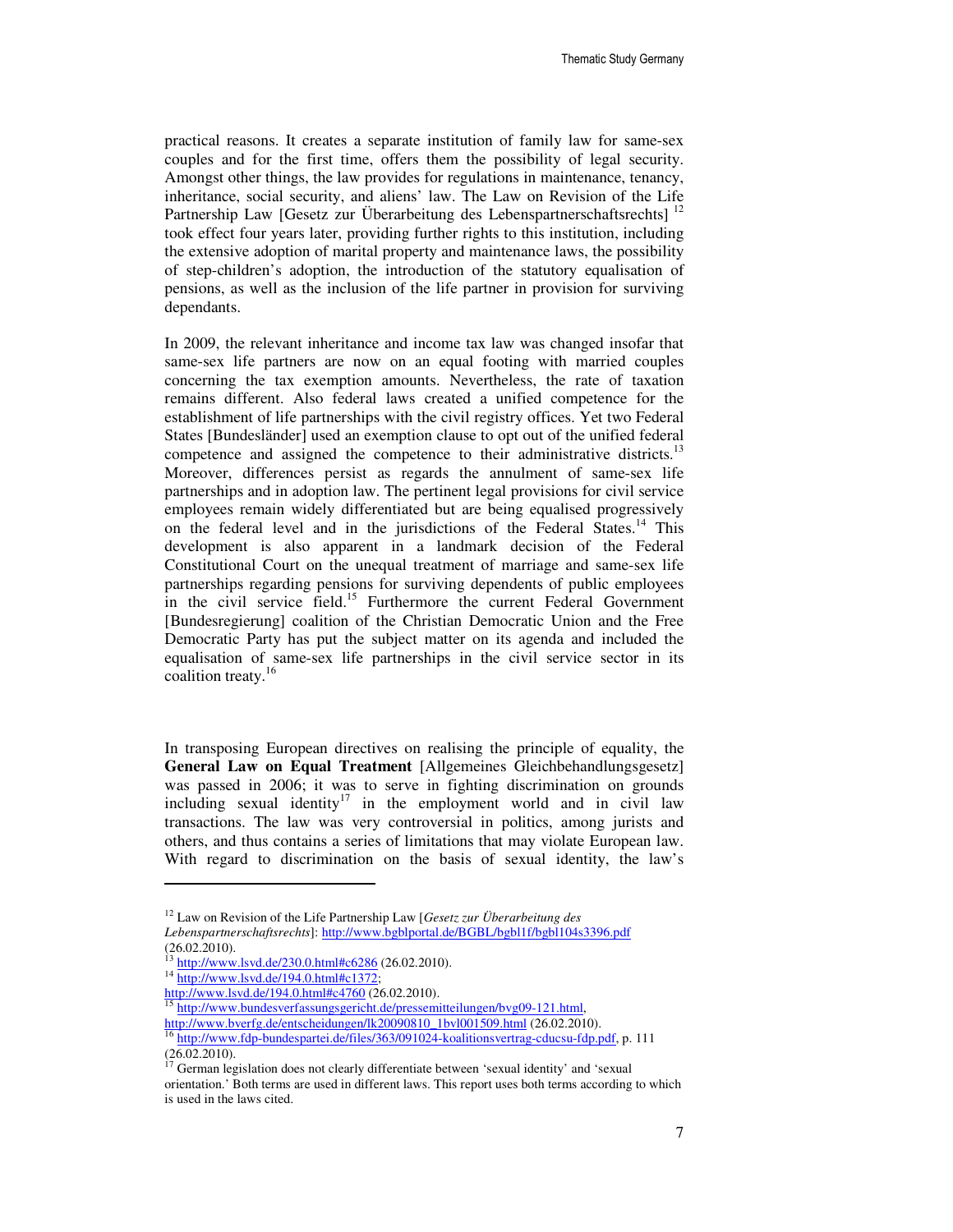practical reasons. It creates a separate institution of family law for same-sex couples and for the first time, offers them the possibility of legal security. Amongst other things, the law provides for regulations in maintenance, tenancy, inheritance, social security, and aliens' law. The Law on Revision of the Life Partnership Law [Gesetz zur Überarbeitung des Lebenspartnerschaftsrechts] [12] took effect four years later, providing further rights to this institution, including the extensive adoption of marital property and maintenance laws, the possibility of step-children's adoption, the introduction of the statutory equalisation of pensions, as well as the inclusion of the life partner in provision for surviving dependants.

In 2009, the relevant inheritance and income tax law was changed insofar that same-sex life partners are now on an equal footing with married couples concerning the tax exemption amounts. Nevertheless, the rate of taxation remains different. Also federal laws created a unified competence for the establishment of life partnerships with the civil registry offices. Yet two Federal States [Bundesländer] used an exemption clause to opt out of the unified federal competence and assigned the competence to their administrative districts.[13] Moreover, differences persist as regards the annulment of same-sex life partnerships and in adoption law. The pertinent legal provisions for civil service employees remain widely differentiated but are being equalised progressively on the federal level and in the jurisdictions of the Federal States.[14] This development is also apparent in a landmark decision of the Federal Constitutional Court on the unequal treatment of marriage and same-sex life partnerships regarding pensions for surviving dependents of public employees in the civil service field.[15] Furthermore the current Federal Government [Bundesregierung] coalition of the Christian Democratic Union and the Free Democratic Party has put the subject matter on its agenda and included the equalisation of same-sex life partnerships in the civil service sector in its coalition treaty.[16]

In transposing European directives on realising the principle of equality, the **General Law on Equal Treatment** [Allgemeines Gleichbehandlungsgesetz] was passed in 2006; it was to serve in fighting discrimination on grounds including sexual identity[17] in the employment world and in civil law transactions. The law was very controversial in politics, among jurists and others, and thus contains a series of limitations that may violate European law. With regard to discrimination on the basis of sexual identity, the law's

---

[12] Law on Revision of the Life Partnership Law [*Gesetz zur Überarbeitung des Lebenspartnerschaftsrechts*]: http://www.bgblportal.de/BGBL/bgbl1f/bgbl104s3396.pdf (26.02.2010).

[13] http://www.lsvd.de/230.0.html#c6286 (26.02.2010).

[14] http://www.lsvd.de/194.0.html#c1372; http://www.lsvd.de/194.0.html#c4760 (26.02.2010).

[15] http://www.bundesverfassungsgericht.de/pressemitteilungen/bvg09-121.html, http://www.bverfg.de/entscheidungen/lk20090810_1bvl001509.html (26.02.2010).

[16] http://www.fdp-bundespartei.de/files/363/091024-koalitionsvertrag-cducsu-fdp.pdf, p. 111 (26.02.2010).

[17] German legislation does not clearly differentiate between 'sexual identity' and 'sexual orientation.' Both terms are used in different laws. This report uses both terms according to which is used in the laws cited.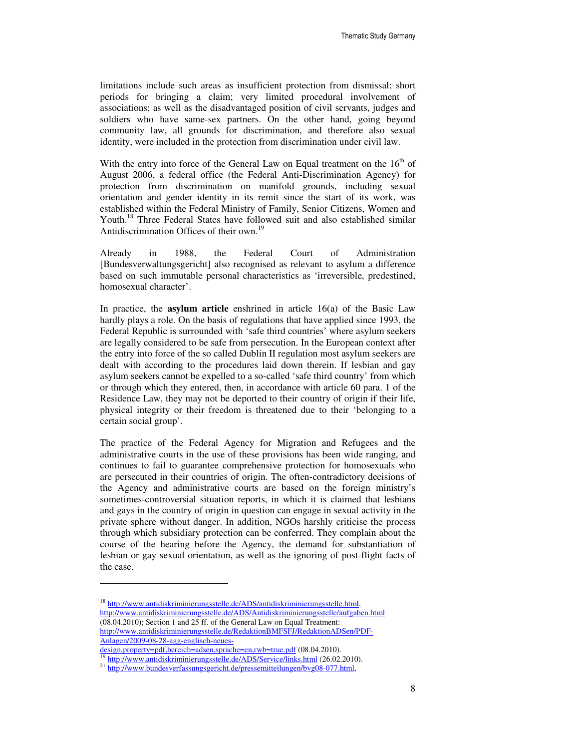limitations include such areas as insufficient protection from dismissal; short periods for bringing a claim; very limited procedural involvement of associations; as well as the disadvantaged position of civil servants, judges and soldiers who have same-sex partners. On the other hand, going beyond community law, all grounds for discrimination, and therefore also sexual identity, were included in the protection from discrimination under civil law.

With the entry into force of the General Law on Equal treatment on the 16th of August 2006, a federal office (the Federal Anti-Discrimination Agency) for protection from discrimination on manifold grounds, including sexual orientation and gender identity in its remit since the start of its work, was established within the Federal Ministry of Family, Senior Citizens, Women and Youth.[18] Three Federal States have followed suit and also established similar Antidiscrimination Offices of their own.[19]

Already in 1988, the Federal Court of Administration [Bundesverwaltungsgericht] also recognised as relevant to asylum a difference based on such immutable personal characteristics as 'irreversible, predestined, homosexual character'.

In practice, the **asylum article** enshrined in article 16(a) of the Basic Law hardly plays a role. On the basis of regulations that have applied since 1993, the Federal Republic is surrounded with 'safe third countries' where asylum seekers are legally considered to be safe from persecution. In the European context after the entry into force of the so called Dublin II regulation most asylum seekers are dealt with according to the procedures laid down therein. If lesbian and gay asylum seekers cannot be expelled to a so-called 'safe third country' from which or through which they entered, then, in accordance with article 60 para. 1 of the Residence Law, they may not be deported to their country of origin if their life, physical integrity or their freedom is threatened due to their 'belonging to a certain social group'.

The practice of the Federal Agency for Migration and Refugees and the administrative courts in the use of these provisions has been wide ranging, and continues to fail to guarantee comprehensive protection for homosexuals who are persecuted in their countries of origin. The often-contradictory decisions of the Agency and administrative courts are based on the foreign ministry's sometimes-controversial situation reports, in which it is claimed that lesbians and gays in the country of origin in question can engage in sexual activity in the private sphere without danger. In addition, NGOs harshly criticise the process through which subsidiary protection can be conferred. They complain about the course of the hearing before the Agency, the demand for substantiation of lesbian or gay sexual orientation, as well as the ignoring of post-flight facts of the case.

---

[18] http://www.antidiskriminierungsstelle.de/ADS/antidiskriminierungsstelle.html, http://www.antidiskriminierungsstelle.de/ADS/Antidiskriminierungsstelle/aufgaben.html (08.04.2010); Section 1 and 25 ff. of the General Law on Equal Treatment: http://www.antidiskriminierungsstelle.de/RedaktionBMFSFJ/RedaktionADSen/PDF-Anlagen/2009-08-28-agg-englisch-neues-design,property=pdf,bereich=adsen,sprache=en,rwb=true.pdf (08.04.2010).

[19] http://www.antidiskriminierungsstelle.de/ADS/Service/links.html (26.02.2010).

[21] http://www.bundesverfassungsgericht.de/pressemitteilungen/bvg08-077.html,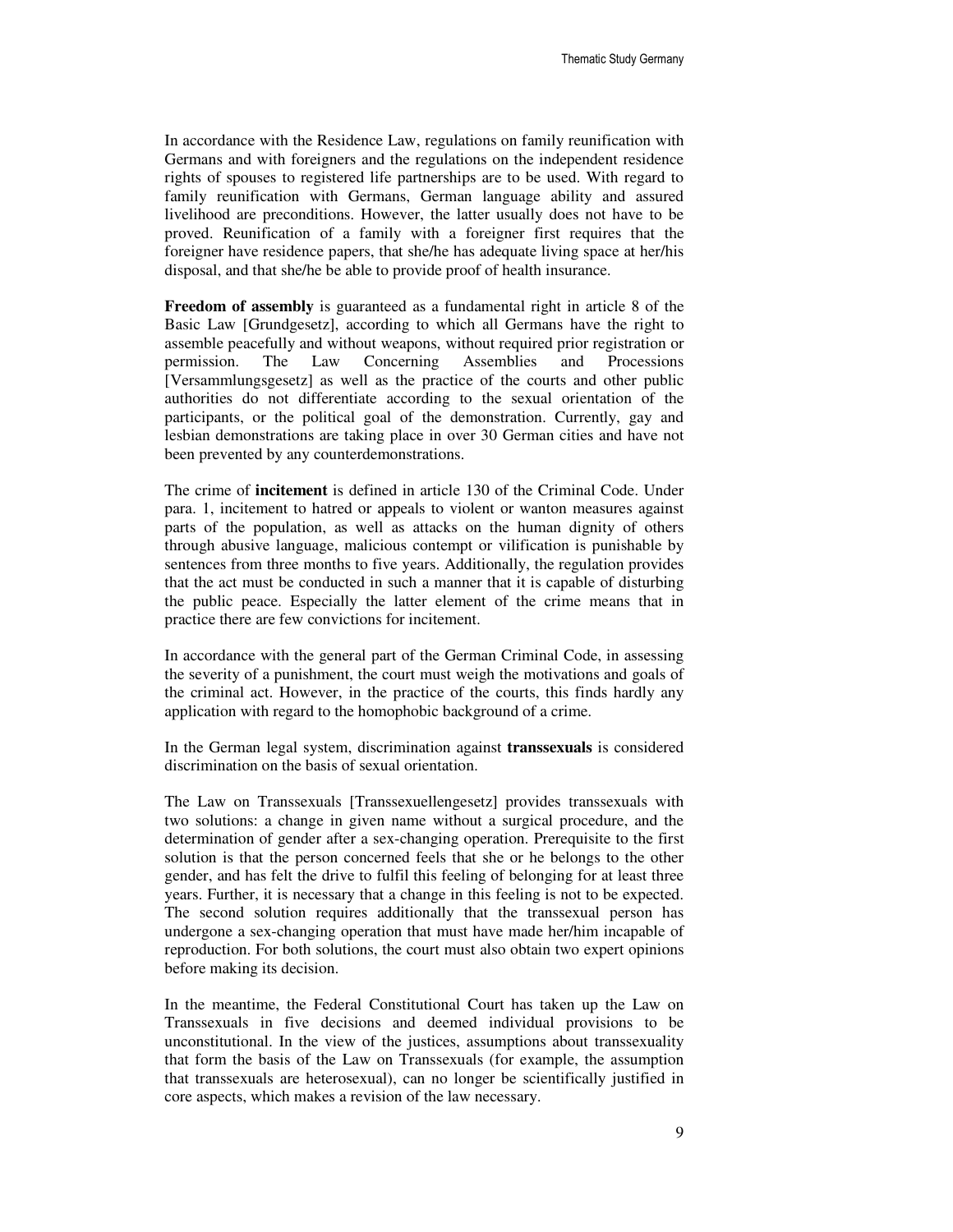In accordance with the Residence Law, regulations on family reunification with Germans and with foreigners and the regulations on the independent residence rights of spouses to registered life partnerships are to be used. With regard to family reunification with Germans, German language ability and assured livelihood are preconditions. However, the latter usually does not have to be proved. Reunification of a family with a foreigner first requires that the foreigner have residence papers, that she/he has adequate living space at her/his disposal, and that she/he be able to provide proof of health insurance.

**Freedom of assembly** is guaranteed as a fundamental right in article 8 of the Basic Law [Grundgesetz], according to which all Germans have the right to assemble peacefully and without weapons, without required prior registration or permission. The Law Concerning Assemblies and Processions [Versammlungsgesetz] as well as the practice of the courts and other public authorities do not differentiate according to the sexual orientation of the participants, or the political goal of the demonstration. Currently, gay and lesbian demonstrations are taking place in over 30 German cities and have not been prevented by any counterdemonstrations.

The crime of **incitement** is defined in article 130 of the Criminal Code. Under para. 1, incitement to hatred or appeals to violent or wanton measures against parts of the population, as well as attacks on the human dignity of others through abusive language, malicious contempt or vilification is punishable by sentences from three months to five years. Additionally, the regulation provides that the act must be conducted in such a manner that it is capable of disturbing the public peace. Especially the latter element of the crime means that in practice there are few convictions for incitement.

In accordance with the general part of the German Criminal Code, in assessing the severity of a punishment, the court must weigh the motivations and goals of the criminal act. However, in the practice of the courts, this finds hardly any application with regard to the homophobic background of a crime.

In the German legal system, discrimination against **transsexuals** is considered discrimination on the basis of sexual orientation.

The Law on Transsexuals [Transsexuellengesetz] provides transsexuals with two solutions: a change in given name without a surgical procedure, and the determination of gender after a sex-changing operation. Prerequisite to the first solution is that the person concerned feels that she or he belongs to the other gender, and has felt the drive to fulfil this feeling of belonging for at least three years. Further, it is necessary that a change in this feeling is not to be expected. The second solution requires additionally that the transsexual person has undergone a sex-changing operation that must have made her/him incapable of reproduction. For both solutions, the court must also obtain two expert opinions before making its decision.

In the meantime, the Federal Constitutional Court has taken up the Law on Transsexuals in five decisions and deemed individual provisions to be unconstitutional. In the view of the justices, assumptions about transsexuality that form the basis of the Law on Transsexuals (for example, the assumption that transsexuals are heterosexual), can no longer be scientifically justified in core aspects, which makes a revision of the law necessary.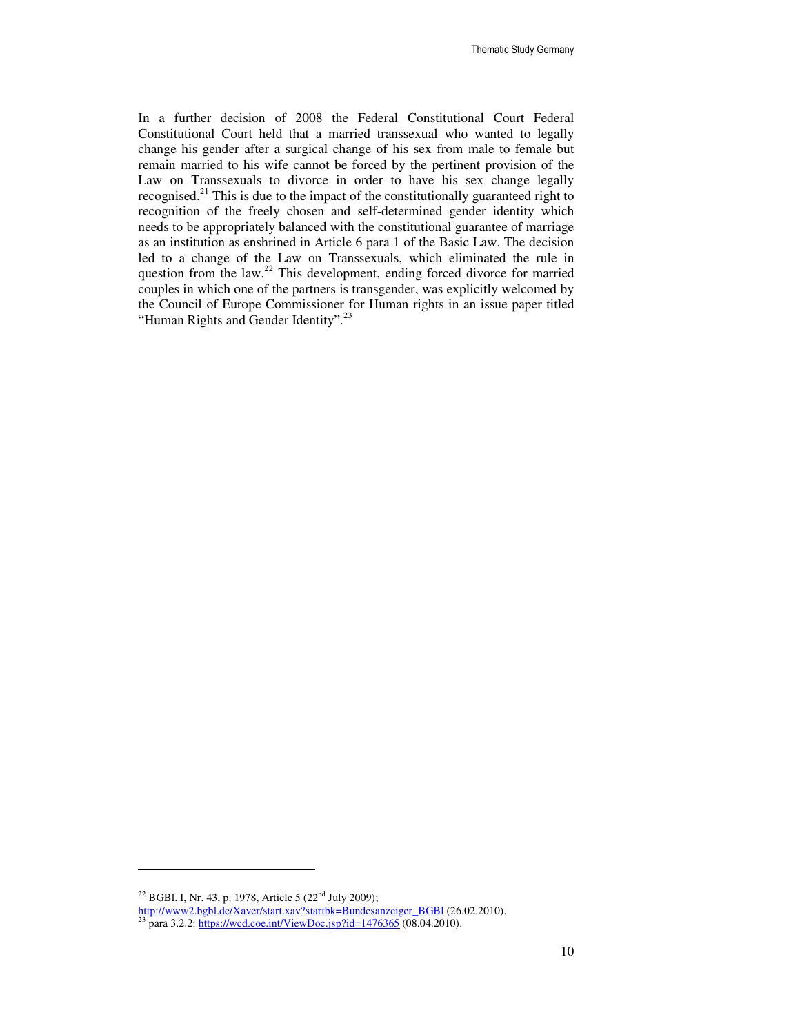In a further decision of 2008 the Federal Constitutional Court Federal Constitutional Court held that a married transsexual who wanted to legally change his gender after a surgical change of his sex from male to female but remain married to his wife cannot be forced by the pertinent provision of the Law on Transsexuals to divorce in order to have his sex change legally recognised.[21] This is due to the impact of the constitutionally guaranteed right to recognition of the freely chosen and self-determined gender identity which needs to be appropriately balanced with the constitutional guarantee of marriage as an institution as enshrined in Article 6 para 1 of the Basic Law. The decision led to a change of the Law on Transsexuals, which eliminated the rule in question from the law.[22] This development, ending forced divorce for married couples in which one of the partners is transgender, was explicitly welcomed by the Council of Europe Commissioner for Human rights in an issue paper titled "Human Rights and Gender Identity".[23]

---

[22] BGBl. I, Nr. 43, p. 1978, Article 5 (22nd July 2009); http://www2.bgbl.de/Xaver/start.xav?startbk=Bundesanzeiger_BGBl (26.02.2010).

[23] para 3.2.2: https://wcd.coe.int/ViewDoc.jsp?id=1476365 (08.04.2010).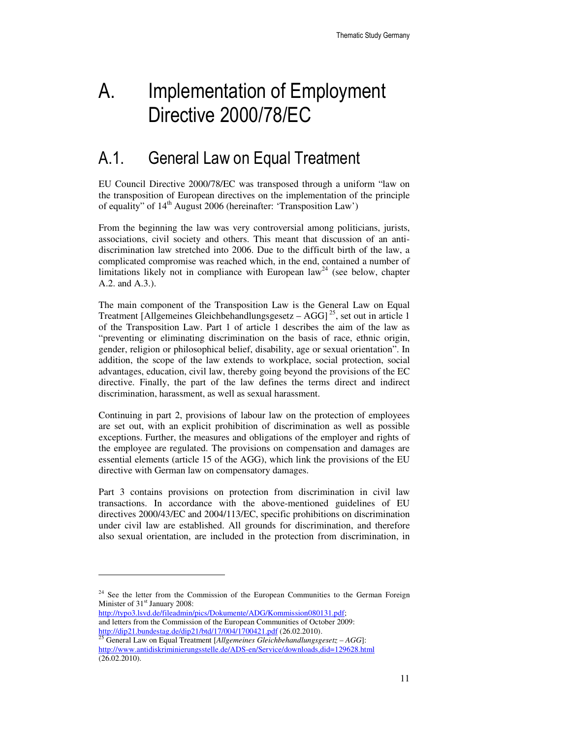# A. Implementation of Employment Directive 2000/78/EC

## A.1. General Law on Equal Treatment

EU Council Directive 2000/78/EC was transposed through a uniform "law on the transposition of European directives on the implementation of the principle of equality" of 14th August 2006 (hereinafter: 'Transposition Law')

From the beginning the law was very controversial among politicians, jurists, associations, civil society and others. This meant that discussion of an anti-discrimination law stretched into 2006. Due to the difficult birth of the law, a complicated compromise was reached which, in the end, contained a number of limitations likely not in compliance with European law[24] (see below, chapter A.2. and A.3.).

The main component of the Transposition Law is the General Law on Equal Treatment [Allgemeines Gleichbehandlungsgesetz – AGG][25], set out in article 1 of the Transposition Law. Part 1 of article 1 describes the aim of the law as "preventing or eliminating discrimination on the basis of race, ethnic origin, gender, religion or philosophical belief, disability, age or sexual orientation". In addition, the scope of the law extends to workplace, social protection, social advantages, education, civil law, thereby going beyond the provisions of the EC directive. Finally, the part of the law defines the terms direct and indirect discrimination, harassment, as well as sexual harassment.

Continuing in part 2, provisions of labour law on the protection of employees are set out, with an explicit prohibition of discrimination as well as possible exceptions. Further, the measures and obligations of the employer and rights of the employee are regulated. The provisions on compensation and damages are essential elements (article 15 of the AGG), which link the provisions of the EU directive with German law on compensatory damages.

Part 3 contains provisions on protection from discrimination in civil law transactions. In accordance with the above-mentioned guidelines of EU directives 2000/43/EC and 2004/113/EC, specific prohibitions on discrimination under civil law are established. All grounds for discrimination, and therefore also sexual orientation, are included in the protection from discrimination, in

---

[24] See the letter from the Commission of the European Communities to the German Foreign Minister of 31st January 2008: http://typo3.lsvd.de/fileadmin/pics/Dokumente/ADG/Kommission080131.pdf; and letters from the Commission of the European Communities of October 2009: http://dip21.bundestag.de/dip21/btd/17/004/1700421.pdf (26.02.2010).

[25] General Law on Equal Treatment [*Allgemeines Gleichbehandlungsgesetz – AGG*]: http://www.antidiskriminierungsstelle.de/ADS-en/Service/downloads,did=129628.html (26.02.2010).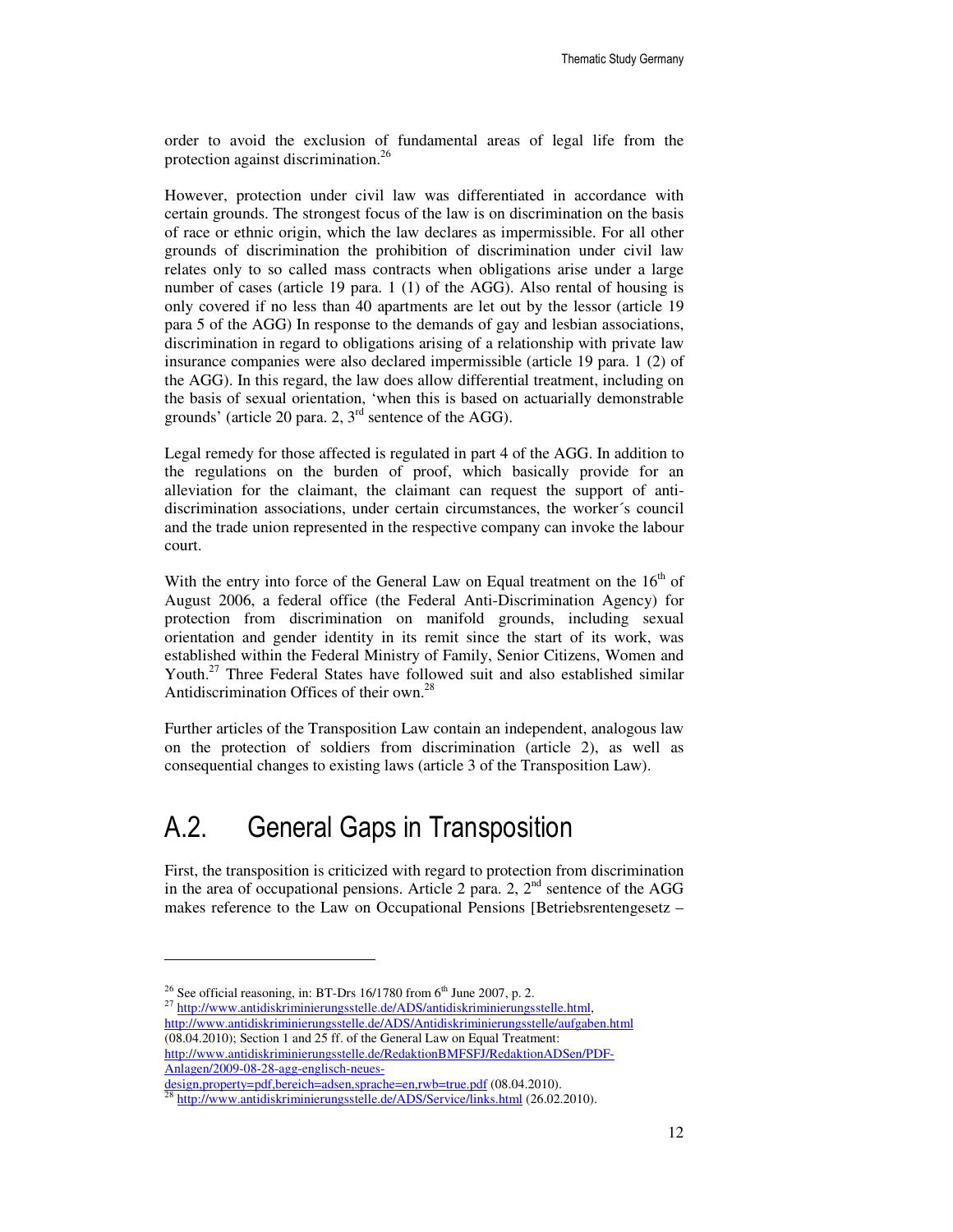order to avoid the exclusion of fundamental areas of legal life from the protection against discrimination.[26]

However, protection under civil law was differentiated in accordance with certain grounds. The strongest focus of the law is on discrimination on the basis of race or ethnic origin, which the law declares as impermissible. For all other grounds of discrimination the prohibition of discrimination under civil law relates only to so called mass contracts when obligations arise under a large number of cases (article 19 para. 1 (1) of the AGG). Also rental of housing is only covered if no less than 40 apartments are let out by the lessor (article 19 para 5 of the AGG) In response to the demands of gay and lesbian associations, discrimination in regard to obligations arising of a relationship with private law insurance companies were also declared impermissible (article 19 para. 1 (2) of the AGG). In this regard, the law does allow differential treatment, including on the basis of sexual orientation, 'when this is based on actuarially demonstrable grounds' (article 20 para. 2, 3rd sentence of the AGG).

Legal remedy for those affected is regulated in part 4 of the AGG. In addition to the regulations on the burden of proof, which basically provide for an alleviation for the claimant, the claimant can request the support of anti-discrimination associations, under certain circumstances, the worker´s council and the trade union represented in the respective company can invoke the labour court.

With the entry into force of the General Law on Equal treatment on the 16th of August 2006, a federal office (the Federal Anti-Discrimination Agency) for protection from discrimination on manifold grounds, including sexual orientation and gender identity in its remit since the start of its work, was established within the Federal Ministry of Family, Senior Citizens, Women and Youth.[27] Three Federal States have followed suit and also established similar Antidiscrimination Offices of their own.[28]

Further articles of the Transposition Law contain an independent, analogous law on the protection of soldiers from discrimination (article 2), as well as consequential changes to existing laws (article 3 of the Transposition Law).

## A.2. General Gaps in Transposition

First, the transposition is criticized with regard to protection from discrimination in the area of occupational pensions. Article 2 para. 2, 2nd sentence of the AGG makes reference to the Law on Occupational Pensions [Betriebsrentengesetz –

---

[26] See official reasoning, in: BT-Drs 16/1780 from 6th June 2007, p. 2.

[27] http://www.antidiskriminierungsstelle.de/ADS/antidiskriminierungsstelle.html, http://www.antidiskriminierungsstelle.de/ADS/Antidiskriminierungsstelle/aufgaben.html (08.04.2010); Section 1 and 25 ff. of the General Law on Equal Treatment: http://www.antidiskriminierungsstelle.de/RedaktionBMFSFJ/RedaktionADSen/PDF-Anlagen/2009-08-28-agg-englisch-neues-design,property=pdf,bereich=adsen,sprache=en,rwb=true.pdf (08.04.2010).

[28] http://www.antidiskriminierungsstelle.de/ADS/Service/links.html (26.02.2010).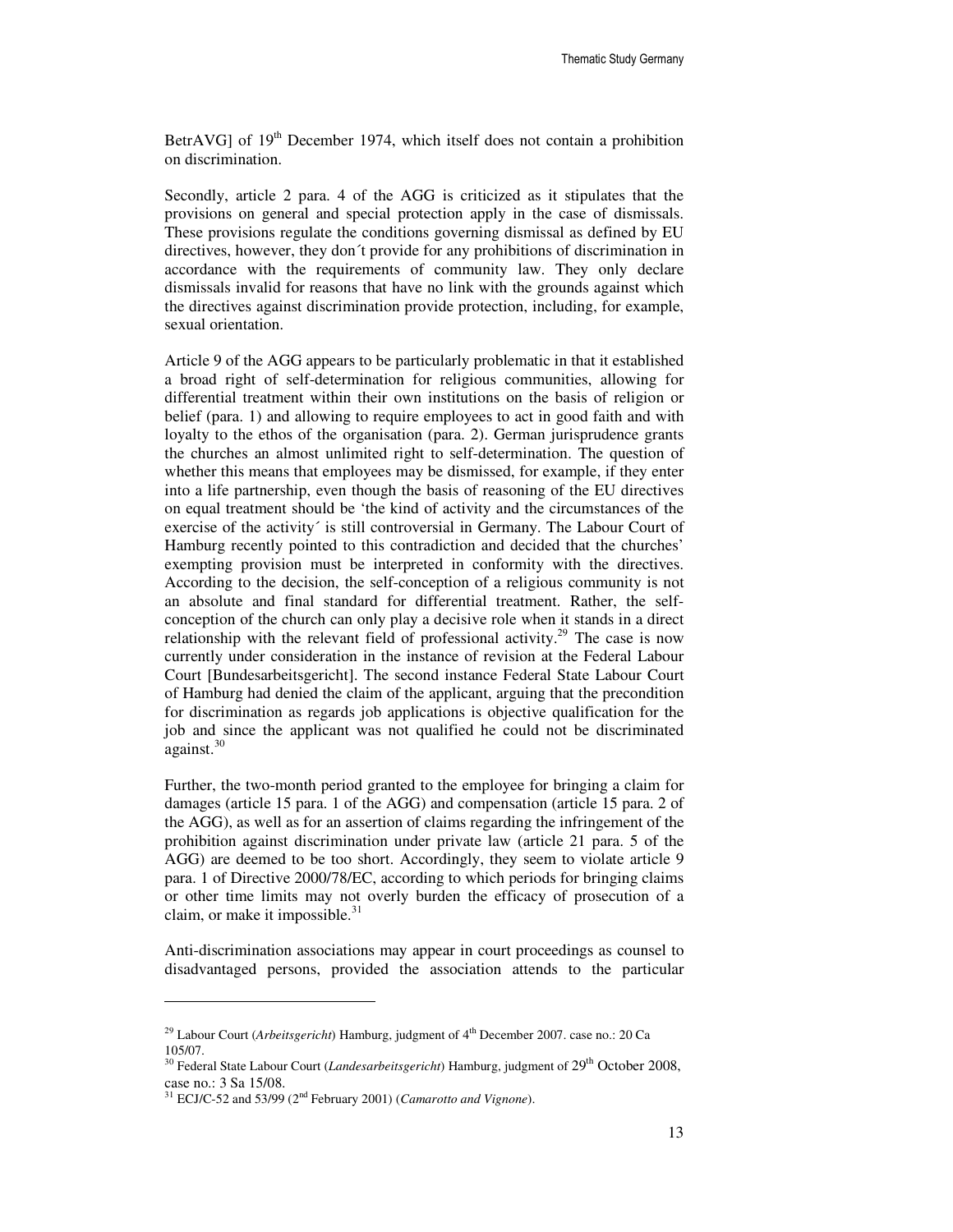BetrAVG] of 19th December 1974, which itself does not contain a prohibition on discrimination.

Secondly, article 2 para. 4 of the AGG is criticized as it stipulates that the provisions on general and special protection apply in the case of dismissals. These provisions regulate the conditions governing dismissal as defined by EU directives, however, they don´t provide for any prohibitions of discrimination in accordance with the requirements of community law. They only declare dismissals invalid for reasons that have no link with the grounds against which the directives against discrimination provide protection, including, for example, sexual orientation.

Article 9 of the AGG appears to be particularly problematic in that it established a broad right of self-determination for religious communities, allowing for differential treatment within their own institutions on the basis of religion or belief (para. 1) and allowing to require employees to act in good faith and with loyalty to the ethos of the organisation (para. 2). German jurisprudence grants the churches an almost unlimited right to self-determination. The question of whether this means that employees may be dismissed, for example, if they enter into a life partnership, even though the basis of reasoning of the EU directives on equal treatment should be 'the kind of activity and the circumstances of the exercise of the activity´ is still controversial in Germany. The Labour Court of Hamburg recently pointed to this contradiction and decided that the churches' exempting provision must be interpreted in conformity with the directives. According to the decision, the self-conception of a religious community is not an absolute and final standard for differential treatment. Rather, the self-conception of the church can only play a decisive role when it stands in a direct relationship with the relevant field of professional activity.[29] The case is now currently under consideration in the instance of revision at the Federal Labour Court [Bundesarbeitsgericht]. The second instance Federal State Labour Court of Hamburg had denied the claim of the applicant, arguing that the precondition for discrimination as regards job applications is objective qualification for the job and since the applicant was not qualified he could not be discriminated against.[30]

Further, the two-month period granted to the employee for bringing a claim for damages (article 15 para. 1 of the AGG) and compensation (article 15 para. 2 of the AGG), as well as for an assertion of claims regarding the infringement of the prohibition against discrimination under private law (article 21 para. 5 of the AGG) are deemed to be too short. Accordingly, they seem to violate article 9 para. 1 of Directive 2000/78/EC, according to which periods for bringing claims or other time limits may not overly burden the efficacy of prosecution of a claim, or make it impossible.[31]

Anti-discrimination associations may appear in court proceedings as counsel to disadvantaged persons, provided the association attends to the particular

---

[29] Labour Court (*Arbeitsgericht*) Hamburg, judgment of 4th December 2007. case no.: 20 Ca 105/07.

[30] Federal State Labour Court (*Landesarbeitsgericht*) Hamburg, judgment of 29th October 2008, case no.: 3 Sa 15/08.

[31] ECJ/C-52 and 53/99 (2nd February 2001) (*Camarotto and Vignone*).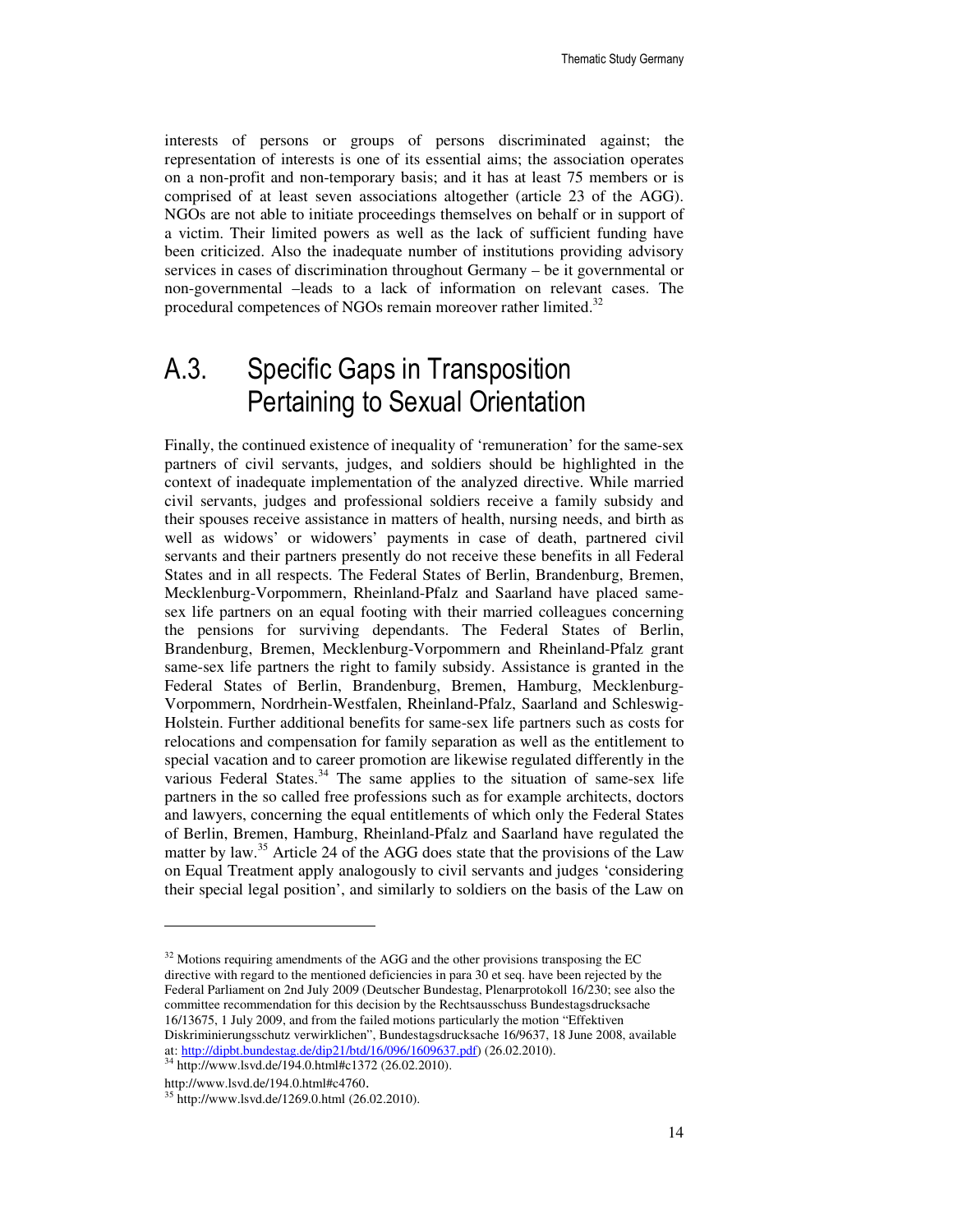interests of persons or groups of persons discriminated against; the representation of interests is one of its essential aims; the association operates on a non-profit and non-temporary basis; and it has at least 75 members or is comprised of at least seven associations altogether (article 23 of the AGG). NGOs are not able to initiate proceedings themselves on behalf or in support of a victim. Their limited powers as well as the lack of sufficient funding have been criticized. Also the inadequate number of institutions providing advisory services in cases of discrimination throughout Germany – be it governmental or non-governmental –leads to a lack of information on relevant cases. The procedural competences of NGOs remain moreover rather limited.[32]

## A.3. Specific Gaps in Transposition Pertaining to Sexual Orientation

Finally, the continued existence of inequality of 'remuneration' for the same-sex partners of civil servants, judges, and soldiers should be highlighted in the context of inadequate implementation of the analyzed directive. While married civil servants, judges and professional soldiers receive a family subsidy and their spouses receive assistance in matters of health, nursing needs, and birth as well as widows' or widowers' payments in case of death, partnered civil servants and their partners presently do not receive these benefits in all Federal States and in all respects. The Federal States of Berlin, Brandenburg, Bremen, Mecklenburg-Vorpommern, Rheinland-Pfalz and Saarland have placed same-sex life partners on an equal footing with their married colleagues concerning the pensions for surviving dependants. The Federal States of Berlin, Brandenburg, Bremen, Mecklenburg-Vorpommern and Rheinland-Pfalz grant same-sex life partners the right to family subsidy. Assistance is granted in the Federal States of Berlin, Brandenburg, Bremen, Hamburg, Mecklenburg-Vorpommern, Nordrhein-Westfalen, Rheinland-Pfalz, Saarland and Schleswig-Holstein. Further additional benefits for same-sex life partners such as costs for relocations and compensation for family separation as well as the entitlement to special vacation and to career promotion are likewise regulated differently in the various Federal States.[34] The same applies to the situation of same-sex life partners in the so called free professions such as for example architects, doctors and lawyers, concerning the equal entitlements of which only the Federal States of Berlin, Bremen, Hamburg, Rheinland-Pfalz and Saarland have regulated the matter by law.[35] Article 24 of the AGG does state that the provisions of the Law on Equal Treatment apply analogously to civil servants and judges 'considering their special legal position', and similarly to soldiers on the basis of the Law on

---

[32] Motions requiring amendments of the AGG and the other provisions transposing the EC directive with regard to the mentioned deficiencies in para 30 et seq. have been rejected by the Federal Parliament on 2nd July 2009 (Deutscher Bundestag, Plenarprotokoll 16/230; see also the committee recommendation for this decision by the Rechtsausschuss Bundestagsdrucksache 16/13675, 1 July 2009, and from the failed motions particularly the motion "Effektiven Diskriminierungsschutz verwirklichen", Bundestagsdrucksache 16/9637, 18 June 2008, available at: [http://dipbt.bundestag.de/dip21/btd/16/096/1609637.pdf](http://dipbt.bundestag.de/dip21/btd/16/096/1609637.pdf)) (26.02.2010).

[34] http://www.lsvd.de/194.0.html#c1372 (26.02.2010).

http://www.lsvd.de/194.0.html#c4760.

[35] http://www.lsvd.de/1269.0.html (26.02.2010).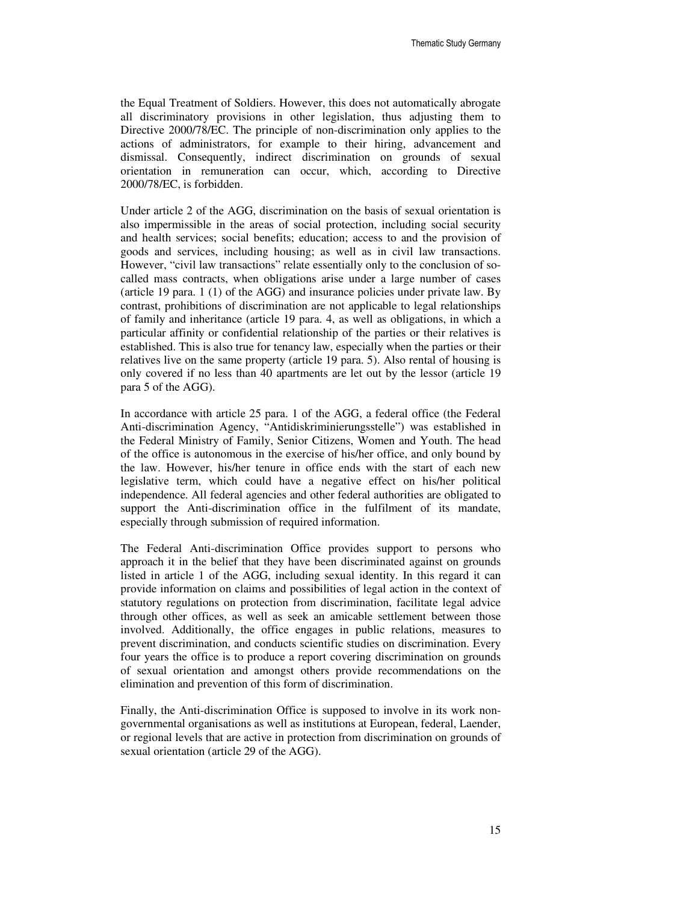the Equal Treatment of Soldiers. However, this does not automatically abrogate all discriminatory provisions in other legislation, thus adjusting them to Directive 2000/78/EC. The principle of non-discrimination only applies to the actions of administrators, for example to their hiring, advancement and dismissal. Consequently, indirect discrimination on grounds of sexual orientation in remuneration can occur, which, according to Directive 2000/78/EC, is forbidden.

Under article 2 of the AGG, discrimination on the basis of sexual orientation is also impermissible in the areas of social protection, including social security and health services; social benefits; education; access to and the provision of goods and services, including housing; as well as in civil law transactions. However, "civil law transactions" relate essentially only to the conclusion of so-called mass contracts, when obligations arise under a large number of cases (article 19 para. 1 (1) of the AGG) and insurance policies under private law. By contrast, prohibitions of discrimination are not applicable to legal relationships of family and inheritance (article 19 para. 4, as well as obligations, in which a particular affinity or confidential relationship of the parties or their relatives is established. This is also true for tenancy law, especially when the parties or their relatives live on the same property (article 19 para. 5). Also rental of housing is only covered if no less than 40 apartments are let out by the lessor (article 19 para 5 of the AGG).

In accordance with article 25 para. 1 of the AGG, a federal office (the Federal Anti-discrimination Agency, "Antidiskriminierungsstelle") was established in the Federal Ministry of Family, Senior Citizens, Women and Youth. The head of the office is autonomous in the exercise of his/her office, and only bound by the law. However, his/her tenure in office ends with the start of each new legislative term, which could have a negative effect on his/her political independence. All federal agencies and other federal authorities are obligated to support the Anti-discrimination office in the fulfilment of its mandate, especially through submission of required information.

The Federal Anti-discrimination Office provides support to persons who approach it in the belief that they have been discriminated against on grounds listed in article 1 of the AGG, including sexual identity. In this regard it can provide information on claims and possibilities of legal action in the context of statutory regulations on protection from discrimination, facilitate legal advice through other offices, as well as seek an amicable settlement between those involved. Additionally, the office engages in public relations, measures to prevent discrimination, and conducts scientific studies on discrimination. Every four years the office is to produce a report covering discrimination on grounds of sexual orientation and amongst others provide recommendations on the elimination and prevention of this form of discrimination.

Finally, the Anti-discrimination Office is supposed to involve in its work non-governmental organisations as well as institutions at European, federal, Laender, or regional levels that are active in protection from discrimination on grounds of sexual orientation (article 29 of the AGG).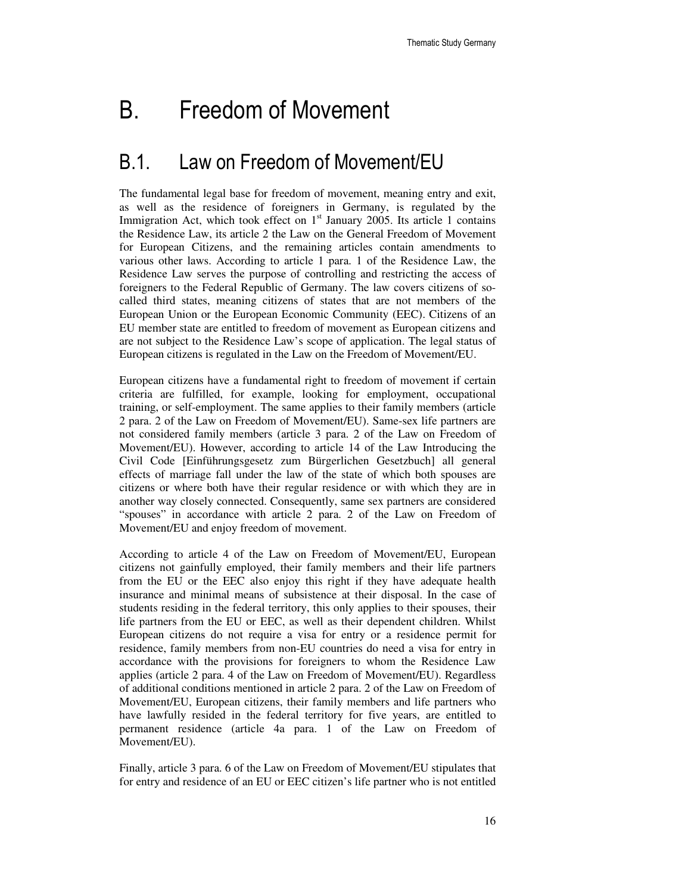# B. Freedom of Movement

## B.1. Law on Freedom of Movement/EU

The fundamental legal base for freedom of movement, meaning entry and exit, as well as the residence of foreigners in Germany, is regulated by the Immigration Act, which took effect on 1st January 2005. Its article 1 contains the Residence Law, its article 2 the Law on the General Freedom of Movement for European Citizens, and the remaining articles contain amendments to various other laws. According to article 1 para. 1 of the Residence Law, the Residence Law serves the purpose of controlling and restricting the access of foreigners to the Federal Republic of Germany. The law covers citizens of so-called third states, meaning citizens of states that are not members of the European Union or the European Economic Community (EEC). Citizens of an EU member state are entitled to freedom of movement as European citizens and are not subject to the Residence Law's scope of application. The legal status of European citizens is regulated in the Law on the Freedom of Movement/EU.

European citizens have a fundamental right to freedom of movement if certain criteria are fulfilled, for example, looking for employment, occupational training, or self-employment. The same applies to their family members (article 2 para. 2 of the Law on Freedom of Movement/EU). Same-sex life partners are not considered family members (article 3 para. 2 of the Law on Freedom of Movement/EU). However, according to article 14 of the Law Introducing the Civil Code [Einführungsgesetz zum Bürgerlichen Gesetzbuch] all general effects of marriage fall under the law of the state of which both spouses are citizens or where both have their regular residence or with which they are in another way closely connected. Consequently, same sex partners are considered "spouses" in accordance with article 2 para. 2 of the Law on Freedom of Movement/EU and enjoy freedom of movement.

According to article 4 of the Law on Freedom of Movement/EU, European citizens not gainfully employed, their family members and their life partners from the EU or the EEC also enjoy this right if they have adequate health insurance and minimal means of subsistence at their disposal. In the case of students residing in the federal territory, this only applies to their spouses, their life partners from the EU or EEC, as well as their dependent children. Whilst European citizens do not require a visa for entry or a residence permit for residence, family members from non-EU countries do need a visa for entry in accordance with the provisions for foreigners to whom the Residence Law applies (article 2 para. 4 of the Law on Freedom of Movement/EU). Regardless of additional conditions mentioned in article 2 para. 2 of the Law on Freedom of Movement/EU, European citizens, their family members and life partners who have lawfully resided in the federal territory for five years, are entitled to permanent residence (article 4a para. 1 of the Law on Freedom of Movement/EU).

Finally, article 3 para. 6 of the Law on Freedom of Movement/EU stipulates that for entry and residence of an EU or EEC citizen's life partner who is not entitled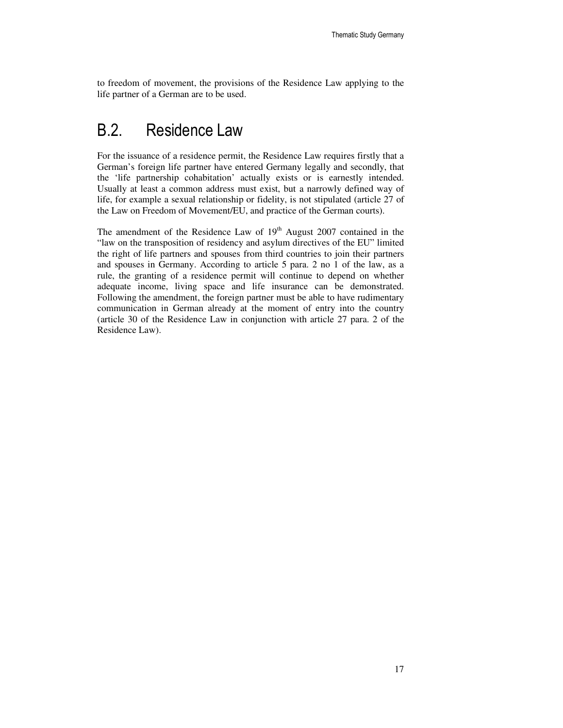to freedom of movement, the provisions of the Residence Law applying to the life partner of a German are to be used.

## B.2. Residence Law

For the issuance of a residence permit, the Residence Law requires firstly that a German's foreign life partner have entered Germany legally and secondly, that the 'life partnership cohabitation' actually exists or is earnestly intended. Usually at least a common address must exist, but a narrowly defined way of life, for example a sexual relationship or fidelity, is not stipulated (article 27 of the Law on Freedom of Movement/EU, and practice of the German courts).

The amendment of the Residence Law of 19th August 2007 contained in the "law on the transposition of residency and asylum directives of the EU" limited the right of life partners and spouses from third countries to join their partners and spouses in Germany. According to article 5 para. 2 no 1 of the law, as a rule, the granting of a residence permit will continue to depend on whether adequate income, living space and life insurance can be demonstrated. Following the amendment, the foreign partner must be able to have rudimentary communication in German already at the moment of entry into the country (article 30 of the Residence Law in conjunction with article 27 para. 2 of the Residence Law).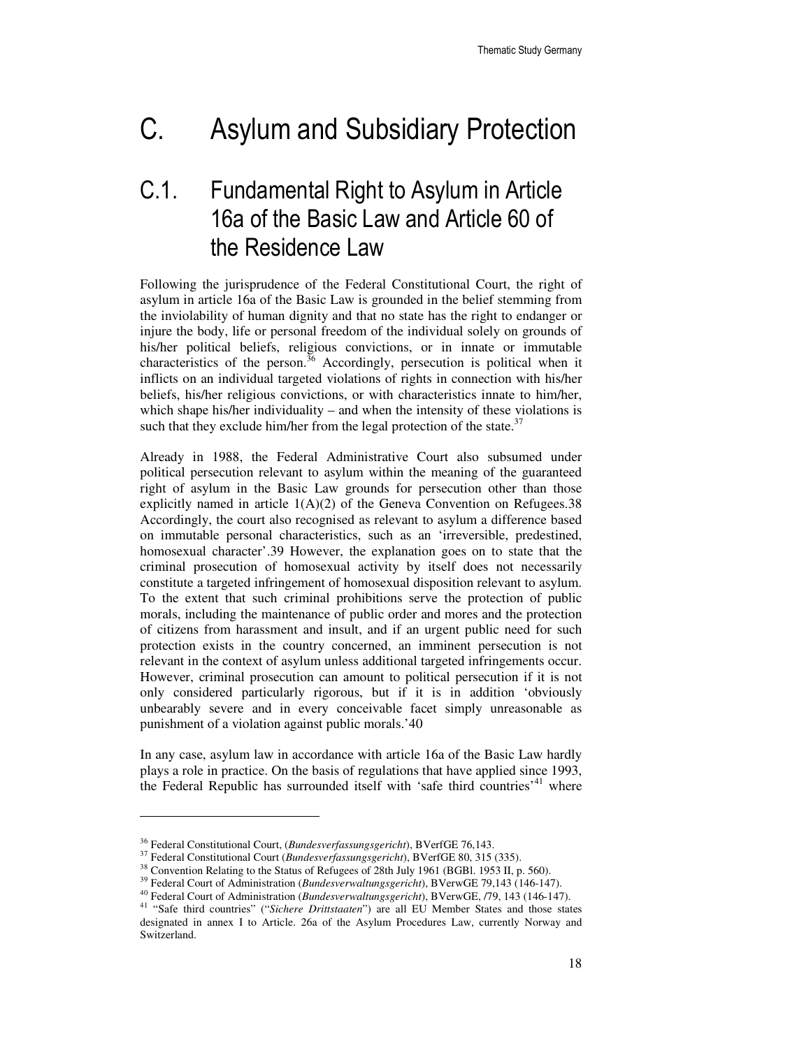# C. Asylum and Subsidiary Protection

## C.1. Fundamental Right to Asylum in Article 16a of the Basic Law and Article 60 of the Residence Law

Following the jurisprudence of the Federal Constitutional Court, the right of asylum in article 16a of the Basic Law is grounded in the belief stemming from the inviolability of human dignity and that no state has the right to endanger or injure the body, life or personal freedom of the individual solely on grounds of his/her political beliefs, religious convictions, or in innate or immutable characteristics of the person.[36] Accordingly, persecution is political when it inflicts on an individual targeted violations of rights in connection with his/her beliefs, his/her religious convictions, or with characteristics innate to him/her, which shape his/her individuality – and when the intensity of these violations is such that they exclude him/her from the legal protection of the state.[37]

Already in 1988, the Federal Administrative Court also subsumed under political persecution relevant to asylum within the meaning of the guaranteed right of asylum in the Basic Law grounds for persecution other than those explicitly named in article 1(A)(2) of the Geneva Convention on Refugees.38 Accordingly, the court also recognised as relevant to asylum a difference based on immutable personal characteristics, such as an 'irreversible, predestined, homosexual character'.39 However, the explanation goes on to state that the criminal prosecution of homosexual activity by itself does not necessarily constitute a targeted infringement of homosexual disposition relevant to asylum. To the extent that such criminal prohibitions serve the protection of public morals, including the maintenance of public order and mores and the protection of citizens from harassment and insult, and if an urgent public need for such protection exists in the country concerned, an imminent persecution is not relevant in the context of asylum unless additional targeted infringements occur. However, criminal prosecution can amount to political persecution if it is not only considered particularly rigorous, but if it is in addition 'obviously unbearably severe and in every conceivable facet simply unreasonable as punishment of a violation against public morals.'40

In any case, asylum law in accordance with article 16a of the Basic Law hardly plays a role in practice. On the basis of regulations that have applied since 1993, the Federal Republic has surrounded itself with 'safe third countries'[41] where

---

[36] Federal Constitutional Court, (*Bundesverfassungsgericht*), BVerfGE 76,143.

[37] Federal Constitutional Court (*Bundesverfassungsgericht*), BVerfGE 80, 315 (335).

[38] Convention Relating to the Status of Refugees of 28th July 1961 (BGBl. 1953 II, p. 560).

[39] Federal Court of Administration (*Bundesverwaltungsgericht*), BVerwGE 79,143 (146-147).

[40] Federal Court of Administration (*Bundesverwaltungsgericht*), BVerwGE, /79, 143 (146-147).

[41] "Safe third countries" ("*Sichere Drittstaaten*") are all EU Member States and those states designated in annex I to Article. 26a of the Asylum Procedures Law, currently Norway and Switzerland.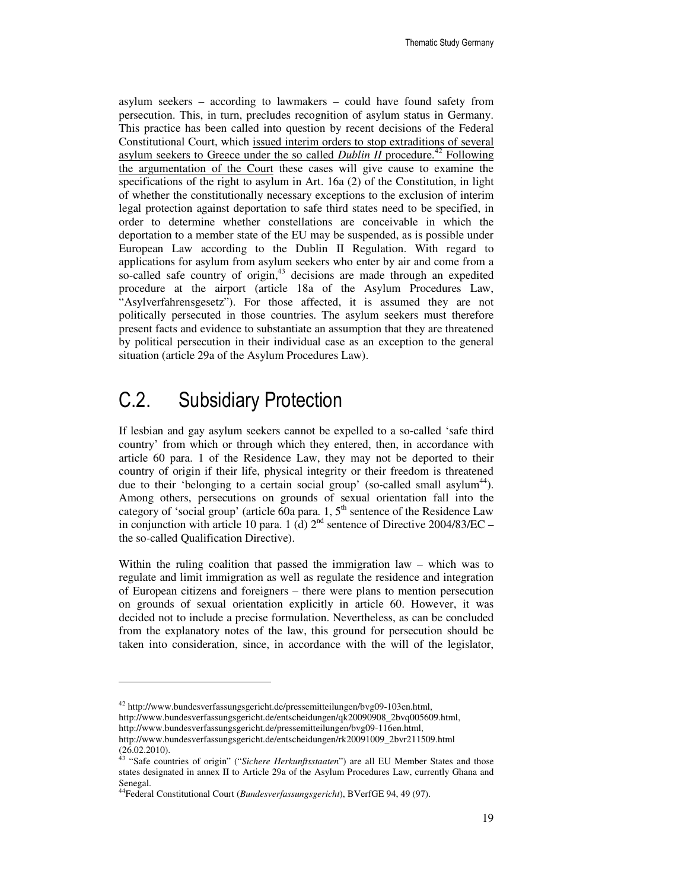asylum seekers – according to lawmakers – could have found safety from persecution. This, in turn, precludes recognition of asylum status in Germany. This practice has been called into question by recent decisions of the Federal Constitutional Court, which issued interim orders to stop extraditions of several asylum seekers to Greece under the so called *Dublin II* procedure.[42] Following the argumentation of the Court these cases will give cause to examine the specifications of the right to asylum in Art. 16a (2) of the Constitution, in light of whether the constitutionally necessary exceptions to the exclusion of interim legal protection against deportation to safe third states need to be specified, in order to determine whether constellations are conceivable in which the deportation to a member state of the EU may be suspended, as is possible under European Law according to the Dublin II Regulation. With regard to applications for asylum from asylum seekers who enter by air and come from a so-called safe country of origin,[43] decisions are made through an expedited procedure at the airport (article 18a of the Asylum Procedures Law, "Asylverfahrensgesetz"). For those affected, it is assumed they are not politically persecuted in those countries. The asylum seekers must therefore present facts and evidence to substantiate an assumption that they are threatened by political persecution in their individual case as an exception to the general situation (article 29a of the Asylum Procedures Law).

## C.2. Subsidiary Protection

If lesbian and gay asylum seekers cannot be expelled to a so-called 'safe third country' from which or through which they entered, then, in accordance with article 60 para. 1 of the Residence Law, they may not be deported to their country of origin if their life, physical integrity or their freedom is threatened due to their 'belonging to a certain social group' (so-called small asylum[44]). Among others, persecutions on grounds of sexual orientation fall into the category of 'social group' (article 60a para. 1, 5th sentence of the Residence Law in conjunction with article 10 para. 1 (d) 2nd sentence of Directive 2004/83/EC – the so-called Qualification Directive).

Within the ruling coalition that passed the immigration law – which was to regulate and limit immigration as well as regulate the residence and integration of European citizens and foreigners – there were plans to mention persecution on grounds of sexual orientation explicitly in article 60. However, it was decided not to include a precise formulation. Nevertheless, as can be concluded from the explanatory notes of the law, this ground for persecution should be taken into consideration, since, in accordance with the will of the legislator,

---

[42] http://www.bundesverfassungsgericht.de/pressemitteilungen/bvg09-103en.html, http://www.bundesverfassungsgericht.de/entscheidungen/qk20090908_2bvq005609.html, http://www.bundesverfassungsgericht.de/pressemitteilungen/bvg09-116en.html, http://www.bundesverfassungsgericht.de/entscheidungen/rk20091009_2bvr211509.html (26.02.2010).

[43] "Safe countries of origin" ("*Sichere Herkunftsstaaten*") are all EU Member States and those states designated in annex II to Article 29a of the Asylum Procedures Law, currently Ghana and Senegal.

[44] Federal Constitutional Court (*Bundesverfassungsgericht*), BVerfGE 94, 49 (97).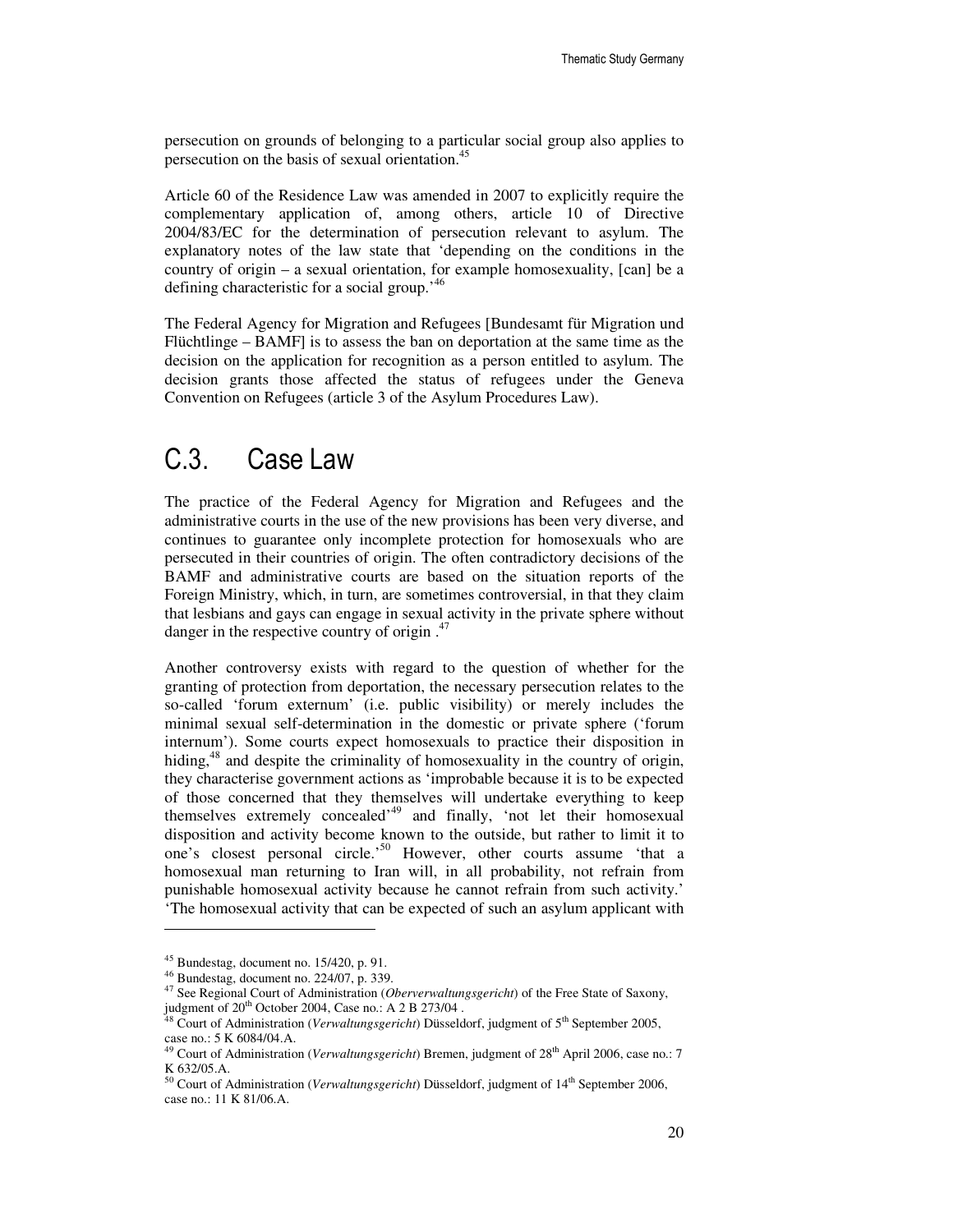persecution on grounds of belonging to a particular social group also applies to persecution on the basis of sexual orientation.[45]

Article 60 of the Residence Law was amended in 2007 to explicitly require the complementary application of, among others, article 10 of Directive 2004/83/EC for the determination of persecution relevant to asylum. The explanatory notes of the law state that 'depending on the conditions in the country of origin – a sexual orientation, for example homosexuality, [can] be a defining characteristic for a social group.'[46]

The Federal Agency for Migration and Refugees [Bundesamt für Migration und Flüchtlinge – BAMF] is to assess the ban on deportation at the same time as the decision on the application for recognition as a person entitled to asylum. The decision grants those affected the status of refugees under the Geneva Convention on Refugees (article 3 of the Asylum Procedures Law).

## C.3. Case Law

The practice of the Federal Agency for Migration and Refugees and the administrative courts in the use of the new provisions has been very diverse, and continues to guarantee only incomplete protection for homosexuals who are persecuted in their countries of origin. The often contradictory decisions of the BAMF and administrative courts are based on the situation reports of the Foreign Ministry, which, in turn, are sometimes controversial, in that they claim that lesbians and gays can engage in sexual activity in the private sphere without danger in the respective country of origin .[47]

Another controversy exists with regard to the question of whether for the granting of protection from deportation, the necessary persecution relates to the so-called 'forum externum' (i.e. public visibility) or merely includes the minimal sexual self-determination in the domestic or private sphere ('forum internum'). Some courts expect homosexuals to practice their disposition in hiding,[48] and despite the criminality of homosexuality in the country of origin, they characterise government actions as 'improbable because it is to be expected of those concerned that they themselves will undertake everything to keep themselves extremely concealed'[49] and finally, 'not let their homosexual disposition and activity become known to the outside, but rather to limit it to one's closest personal circle.'[50] However, other courts assume 'that a homosexual man returning to Iran will, in all probability, not refrain from punishable homosexual activity because he cannot refrain from such activity.' 'The homosexual activity that can be expected of such an asylum applicant with

---

[45] Bundestag, document no. 15/420, p. 91.

[46] Bundestag, document no. 224/07, p. 339.

[47] See Regional Court of Administration (*Oberverwaltungsgericht*) of the Free State of Saxony, judgment of 20th October 2004, Case no.: A 2 B 273/04 .

[48] Court of Administration (*Verwaltungsgericht*) Düsseldorf, judgment of 5th September 2005, case no.: 5 K 6084/04.A.

[49] Court of Administration (*Verwaltungsgericht*) Bremen, judgment of 28th April 2006, case no.: 7 K 632/05.A.

[50] Court of Administration (*Verwaltungsgericht*) Düsseldorf, judgment of 14th September 2006, case no.: 11 K 81/06.A.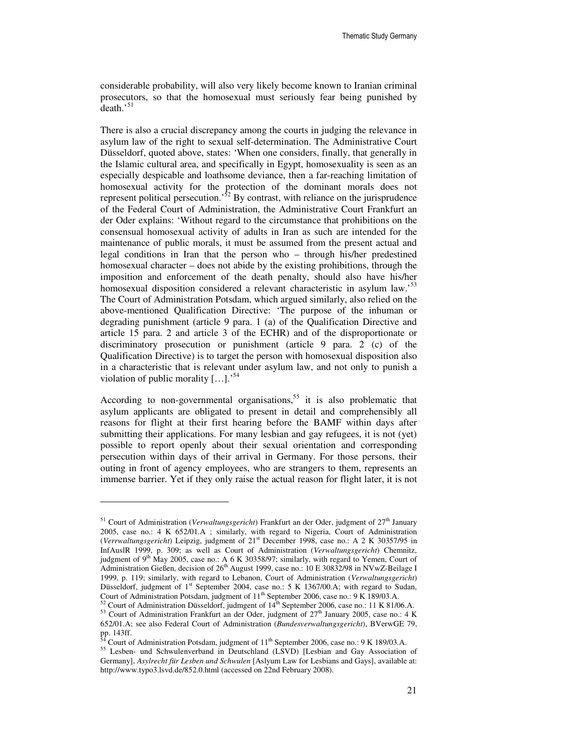considerable probability, will also very likely become known to Iranian criminal prosecutors, so that the homosexual must seriously fear being punished by death.'[51]

There is also a crucial discrepancy among the courts in judging the relevance in asylum law of the right to sexual self-determination. The Administrative Court Düsseldorf, quoted above, states: 'When one considers, finally, that generally in the Islamic cultural area, and specifically in Egypt, homosexuality is seen as an especially despicable and loathsome deviance, then a far-reaching limitation of homosexual activity for the protection of the dominant morals does not represent political persecution.'[52] By contrast, with reliance on the jurisprudence of the Federal Court of Administration, the Administrative Court Frankfurt an der Oder explains: 'Without regard to the circumstance that prohibitions on the consensual homosexual activity of adults in Iran as such are intended for the maintenance of public morals, it must be assumed from the present actual and legal conditions in Iran that the person who – through his/her predestined homosexual character – does not abide by the existing prohibitions, through the imposition and enforcement of the death penalty, should also have his/her homosexual disposition considered a relevant characteristic in asylum law.'[53] The Court of Administration Potsdam, which argued similarly, also relied on the above-mentioned Qualification Directive: 'The purpose of the inhuman or degrading punishment (article 9 para. 1 (a) of the Qualification Directive and article 15 para. 2 and article 3 of the ECHR) and of the disproportionate or discriminatory prosecution or punishment (article 9 para. 2 (c) of the Qualification Directive) is to target the person with homosexual disposition also in a characteristic that is relevant under asylum law, and not only to punish a violation of public morality […].'[54]

According to non-governmental organisations,[55] it is also problematic that asylum applicants are obligated to present in detail and comprehensibly all reasons for flight at their first hearing before the BAMF within days after submitting their applications. For many lesbian and gay refugees, it is not (yet) possible to report openly about their sexual orientation and corresponding persecution within days of their arrival in Germany. For those persons, their outing in front of agency employees, who are strangers to them, represents an immense barrier. Yet if they only raise the actual reason for flight later, it is not

---

[51] Court of Administration (*Verwaltungsgericht*) Frankfurt an der Oder, judgment of 27th January 2005, case no.: 4 K 652/01.A ; similarly, with regard to Nigeria, Court of Administration (*Verrwaltungsgericht*) Leipzig, judgment of 21st December 1998, case no.: A 2 K 30357/95 in InfAuslR 1999, p. 309; as well as Court of Administration (*Verwaltungsgericht*) Chemnitz, judgment of 9th May 2005, case no.: A 6 K 30358/97; similarly, with regard to Yemen, Court of Administration Gießen, decision of 26th August 1999, case no.: 10 E 30832/98 in NVwZ-Beilage I 1999, p. 119; similarly, with regard to Lebanon, Court of Administration (*Verwaltungsgericht*) Düsseldorf, judgment of 1st September 2004, case no.: 5 K 1367/00.A; with regard to Sudan, Court of Administration Potsdam, judgment of 11th September 2006, case no.: 9 K 189/03.A.

[52] Court of Administration Düsseldorf, judmgent of 14th September 2006, case no.: 11 K 81/06.A.

[53] Court of Administration Frankfurt an der Oder, judgment of 27th January 2005, case no.: 4 K 652/01.A; see also Federal Court of Administration (*Bundesverwaltungsgericht*), BVerwGE 79, pp. 143ff.

[54] Court of Administration Potsdam, judgment of 11th September 2006, case no.: 9 K 189/03.A.

[55] Lesben- und Schwulenverband in Deutschland (LSVD) [Lesbian and Gay Association of Germany], *Asylrecht für Lesben und Schwulen* [Aslyum Law for Lesbians and Gays], available at: http://www.typo3.lsvd.de/852.0.html (accessed on 22nd February 2008).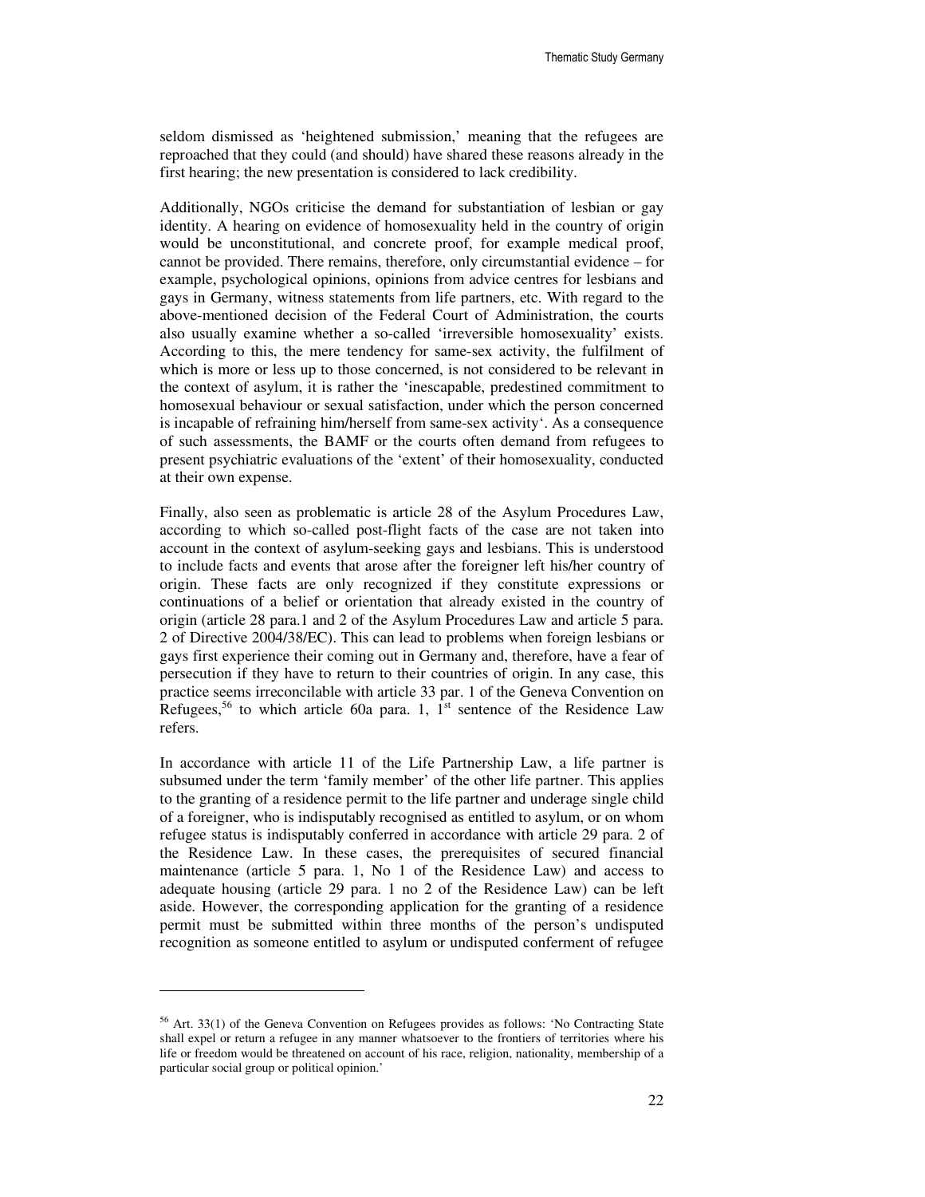seldom dismissed as 'heightened submission,' meaning that the refugees are reproached that they could (and should) have shared these reasons already in the first hearing; the new presentation is considered to lack credibility.

Additionally, NGOs criticise the demand for substantiation of lesbian or gay identity. A hearing on evidence of homosexuality held in the country of origin would be unconstitutional, and concrete proof, for example medical proof, cannot be provided. There remains, therefore, only circumstantial evidence – for example, psychological opinions, opinions from advice centres for lesbians and gays in Germany, witness statements from life partners, etc. With regard to the above-mentioned decision of the Federal Court of Administration, the courts also usually examine whether a so-called 'irreversible homosexuality' exists. According to this, the mere tendency for same-sex activity, the fulfilment of which is more or less up to those concerned, is not considered to be relevant in the context of asylum, it is rather the 'inescapable, predestined commitment to homosexual behaviour or sexual satisfaction, under which the person concerned is incapable of refraining him/herself from same-sex activity'. As a consequence of such assessments, the BAMF or the courts often demand from refugees to present psychiatric evaluations of the 'extent' of their homosexuality, conducted at their own expense.

Finally, also seen as problematic is article 28 of the Asylum Procedures Law, according to which so-called post-flight facts of the case are not taken into account in the context of asylum-seeking gays and lesbians. This is understood to include facts and events that arose after the foreigner left his/her country of origin. These facts are only recognized if they constitute expressions or continuations of a belief or orientation that already existed in the country of origin (article 28 para.1 and 2 of the Asylum Procedures Law and article 5 para. 2 of Directive 2004/38/EC). This can lead to problems when foreign lesbians or gays first experience their coming out in Germany and, therefore, have a fear of persecution if they have to return to their countries of origin. In any case, this practice seems irreconcilable with article 33 par. 1 of the Geneva Convention on Refugees,[56] to which article 60a para. 1, 1st sentence of the Residence Law refers.

In accordance with article 11 of the Life Partnership Law, a life partner is subsumed under the term 'family member' of the other life partner. This applies to the granting of a residence permit to the life partner and underage single child of a foreigner, who is indisputably recognised as entitled to asylum, or on whom refugee status is indisputably conferred in accordance with article 29 para. 2 of the Residence Law. In these cases, the prerequisites of secured financial maintenance (article 5 para. 1, No 1 of the Residence Law) and access to adequate housing (article 29 para. 1 no 2 of the Residence Law) can be left aside. However, the corresponding application for the granting of a residence permit must be submitted within three months of the person's undisputed recognition as someone entitled to asylum or undisputed conferment of refugee

---

[56] Art. 33(1) of the Geneva Convention on Refugees provides as follows: 'No Contracting State shall expel or return a refugee in any manner whatsoever to the frontiers of territories where his life or freedom would be threatened on account of his race, religion, nationality, membership of a particular social group or political opinion.'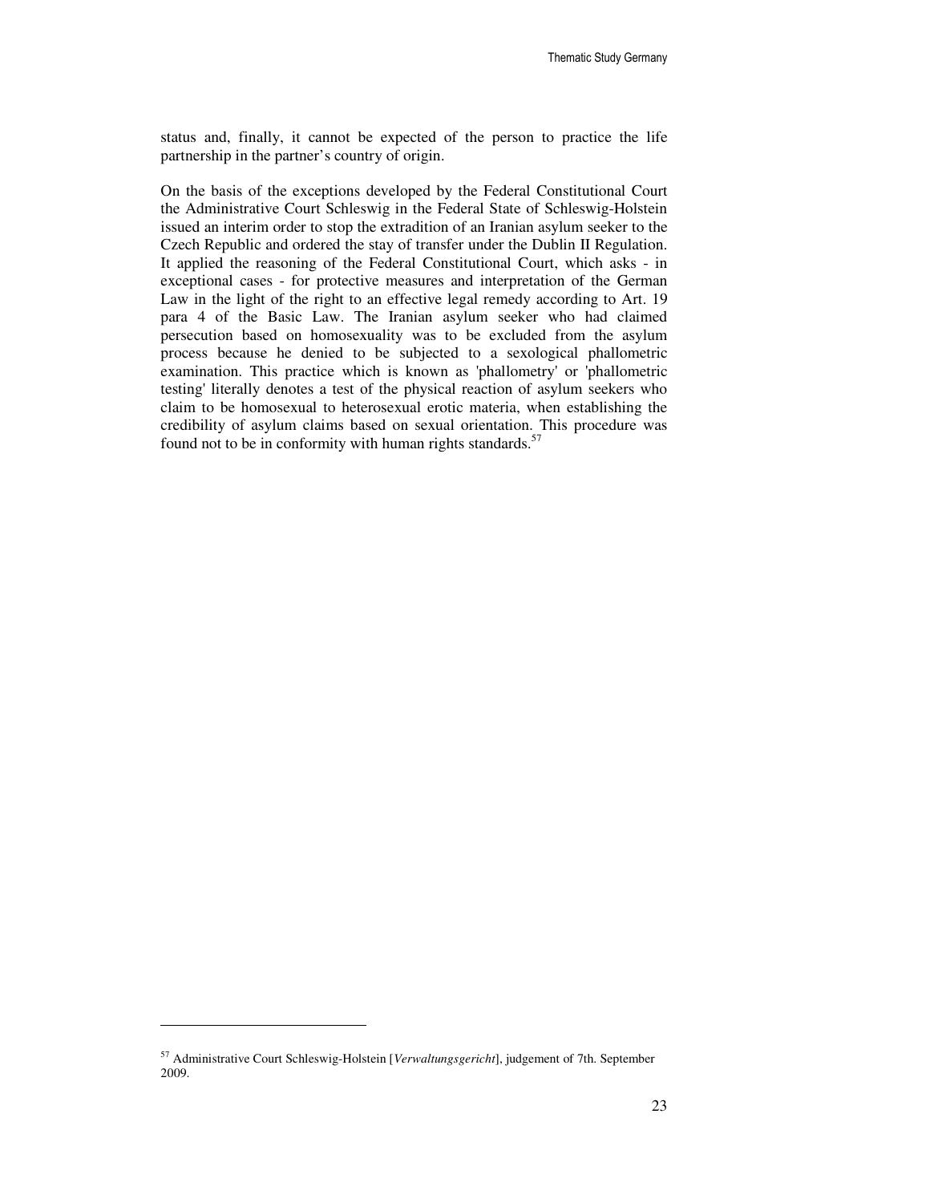status and, finally, it cannot be expected of the person to practice the life partnership in the partner's country of origin.

On the basis of the exceptions developed by the Federal Constitutional Court the Administrative Court Schleswig in the Federal State of Schleswig-Holstein issued an interim order to stop the extradition of an Iranian asylum seeker to the Czech Republic and ordered the stay of transfer under the Dublin II Regulation. It applied the reasoning of the Federal Constitutional Court, which asks - in exceptional cases - for protective measures and interpretation of the German Law in the light of the right to an effective legal remedy according to Art. 19 para 4 of the Basic Law. The Iranian asylum seeker who had claimed persecution based on homosexuality was to be excluded from the asylum process because he denied to be subjected to a sexological phallometric examination. This practice which is known as 'phallometry' or 'phallometric testing' literally denotes a test of the physical reaction of asylum seekers who claim to be homosexual to heterosexual erotic materia, when establishing the credibility of asylum claims based on sexual orientation. This procedure was found not to be in conformity with human rights standards.[57]

---

[57] Administrative Court Schleswig-Holstein [*Verwaltungsgericht*], judgement of 7th. September 2009.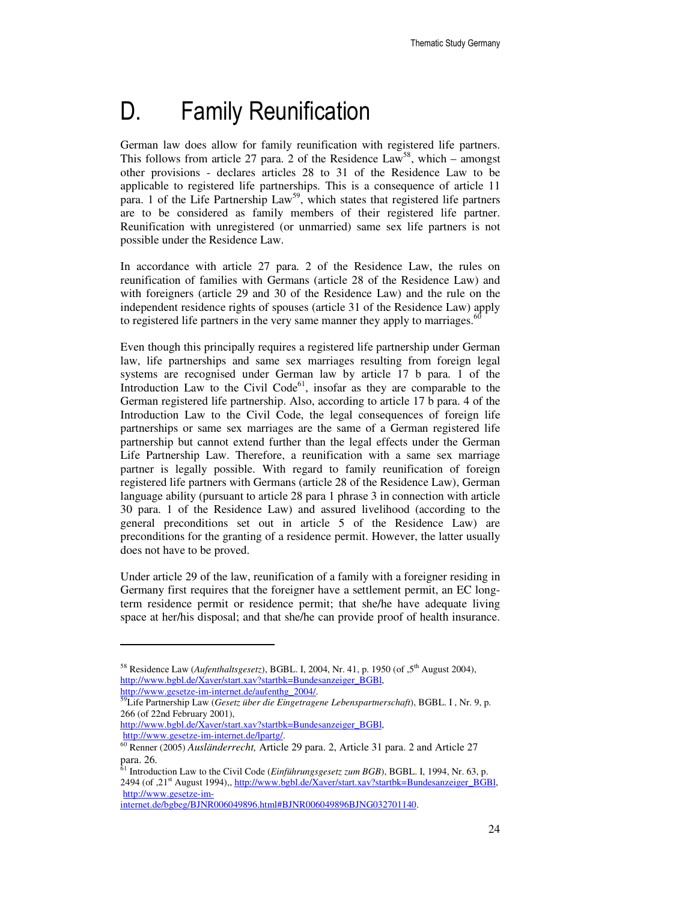# D. Family Reunification

German law does allow for family reunification with registered life partners. This follows from article 27 para. 2 of the Residence Law[58], which – amongst other provisions - declares articles 28 to 31 of the Residence Law to be applicable to registered life partnerships. This is a consequence of article 11 para. 1 of the Life Partnership Law[59], which states that registered life partners are to be considered as family members of their registered life partner. Reunification with unregistered (or unmarried) same sex life partners is not possible under the Residence Law.

In accordance with article 27 para. 2 of the Residence Law, the rules on reunification of families with Germans (article 28 of the Residence Law) and with foreigners (article 29 and 30 of the Residence Law) and the rule on the independent residence rights of spouses (article 31 of the Residence Law) apply to registered life partners in the very same manner they apply to marriages.[60]

Even though this principally requires a registered life partnership under German law, life partnerships and same sex marriages resulting from foreign legal systems are recognised under German law by article 17 b para. 1 of the Introduction Law to the Civil Code[61], insofar as they are comparable to the German registered life partnership. Also, according to article 17 b para. 4 of the Introduction Law to the Civil Code, the legal consequences of foreign life partnerships or same sex marriages are the same of a German registered life partnership but cannot extend further than the legal effects under the German Life Partnership Law. Therefore, a reunification with a same sex marriage partner is legally possible. With regard to family reunification of foreign registered life partners with Germans (article 28 of the Residence Law), German language ability (pursuant to article 28 para 1 phrase 3 in connection with article 30 para. 1 of the Residence Law) and assured livelihood (according to the general preconditions set out in article 5 of the Residence Law) are preconditions for the granting of a residence permit. However, the latter usually does not have to be proved.

Under article 29 of the law, reunification of a family with a foreigner residing in Germany first requires that the foreigner have a settlement permit, an EC long-term residence permit or residence permit; that she/he have adequate living space at her/his disposal; and that she/he can provide proof of health insurance.

---

[58] Residence Law (*Aufenthaltsgesetz*), BGBL. I, 2004, Nr. 41, p. 1950 (of ,5th August 2004), http://www.bgbl.de/Xaver/start.xav?startbk=Bundesanzeiger_BGBl, http://www.gesetze-im-internet.de/aufenthg_2004/.

[59] Life Partnership Law (*Gesetz über die Eingetragene Lebenspartnerschaft*), BGBL. I , Nr. 9, p. 266 (of 22nd February 2001), http://www.bgbl.de/Xaver/start.xav?startbk=Bundesanzeiger_BGBl, http://www.gesetze-im-internet.de/lpartg/.

[60] Renner (2005) *Ausländerrecht,* Article 29 para. 2, Article 31 para. 2 and Article 27 para. 26.

[61] Introduction Law to the Civil Code (*Einführungsgesetz zum BGB*), BGBL. I, 1994, Nr. 63, p. 2494 (of ,21st August 1994),, http://www.bgbl.de/Xaver/start.xav?startbk=Bundesanzeiger_BGBl, http://www.gesetze-im-internet.de/bgbeg/BJNR006049896.html#BJNR006049896BJNG032701140.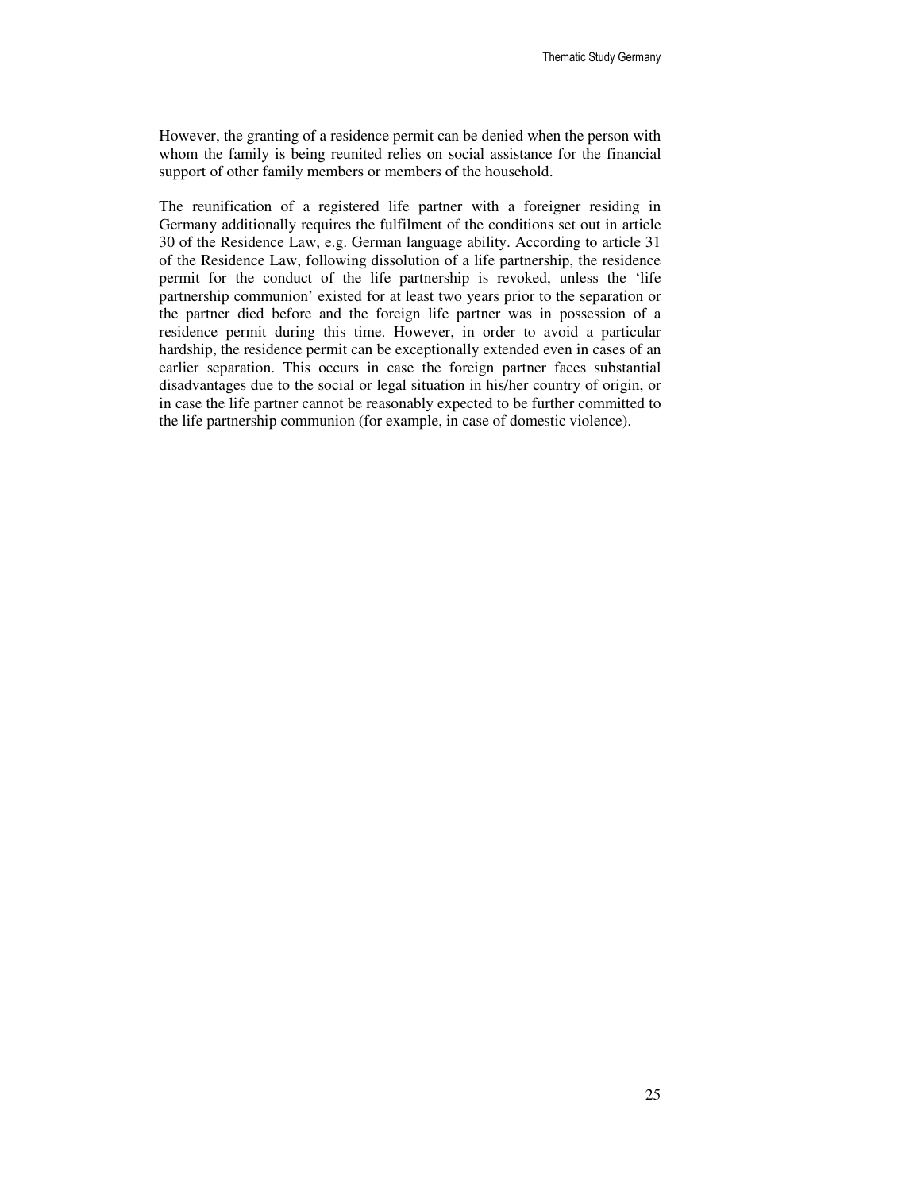However, the granting of a residence permit can be denied when the person with whom the family is being reunited relies on social assistance for the financial support of other family members or members of the household.

The reunification of a registered life partner with a foreigner residing in Germany additionally requires the fulfilment of the conditions set out in article 30 of the Residence Law, e.g. German language ability. According to article 31 of the Residence Law, following dissolution of a life partnership, the residence permit for the conduct of the life partnership is revoked, unless the 'life partnership communion' existed for at least two years prior to the separation or the partner died before and the foreign life partner was in possession of a residence permit during this time. However, in order to avoid a particular hardship, the residence permit can be exceptionally extended even in cases of an earlier separation. This occurs in case the foreign partner faces substantial disadvantages due to the social or legal situation in his/her country of origin, or in case the life partner cannot be reasonably expected to be further committed to the life partnership communion (for example, in case of domestic violence).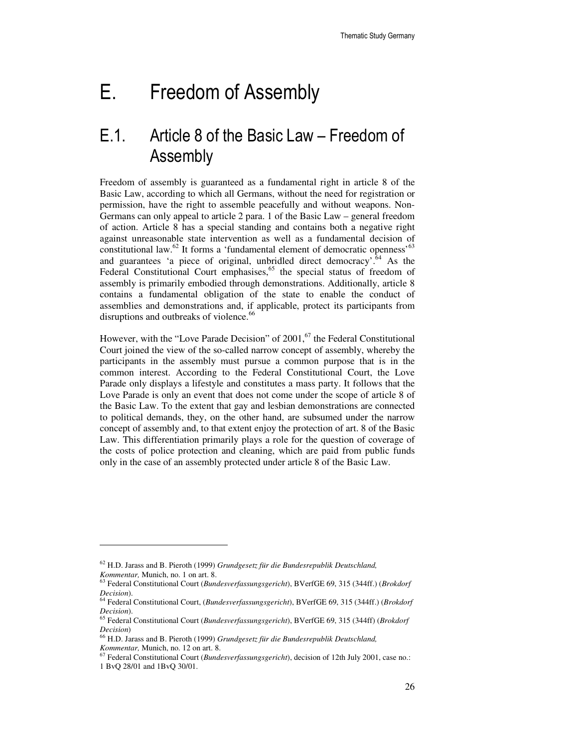# E. Freedom of Assembly

## E.1. Article 8 of the Basic Law – Freedom of Assembly

Freedom of assembly is guaranteed as a fundamental right in article 8 of the Basic Law, according to which all Germans, without the need for registration or permission, have the right to assemble peacefully and without weapons. Non-Germans can only appeal to article 2 para. 1 of the Basic Law – general freedom of action. Article 8 has a special standing and contains both a negative right against unreasonable state intervention as well as a fundamental decision of constitutional law.[62] It forms a 'fundamental element of democratic openness'[63] and guarantees 'a piece of original, unbridled direct democracy'.[64] As the Federal Constitutional Court emphasises,[65] the special status of freedom of assembly is primarily embodied through demonstrations. Additionally, article 8 contains a fundamental obligation of the state to enable the conduct of assemblies and demonstrations and, if applicable, protect its participants from disruptions and outbreaks of violence.[66]

However, with the "Love Parade Decision" of 2001,[67] the Federal Constitutional Court joined the view of the so-called narrow concept of assembly, whereby the participants in the assembly must pursue a common purpose that is in the common interest. According to the Federal Constitutional Court, the Love Parade only displays a lifestyle and constitutes a mass party. It follows that the Love Parade is only an event that does not come under the scope of article 8 of the Basic Law. To the extent that gay and lesbian demonstrations are connected to political demands, they, on the other hand, are subsumed under the narrow concept of assembly and, to that extent enjoy the protection of art. 8 of the Basic Law. This differentiation primarily plays a role for the question of coverage of the costs of police protection and cleaning, which are paid from public funds only in the case of an assembly protected under article 8 of the Basic Law.

---

[62] H.D. Jarass and B. Pieroth (1999) *Grundgesetz für die Bundesrepublik Deutschland, Kommentar,* Munich, no. 1 on art. 8.

[63] Federal Constitutional Court (*Bundesverfassungsgericht*), BVerfGE 69, 315 (344ff.) (*Brokdorf Decision*).

[64] Federal Constitutional Court, (*Bundesverfassungsgericht*), BVerfGE 69, 315 (344ff.) (*Brokdorf Decision*).

[65] Federal Constitutional Court (*Bundesverfassungsgericht*), BVerfGE 69, 315 (344ff) (*Brokdorf Decision*)

[66] H.D. Jarass and B. Pieroth (1999) *Grundgesetz für die Bundesrepublik Deutschland, Kommentar,* Munich, no. 12 on art. 8.

[67] Federal Constitutional Court (*Bundesverfassungsgericht*), decision of 12th July 2001, case no.: 1 BvQ 28/01 and 1BvQ 30/01.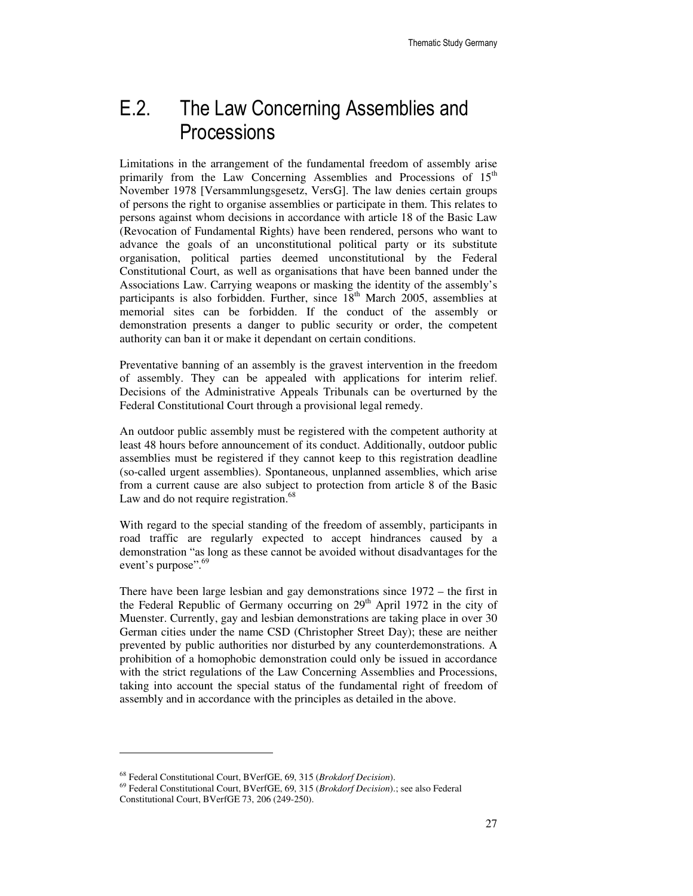## E.2. The Law Concerning Assemblies and Processions

Limitations in the arrangement of the fundamental freedom of assembly arise primarily from the Law Concerning Assemblies and Processions of 15th November 1978 [Versammlungsgesetz, VersG]. The law denies certain groups of persons the right to organise assemblies or participate in them. This relates to persons against whom decisions in accordance with article 18 of the Basic Law (Revocation of Fundamental Rights) have been rendered, persons who want to advance the goals of an unconstitutional political party or its substitute organisation, political parties deemed unconstitutional by the Federal Constitutional Court, as well as organisations that have been banned under the Associations Law. Carrying weapons or masking the identity of the assembly's participants is also forbidden. Further, since 18th March 2005, assemblies at memorial sites can be forbidden. If the conduct of the assembly or demonstration presents a danger to public security or order, the competent authority can ban it or make it dependant on certain conditions.

Preventative banning of an assembly is the gravest intervention in the freedom of assembly. They can be appealed with applications for interim relief. Decisions of the Administrative Appeals Tribunals can be overturned by the Federal Constitutional Court through a provisional legal remedy.

An outdoor public assembly must be registered with the competent authority at least 48 hours before announcement of its conduct. Additionally, outdoor public assemblies must be registered if they cannot keep to this registration deadline (so-called urgent assemblies). Spontaneous, unplanned assemblies, which arise from a current cause are also subject to protection from article 8 of the Basic Law and do not require registration.[68]

With regard to the special standing of the freedom of assembly, participants in road traffic are regularly expected to accept hindrances caused by a demonstration "as long as these cannot be avoided without disadvantages for the event's purpose".[69]

There have been large lesbian and gay demonstrations since 1972 – the first in the Federal Republic of Germany occurring on 29th April 1972 in the city of Muenster. Currently, gay and lesbian demonstrations are taking place in over 30 German cities under the name CSD (Christopher Street Day); these are neither prevented by public authorities nor disturbed by any counterdemonstrations. A prohibition of a homophobic demonstration could only be issued in accordance with the strict regulations of the Law Concerning Assemblies and Processions, taking into account the special status of the fundamental right of freedom of assembly and in accordance with the principles as detailed in the above.

---

[68] Federal Constitutional Court, BVerfGE, 69, 315 (*Brokdorf Decision*).

[69] Federal Constitutional Court, BVerfGE, 69, 315 (*Brokdorf Decision*).; see also Federal Constitutional Court, BVerfGE 73, 206 (249-250).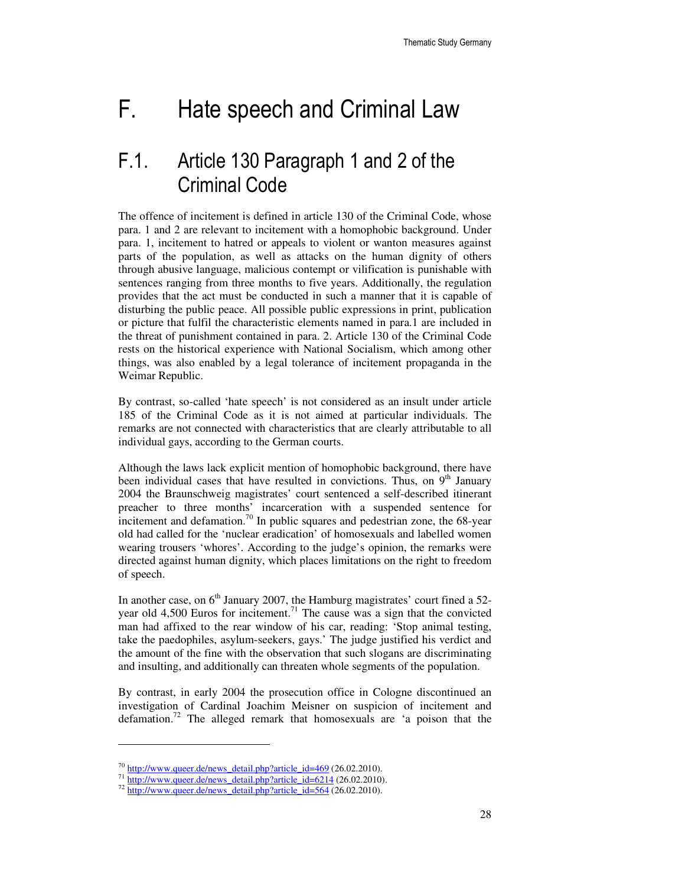# F. Hate speech and Criminal Law

## F.1. Article 130 Paragraph 1 and 2 of the Criminal Code

The offence of incitement is defined in article 130 of the Criminal Code, whose para. 1 and 2 are relevant to incitement with a homophobic background. Under para. 1, incitement to hatred or appeals to violent or wanton measures against parts of the population, as well as attacks on the human dignity of others through abusive language, malicious contempt or vilification is punishable with sentences ranging from three months to five years. Additionally, the regulation provides that the act must be conducted in such a manner that it is capable of disturbing the public peace. All possible public expressions in print, publication or picture that fulfil the characteristic elements named in para.1 are included in the threat of punishment contained in para. 2. Article 130 of the Criminal Code rests on the historical experience with National Socialism, which among other things, was also enabled by a legal tolerance of incitement propaganda in the Weimar Republic.

By contrast, so-called 'hate speech' is not considered as an insult under article 185 of the Criminal Code as it is not aimed at particular individuals. The remarks are not connected with characteristics that are clearly attributable to all individual gays, according to the German courts.

Although the laws lack explicit mention of homophobic background, there have been individual cases that have resulted in convictions. Thus, on 9th January 2004 the Braunschweig magistrates' court sentenced a self-described itinerant preacher to three months' incarceration with a suspended sentence for incitement and defamation.[70] In public squares and pedestrian zone, the 68-year old had called for the 'nuclear eradication' of homosexuals and labelled women wearing trousers 'whores'. According to the judge's opinion, the remarks were directed against human dignity, which places limitations on the right to freedom of speech.

In another case, on 6th January 2007, the Hamburg magistrates' court fined a 52-year old 4,500 Euros for incitement.[71] The cause was a sign that the convicted man had affixed to the rear window of his car, reading: 'Stop animal testing, take the paedophiles, asylum-seekers, gays.' The judge justified his verdict and the amount of the fine with the observation that such slogans are discriminating and insulting, and additionally can threaten whole segments of the population.

By contrast, in early 2004 the prosecution office in Cologne discontinued an investigation of Cardinal Joachim Meisner on suspicion of incitement and defamation.[72] The alleged remark that homosexuals are 'a poison that the

---

[70] http://www.queer.de/news_detail.php?article_id=469 (26.02.2010).

[71] http://www.queer.de/news_detail.php?article_id=6214 (26.02.2010).

[72] http://www.queer.de/news_detail.php?article_id=564 (26.02.2010).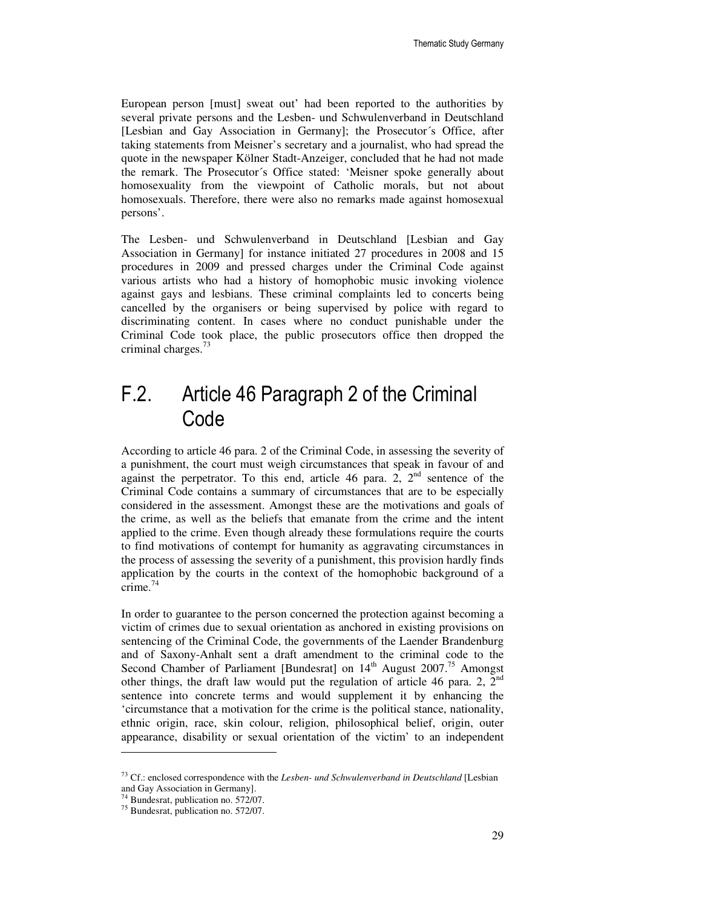European person [must] sweat out' had been reported to the authorities by several private persons and the Lesben- und Schwulenverband in Deutschland [Lesbian and Gay Association in Germany]; the Prosecutor´s Office, after taking statements from Meisner's secretary and a journalist, who had spread the quote in the newspaper Kölner Stadt-Anzeiger, concluded that he had not made the remark. The Prosecutor´s Office stated: 'Meisner spoke generally about homosexuality from the viewpoint of Catholic morals, but not about homosexuals. Therefore, there were also no remarks made against homosexual persons'.

The Lesben- und Schwulenverband in Deutschland [Lesbian and Gay Association in Germany] for instance initiated 27 procedures in 2008 and 15 procedures in 2009 and pressed charges under the Criminal Code against various artists who had a history of homophobic music invoking violence against gays and lesbians. These criminal complaints led to concerts being cancelled by the organisers or being supervised by police with regard to discriminating content. In cases where no conduct punishable under the Criminal Code took place, the public prosecutors office then dropped the criminal charges.[73]

## F.2. Article 46 Paragraph 2 of the Criminal Code

According to article 46 para. 2 of the Criminal Code, in assessing the severity of a punishment, the court must weigh circumstances that speak in favour of and against the perpetrator. To this end, article 46 para. 2, 2nd sentence of the Criminal Code contains a summary of circumstances that are to be especially considered in the assessment. Amongst these are the motivations and goals of the crime, as well as the beliefs that emanate from the crime and the intent applied to the crime. Even though already these formulations require the courts to find motivations of contempt for humanity as aggravating circumstances in the process of assessing the severity of a punishment, this provision hardly finds application by the courts in the context of the homophobic background of a crime.[74]

In order to guarantee to the person concerned the protection against becoming a victim of crimes due to sexual orientation as anchored in existing provisions on sentencing of the Criminal Code, the governments of the Laender Brandenburg and of Saxony-Anhalt sent a draft amendment to the criminal code to the Second Chamber of Parliament [Bundesrat] on 14th August 2007.[75] Amongst other things, the draft law would put the regulation of article 46 para. 2, 2nd sentence into concrete terms and would supplement it by enhancing the 'circumstance that a motivation for the crime is the political stance, nationality, ethnic origin, race, skin colour, religion, philosophical belief, origin, outer appearance, disability or sexual orientation of the victim' to an independent

---

[73] Cf.: enclosed correspondence with the *Lesben- und Schwulenverband in Deutschland* [Lesbian and Gay Association in Germany].

[74] Bundesrat, publication no. 572/07.

[75] Bundesrat, publication no. 572/07.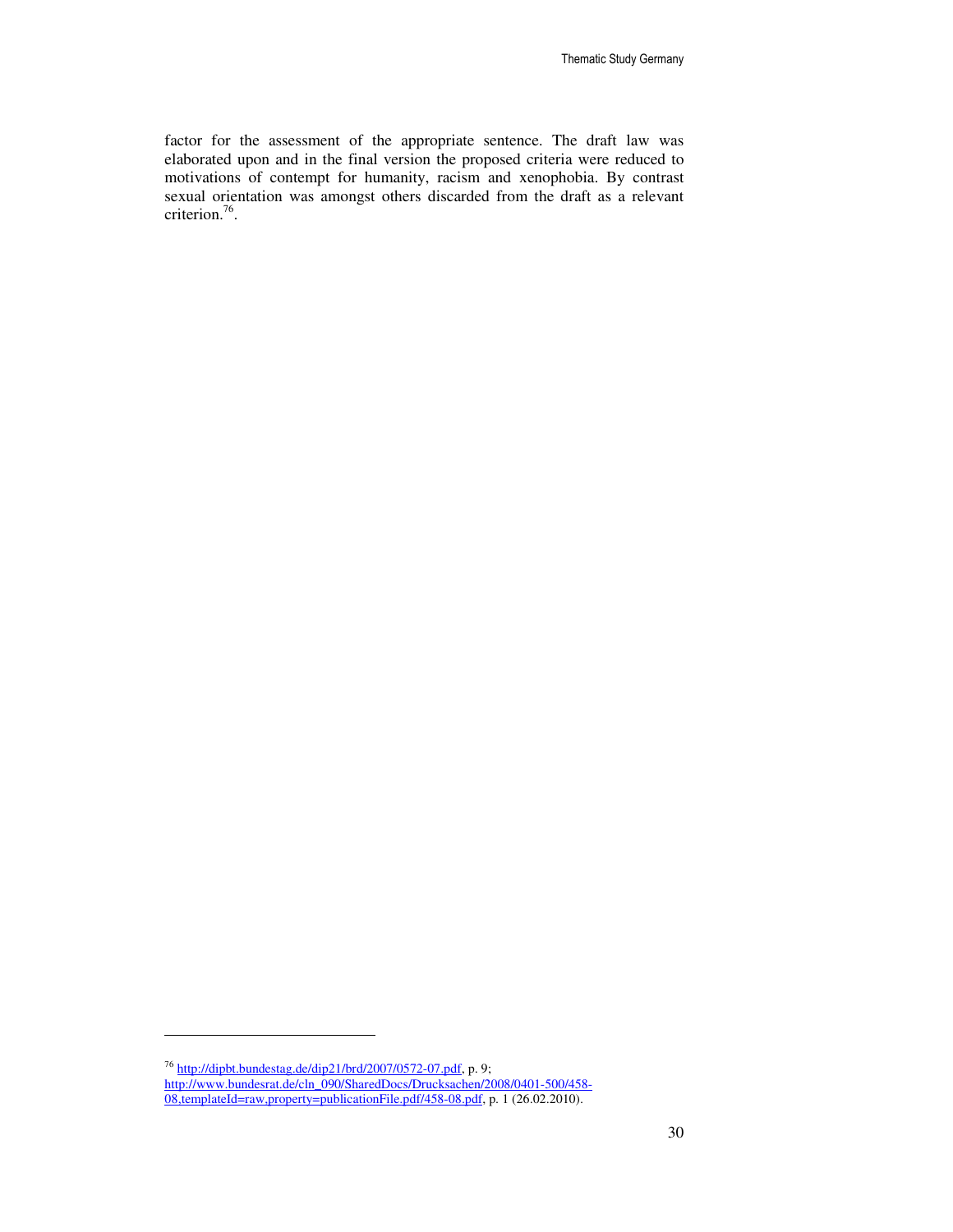factor for the assessment of the appropriate sentence. The draft law was elaborated upon and in the final version the proposed criteria were reduced to motivations of contempt for humanity, racism and xenophobia. By contrast sexual orientation was amongst others discarded from the draft as a relevant criterion.[76].

---

[76] http://dipbt.bundestag.de/dip21/brd/2007/0572-07.pdf, p. 9; http://www.bundesrat.de/cln_090/SharedDocs/Drucksachen/2008/0401-500/458-08,templateId=raw,property=publicationFile.pdf/458-08.pdf, p. 1 (26.02.2010).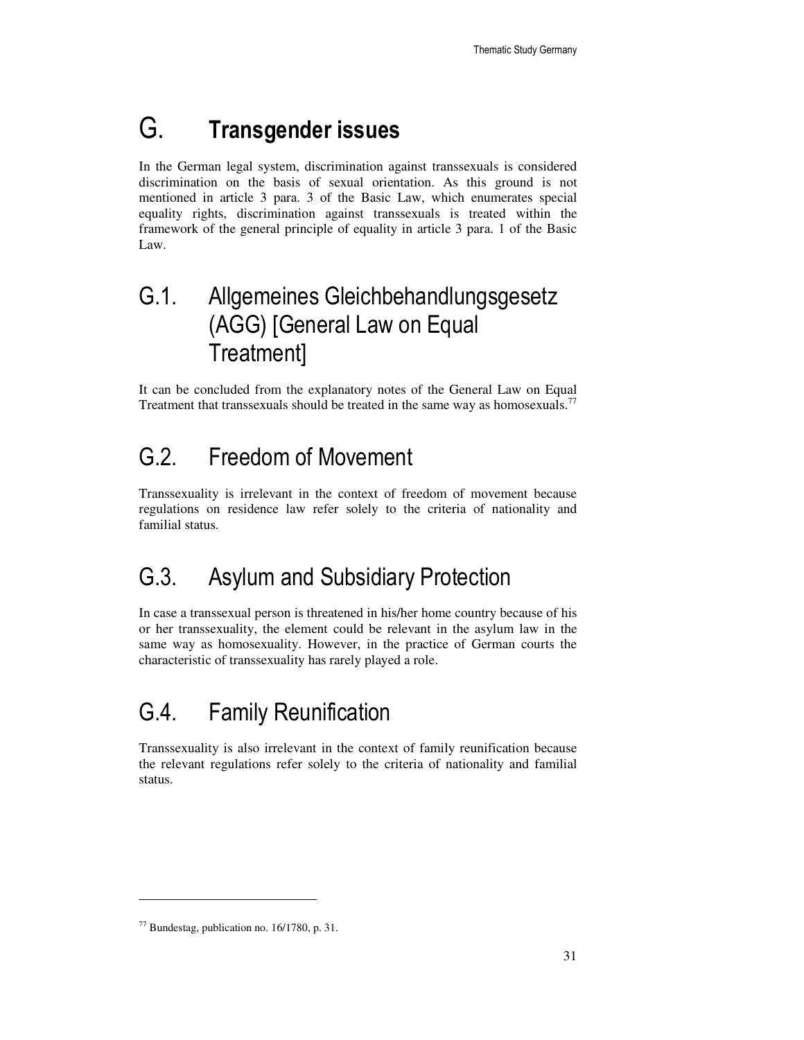# G. Transgender issues

In the German legal system, discrimination against transsexuals is considered discrimination on the basis of sexual orientation. As this ground is not mentioned in article 3 para. 3 of the Basic Law, which enumerates special equality rights, discrimination against transsexuals is treated within the framework of the general principle of equality in article 3 para. 1 of the Basic Law.

## G.1. Allgemeines Gleichbehandlungsgesetz (AGG) [General Law on Equal Treatment]

It can be concluded from the explanatory notes of the General Law on Equal Treatment that transsexuals should be treated in the same way as homosexuals.[77]

## G.2. Freedom of Movement

Transsexuality is irrelevant in the context of freedom of movement because regulations on residence law refer solely to the criteria of nationality and familial status.

## G.3. Asylum and Subsidiary Protection

In case a transsexual person is threatened in his/her home country because of his or her transsexuality, the element could be relevant in the asylum law in the same way as homosexuality. However, in the practice of German courts the characteristic of transsexuality has rarely played a role.

## G.4. Family Reunification

Transsexuality is also irrelevant in the context of family reunification because the relevant regulations refer solely to the criteria of nationality and familial status.

---

[77] Bundestag, publication no. 16/1780, p. 31.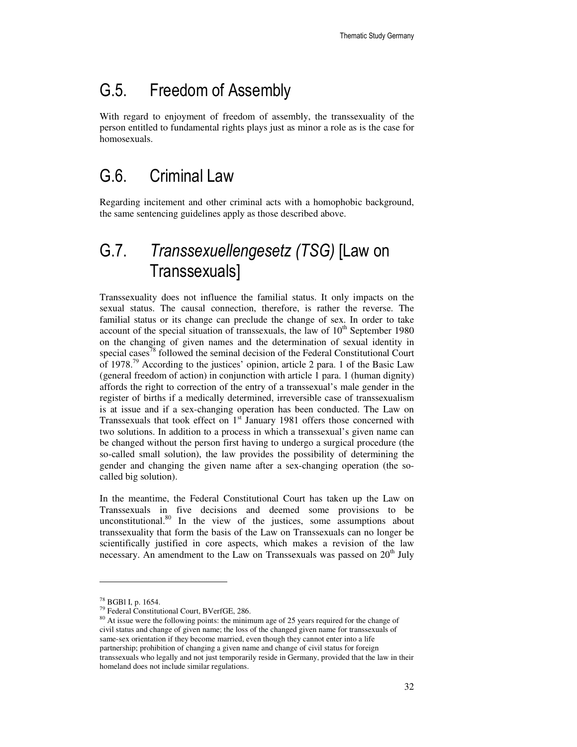## G.5. Freedom of Assembly

With regard to enjoyment of freedom of assembly, the transsexuality of the person entitled to fundamental rights plays just as minor a role as is the case for homosexuals.

## G.6. Criminal Law

Regarding incitement and other criminal acts with a homophobic background, the same sentencing guidelines apply as those described above.

## G.7. *Transsexuellengesetz (TSG)* [Law on Transsexuals]

Transsexuality does not influence the familial status. It only impacts on the sexual status. The causal connection, therefore, is rather the reverse. The familial status or its change can preclude the change of sex. In order to take account of the special situation of transsexuals, the law of 10th September 1980 on the changing of given names and the determination of sexual identity in special cases[78] followed the seminal decision of the Federal Constitutional Court of 1978.[79] According to the justices' opinion, article 2 para. 1 of the Basic Law (general freedom of action) in conjunction with article 1 para. 1 (human dignity) affords the right to correction of the entry of a transsexual's male gender in the register of births if a medically determined, irreversible case of transsexualism is at issue and if a sex-changing operation has been conducted. The Law on Transsexuals that took effect on 1st January 1981 offers those concerned with two solutions. In addition to a process in which a transsexual's given name can be changed without the person first having to undergo a surgical procedure (the so-called small solution), the law provides the possibility of determining the gender and changing the given name after a sex-changing operation (the so-called big solution).

In the meantime, the Federal Constitutional Court has taken up the Law on Transsexuals in five decisions and deemed some provisions to be unconstitutional.[80] In the view of the justices, some assumptions about transsexuality that form the basis of the Law on Transsexuals can no longer be scientifically justified in core aspects, which makes a revision of the law necessary. An amendment to the Law on Transsexuals was passed on 20th July

---

[78] BGBl I, p. 1654.

[79] Federal Constitutional Court, BVerfGE, 286.

[80] At issue were the following points: the minimum age of 25 years required for the change of civil status and change of given name; the loss of the changed given name for transsexuals of same-sex orientation if they become married, even though they cannot enter into a life partnership; prohibition of changing a given name and change of civil status for foreign transsexuals who legally and not just temporarily reside in Germany, provided that the law in their homeland does not include similar regulations.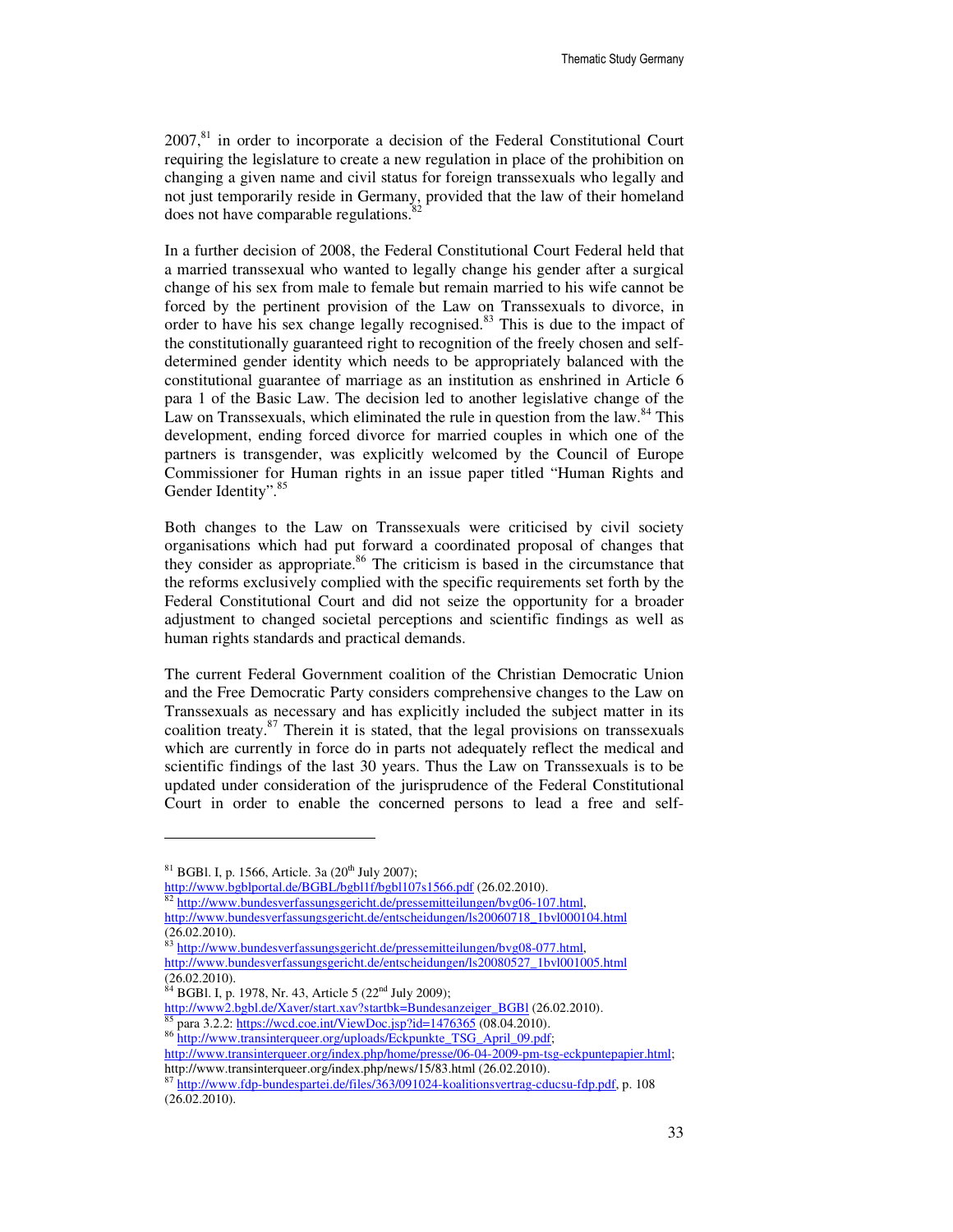2007,[81] in order to incorporate a decision of the Federal Constitutional Court requiring the legislature to create a new regulation in place of the prohibition on changing a given name and civil status for foreign transsexuals who legally and not just temporarily reside in Germany, provided that the law of their homeland does not have comparable regulations.[82]

In a further decision of 2008, the Federal Constitutional Court Federal held that a married transsexual who wanted to legally change his gender after a surgical change of his sex from male to female but remain married to his wife cannot be forced by the pertinent provision of the Law on Transsexuals to divorce, in order to have his sex change legally recognised.[83] This is due to the impact of the constitutionally guaranteed right to recognition of the freely chosen and self-determined gender identity which needs to be appropriately balanced with the constitutional guarantee of marriage as an institution as enshrined in Article 6 para 1 of the Basic Law. The decision led to another legislative change of the Law on Transsexuals, which eliminated the rule in question from the law.[84] This development, ending forced divorce for married couples in which one of the partners is transgender, was explicitly welcomed by the Council of Europe Commissioner for Human rights in an issue paper titled "Human Rights and Gender Identity".[85]

Both changes to the Law on Transsexuals were criticised by civil society organisations which had put forward a coordinated proposal of changes that they consider as appropriate.[86] The criticism is based in the circumstance that the reforms exclusively complied with the specific requirements set forth by the Federal Constitutional Court and did not seize the opportunity for a broader adjustment to changed societal perceptions and scientific findings as well as human rights standards and practical demands.

The current Federal Government coalition of the Christian Democratic Union and the Free Democratic Party considers comprehensive changes to the Law on Transsexuals as necessary and has explicitly included the subject matter in its coalition treaty.[87] Therein it is stated, that the legal provisions on transsexuals which are currently in force do in parts not adequately reflect the medical and scientific findings of the last 30 years. Thus the Law on Transsexuals is to be updated under consideration of the jurisprudence of the Federal Constitutional Court in order to enable the concerned persons to lead a free and self-

---

[81] BGBl. I, p. 1566, Article. 3a (20th July 2007); http://www.bgblportal.de/BGBL/bgbl1f/bgbl107s1566.pdf (26.02.2010).

[82] http://www.bundesverfassungsgericht.de/pressemitteilungen/bvg06-107.html, http://www.bundesverfassungsgericht.de/entscheidungen/ls20060718_1bvl000104.html (26.02.2010).

[83] http://www.bundesverfassungsgericht.de/pressemitteilungen/bvg08-077.html, http://www.bundesverfassungsgericht.de/entscheidungen/ls20080527_1bvl001005.html (26.02.2010).

[84] BGBl. I, p. 1978, Nr. 43, Article 5 (22nd July 2009); http://www2.bgbl.de/Xaver/start.xav?startbk=Bundesanzeiger_BGBl (26.02.2010).

[85] para 3.2.2: https://wcd.coe.int/ViewDoc.jsp?id=1476365 (08.04.2010).

[86] http://www.transinterqueer.org/uploads/Eckpunkte_TSG_April_09.pdf; http://www.transinterqueer.org/index.php/home/presse/06-04-2009-pm-tsg-eckpuntepapier.html; http://www.transinterqueer.org/index.php/news/15/83.html (26.02.2010).

[87] http://www.fdp-bundespartei.de/files/363/091024-koalitionsvertrag-cducsu-fdp.pdf, p. 108 (26.02.2010).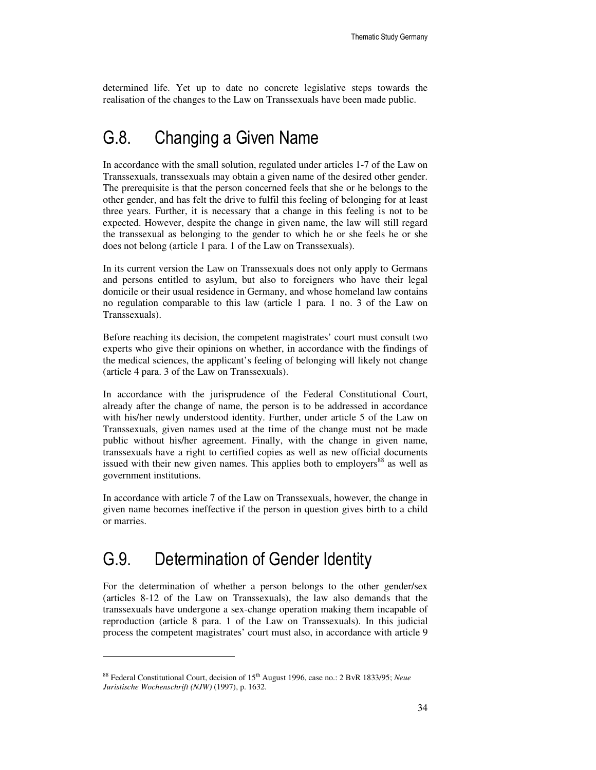determined life. Yet up to date no concrete legislative steps towards the realisation of the changes to the Law on Transsexuals have been made public.

## G.8. Changing a Given Name

In accordance with the small solution, regulated under articles 1-7 of the Law on Transsexuals, transsexuals may obtain a given name of the desired other gender. The prerequisite is that the person concerned feels that she or he belongs to the other gender, and has felt the drive to fulfil this feeling of belonging for at least three years. Further, it is necessary that a change in this feeling is not to be expected. However, despite the change in given name, the law will still regard the transsexual as belonging to the gender to which he or she feels he or she does not belong (article 1 para. 1 of the Law on Transsexuals).

In its current version the Law on Transsexuals does not only apply to Germans and persons entitled to asylum, but also to foreigners who have their legal domicile or their usual residence in Germany, and whose homeland law contains no regulation comparable to this law (article 1 para. 1 no. 3 of the Law on Transsexuals).

Before reaching its decision, the competent magistrates' court must consult two experts who give their opinions on whether, in accordance with the findings of the medical sciences, the applicant's feeling of belonging will likely not change (article 4 para. 3 of the Law on Transsexuals).

In accordance with the jurisprudence of the Federal Constitutional Court, already after the change of name, the person is to be addressed in accordance with his/her newly understood identity. Further, under article 5 of the Law on Transsexuals, given names used at the time of the change must not be made public without his/her agreement. Finally, with the change in given name, transsexuals have a right to certified copies as well as new official documents issued with their new given names. This applies both to employers[88] as well as government institutions.

In accordance with article 7 of the Law on Transsexuals, however, the change in given name becomes ineffective if the person in question gives birth to a child or marries.

## G.9. Determination of Gender Identity

For the determination of whether a person belongs to the other gender/sex (articles 8-12 of the Law on Transsexuals), the law also demands that the transsexuals have undergone a sex-change operation making them incapable of reproduction (article 8 para. 1 of the Law on Transsexuals). In this judicial process the competent magistrates' court must also, in accordance with article 9

---

[88] Federal Constitutional Court, decision of 15th August 1996, case no.: 2 BvR 1833/95; *Neue Juristische Wochenschrift (NJW)* (1997), p. 1632.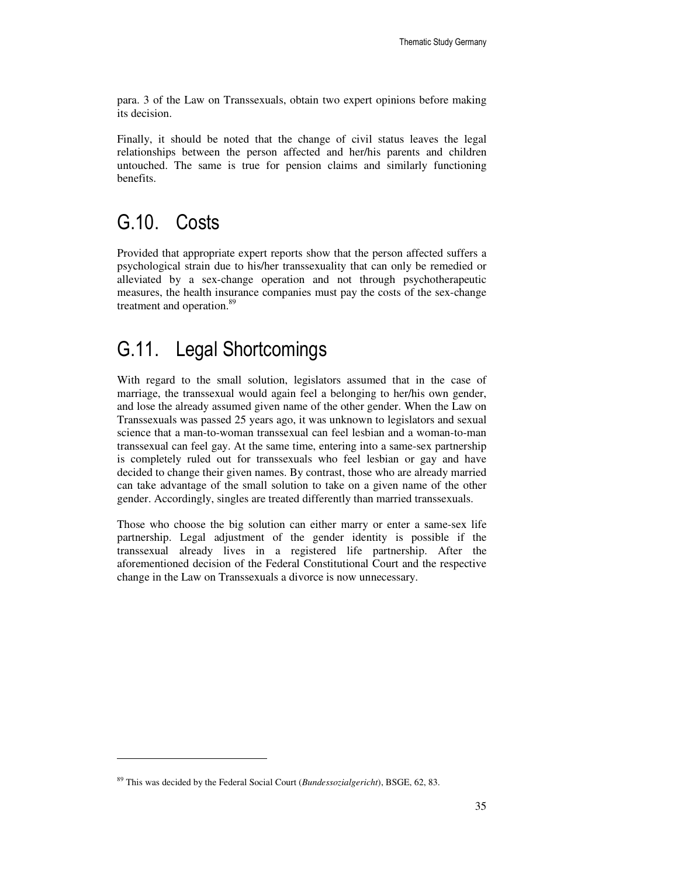para. 3 of the Law on Transsexuals, obtain two expert opinions before making its decision.

Finally, it should be noted that the change of civil status leaves the legal relationships between the person affected and her/his parents and children untouched. The same is true for pension claims and similarly functioning benefits.

## G.10. Costs

Provided that appropriate expert reports show that the person affected suffers a psychological strain due to his/her transsexuality that can only be remedied or alleviated by a sex-change operation and not through psychotherapeutic measures, the health insurance companies must pay the costs of the sex-change treatment and operation.[89]

## G.11. Legal Shortcomings

With regard to the small solution, legislators assumed that in the case of marriage, the transsexual would again feel a belonging to her/his own gender, and lose the already assumed given name of the other gender. When the Law on Transsexuals was passed 25 years ago, it was unknown to legislators and sexual science that a man-to-woman transsexual can feel lesbian and a woman-to-man transsexual can feel gay. At the same time, entering into a same-sex partnership is completely ruled out for transsexuals who feel lesbian or gay and have decided to change their given names. By contrast, those who are already married can take advantage of the small solution to take on a given name of the other gender. Accordingly, singles are treated differently than married transsexuals.

Those who choose the big solution can either marry or enter a same-sex life partnership. Legal adjustment of the gender identity is possible if the transsexual already lives in a registered life partnership. After the aforementioned decision of the Federal Constitutional Court and the respective change in the Law on Transsexuals a divorce is now unnecessary.

---

[89] This was decided by the Federal Social Court (*Bundessozialgericht*), BSGE, 62, 83.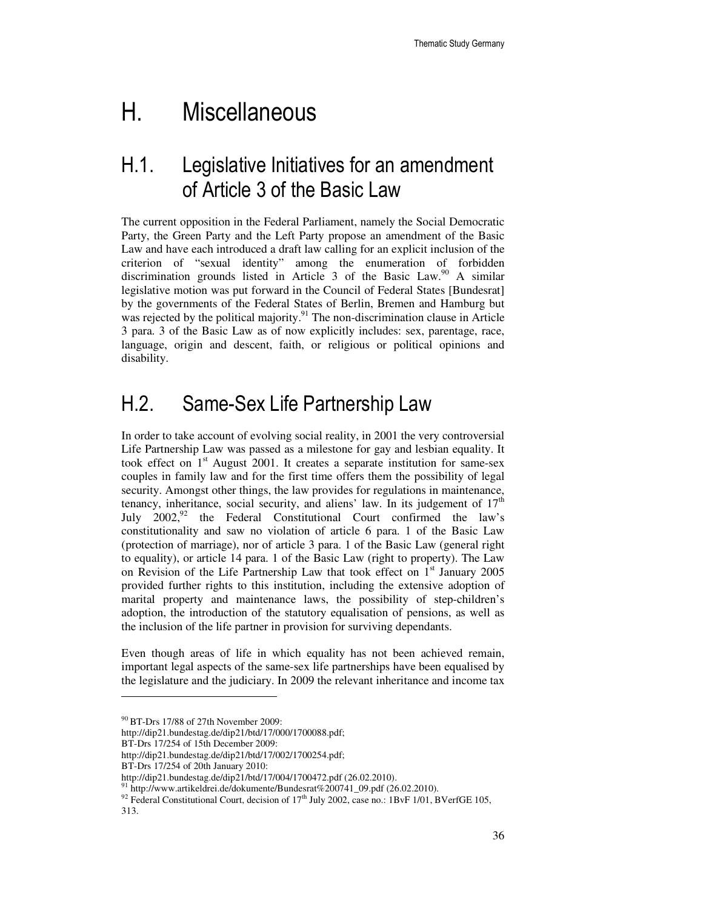# H. Miscellaneous

## H.1. Legislative Initiatives for an amendment of Article 3 of the Basic Law

The current opposition in the Federal Parliament, namely the Social Democratic Party, the Green Party and the Left Party propose an amendment of the Basic Law and have each introduced a draft law calling for an explicit inclusion of the criterion of "sexual identity" among the enumeration of forbidden discrimination grounds listed in Article 3 of the Basic Law.[90] A similar legislative motion was put forward in the Council of Federal States [Bundesrat] by the governments of the Federal States of Berlin, Bremen and Hamburg but was rejected by the political majority.[91] The non-discrimination clause in Article 3 para. 3 of the Basic Law as of now explicitly includes: sex, parentage, race, language, origin and descent, faith, or religious or political opinions and disability.

## H.2. Same-Sex Life Partnership Law

In order to take account of evolving social reality, in 2001 the very controversial Life Partnership Law was passed as a milestone for gay and lesbian equality. It took effect on 1st August 2001. It creates a separate institution for same-sex couples in family law and for the first time offers them the possibility of legal security. Amongst other things, the law provides for regulations in maintenance, tenancy, inheritance, social security, and aliens' law. In its judgement of 17th July 2002,[92] the Federal Constitutional Court confirmed the law's constitutionality and saw no violation of article 6 para. 1 of the Basic Law (protection of marriage), nor of article 3 para. 1 of the Basic Law (general right to equality), or article 14 para. 1 of the Basic Law (right to property). The Law on Revision of the Life Partnership Law that took effect on 1st January 2005 provided further rights to this institution, including the extensive adoption of marital property and maintenance laws, the possibility of step-children's adoption, the introduction of the statutory equalisation of pensions, as well as the inclusion of the life partner in provision for surviving dependants.

Even though areas of life in which equality has not been achieved remain, important legal aspects of the same-sex life partnerships have been equalised by the legislature and the judiciary. In 2009 the relevant inheritance and income tax

---

[90] BT-Drs 17/88 of 27th November 2009:
http://dip21.bundestag.de/dip21/btd/17/000/1700088.pdf;
BT-Drs 17/254 of 15th December 2009:
http://dip21.bundestag.de/dip21/btd/17/002/1700254.pdf;
BT-Drs 17/254 of 20th January 2010:
http://dip21.bundestag.de/dip21/btd/17/004/1700472.pdf (26.02.2010).

[91] http://www.artikeldrei.de/dokumente/Bundesrat%200741_09.pdf (26.02.2010).

[92] Federal Constitutional Court, decision of 17th July 2002, case no.: 1BvF 1/01, BVerfGE 105, 313.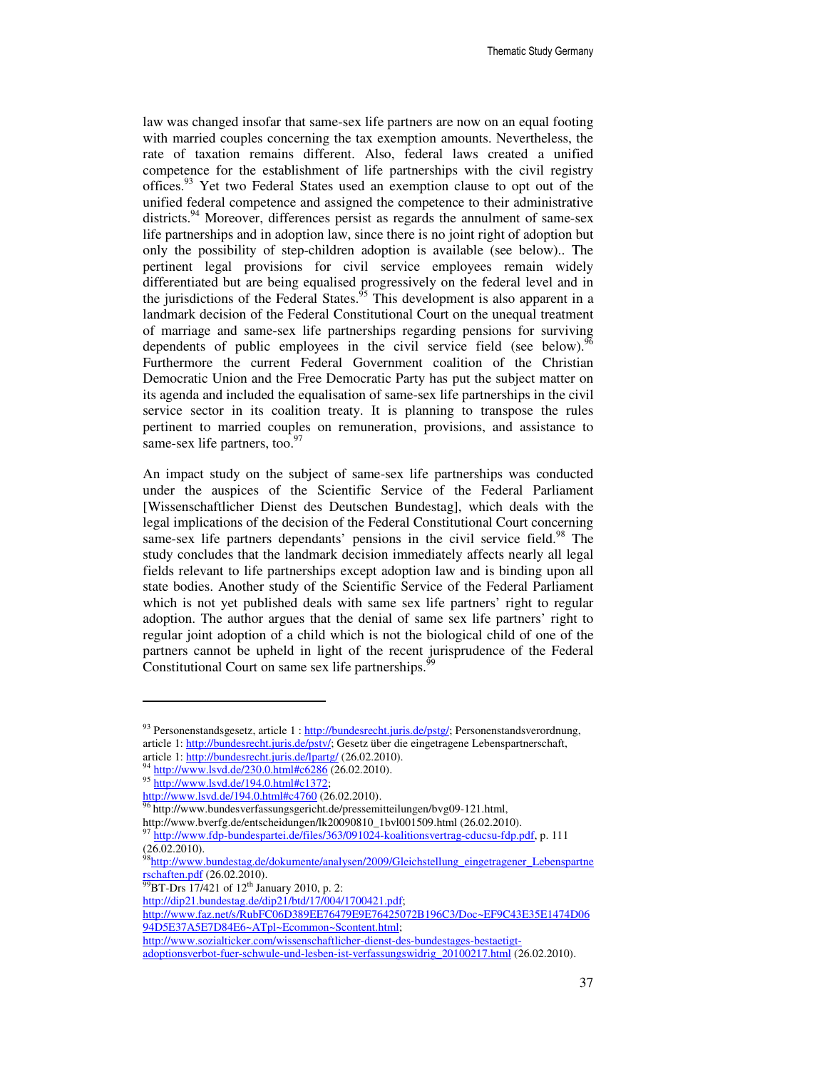law was changed insofar that same-sex life partners are now on an equal footing with married couples concerning the tax exemption amounts. Nevertheless, the rate of taxation remains different. Also, federal laws created a unified competence for the establishment of life partnerships with the civil registry offices.[93] Yet two Federal States used an exemption clause to opt out of the unified federal competence and assigned the competence to their administrative districts.[94] Moreover, differences persist as regards the annulment of same-sex life partnerships and in adoption law, since there is no joint right of adoption but only the possibility of step-children adoption is available (see below).. The pertinent legal provisions for civil service employees remain widely differentiated but are being equalised progressively on the federal level and in the jurisdictions of the Federal States.[95] This development is also apparent in a landmark decision of the Federal Constitutional Court on the unequal treatment of marriage and same-sex life partnerships regarding pensions for surviving dependents of public employees in the civil service field (see below).[96] Furthermore the current Federal Government coalition of the Christian Democratic Union and the Free Democratic Party has put the subject matter on its agenda and included the equalisation of same-sex life partnerships in the civil service sector in its coalition treaty. It is planning to transpose the rules pertinent to married couples on remuneration, provisions, and assistance to same-sex life partners, too.[97]

An impact study on the subject of same-sex life partnerships was conducted under the auspices of the Scientific Service of the Federal Parliament [Wissenschaftlicher Dienst des Deutschen Bundestag], which deals with the legal implications of the decision of the Federal Constitutional Court concerning same-sex life partners dependants' pensions in the civil service field.[98] The study concludes that the landmark decision immediately affects nearly all legal fields relevant to life partnerships except adoption law and is binding upon all state bodies. Another study of the Scientific Service of the Federal Parliament which is not yet published deals with same sex life partners' right to regular adoption. The author argues that the denial of same sex life partners' right to regular joint adoption of a child which is not the biological child of one of the partners cannot be upheld in light of the recent jurisprudence of the Federal Constitutional Court on same sex life partnerships.[99]

---

[93] Personenstandsgesetz, article 1 : http://bundesrecht.juris.de/pstg/; Personenstandsverordnung, article 1: http://bundesrecht.juris.de/pstv/; Gesetz über die eingetragene Lebenspartnerschaft, article 1: http://bundesrecht.juris.de/lpartg/ (26.02.2010).

[94] http://www.lsvd.de/230.0.html#c6286 (26.02.2010).

[95] http://www.lsvd.de/194.0.html#c1372; http://www.lsvd.de/194.0.html#c4760 (26.02.2010).

[96] http://www.bundesverfassungsgericht.de/pressemitteilungen/bvg09-121.html, http://www.bverfg.de/entscheidungen/lk20090810_1bvl001509.html (26.02.2010).

[97] http://www.fdp-bundespartei.de/files/363/091024-koalitionsvertrag-cducsu-fdp.pdf, p. 111 (26.02.2010).

[98] http://www.bundestag.de/dokumente/analysen/2009/Gleichstellung_eingetragener_Lebenspartnerschaften.pdf (26.02.2010).

[99] BT-Drs 17/421 of 12th January 2010, p. 2: http://dip21.bundestag.de/dip21/btd/17/004/1700421.pdf; http://www.faz.net/s/RubFC06D389EE76479E9E76425072B196C3/Doc~EF9C43E35E1474D0694D5E37A5E7D84E6~ATpl~Ecommon~Scontent.html; http://www.sozialticker.com/wissenschaftlicher-dienst-des-bundestages-bestaetigt-adoptionsverbot-fuer-schwule-und-lesben-ist-verfassungswidrig_20100217.html (26.02.2010).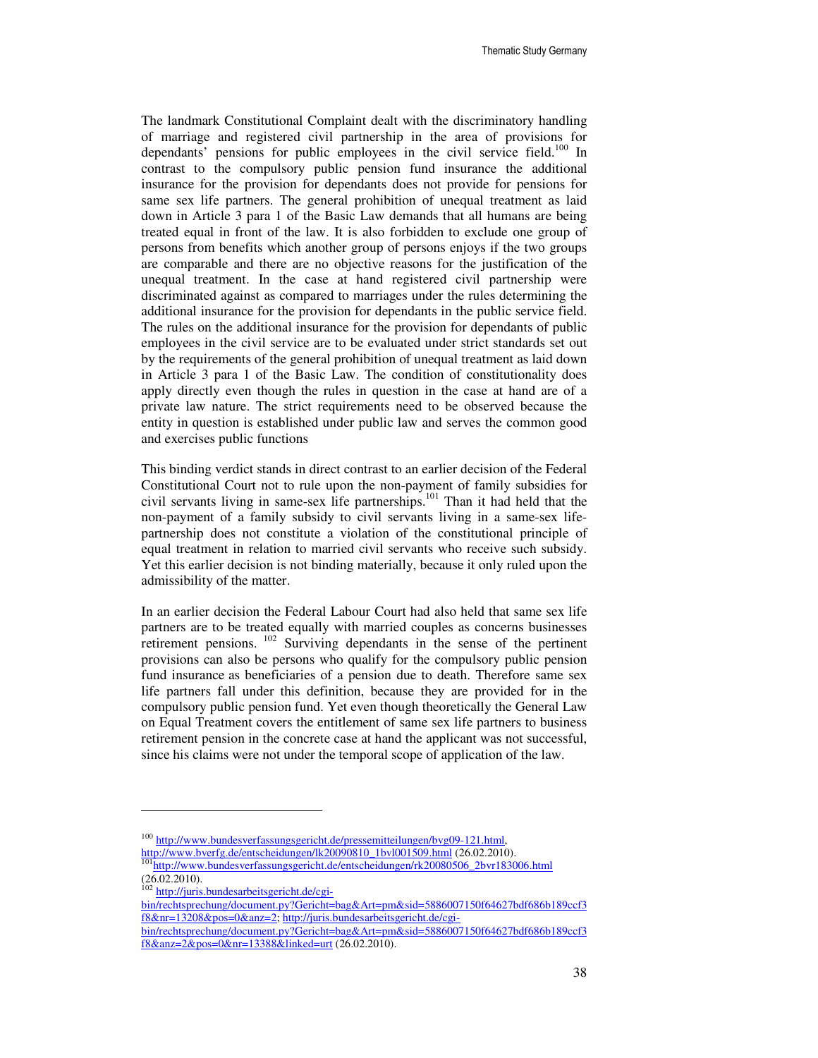The landmark Constitutional Complaint dealt with the discriminatory handling of marriage and registered civil partnership in the area of provisions for dependants' pensions for public employees in the civil service field.[100] In contrast to the compulsory public pension fund insurance the additional insurance for the provision for dependants does not provide for pensions for same sex life partners. The general prohibition of unequal treatment as laid down in Article 3 para 1 of the Basic Law demands that all humans are being treated equal in front of the law. It is also forbidden to exclude one group of persons from benefits which another group of persons enjoys if the two groups are comparable and there are no objective reasons for the justification of the unequal treatment. In the case at hand registered civil partnership were discriminated against as compared to marriages under the rules determining the additional insurance for the provision for dependants in the public service field. The rules on the additional insurance for the provision for dependants of public employees in the civil service are to be evaluated under strict standards set out by the requirements of the general prohibition of unequal treatment as laid down in Article 3 para 1 of the Basic Law. The condition of constitutionality does apply directly even though the rules in question in the case at hand are of a private law nature. The strict requirements need to be observed because the entity in question is established under public law and serves the common good and exercises public functions

This binding verdict stands in direct contrast to an earlier decision of the Federal Constitutional Court not to rule upon the non-payment of family subsidies for civil servants living in same-sex life partnerships.[101] Than it had held that the non-payment of a family subsidy to civil servants living in a same-sex life-partnership does not constitute a violation of the constitutional principle of equal treatment in relation to married civil servants who receive such subsidy. Yet this earlier decision is not binding materially, because it only ruled upon the admissibility of the matter.

In an earlier decision the Federal Labour Court had also held that same sex life partners are to be treated equally with married couples as concerns businesses retirement pensions. [102] Surviving dependants in the sense of the pertinent provisions can also be persons who qualify for the compulsory public pension fund insurance as beneficiaries of a pension due to death. Therefore same sex life partners fall under this definition, because they are provided for in the compulsory public pension fund. Yet even though theoretically the General Law on Equal Treatment covers the entitlement of same sex life partners to business retirement pension in the concrete case at hand the applicant was not successful, since his claims were not under the temporal scope of application of the law.

---

[100] http://www.bundesverfassungsgericht.de/pressemitteilungen/bvg09-121.html, http://www.bverfg.de/entscheidungen/lk20090810_1bvl001509.html (26.02.2010).

[101] http://www.bundesverfassungsgericht.de/entscheidungen/rk20080506_2bvr183006.html (26.02.2010).

[102] http://juris.bundesarbeitsgericht.de/cgi-bin/rechtsprechung/document.py?Gericht=bag&Art=pm&sid=5886007150f64627bdf686b189ccf3f8&nr=13208&pos=0&anz=2; http://juris.bundesarbeitsgericht.de/cgi-bin/rechtsprechung/document.py?Gericht=bag&Art=pm&sid=5886007150f64627bdf686b189ccf3f8&anz=2&pos=0&nr=13388&linked=urt (26.02.2010).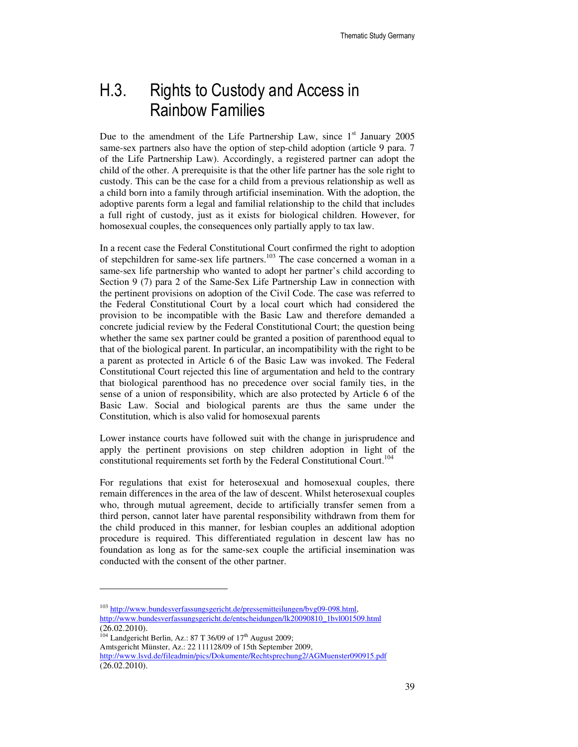## H.3. Rights to Custody and Access in Rainbow Families

Due to the amendment of the Life Partnership Law, since 1st January 2005 same-sex partners also have the option of step-child adoption (article 9 para. 7 of the Life Partnership Law). Accordingly, a registered partner can adopt the child of the other. A prerequisite is that the other life partner has the sole right to custody. This can be the case for a child from a previous relationship as well as a child born into a family through artificial insemination. With the adoption, the adoptive parents form a legal and familial relationship to the child that includes a full right of custody, just as it exists for biological children. However, for homosexual couples, the consequences only partially apply to tax law.

In a recent case the Federal Constitutional Court confirmed the right to adoption of stepchildren for same-sex life partners.[103] The case concerned a woman in a same-sex life partnership who wanted to adopt her partner's child according to Section 9 (7) para 2 of the Same-Sex Life Partnership Law in connection with the pertinent provisions on adoption of the Civil Code. The case was referred to the Federal Constitutional Court by a local court which had considered the provision to be incompatible with the Basic Law and therefore demanded a concrete judicial review by the Federal Constitutional Court; the question being whether the same sex partner could be granted a position of parenthood equal to that of the biological parent. In particular, an incompatibility with the right to be a parent as protected in Article 6 of the Basic Law was invoked. The Federal Constitutional Court rejected this line of argumentation and held to the contrary that biological parenthood has no precedence over social family ties, in the sense of a union of responsibility, which are also protected by Article 6 of the Basic Law. Social and biological parents are thus the same under the Constitution, which is also valid for homosexual parents

Lower instance courts have followed suit with the change in jurisprudence and apply the pertinent provisions on step children adoption in light of the constitutional requirements set forth by the Federal Constitutional Court.[104]

For regulations that exist for heterosexual and homosexual couples, there remain differences in the area of the law of descent. Whilst heterosexual couples who, through mutual agreement, decide to artificially transfer semen from a third person, cannot later have parental responsibility withdrawn from them for the child produced in this manner, for lesbian couples an additional adoption procedure is required. This differentiated regulation in descent law has no foundation as long as for the same-sex couple the artificial insemination was conducted with the consent of the other partner.

---

[103] http://www.bundesverfassungsgericht.de/pressemitteilungen/bvg09-098.html, http://www.bundesverfassungsgericht.de/entscheidungen/lk20090810_1bvl001509.html (26.02.2010).

[104] Landgericht Berlin, Az.: 87 T 36/09 of 17th August 2009;
Amtsgericht Münster, Az.: 22 111128/09 of 15th September 2009,
http://www.lsvd.de/fileadmin/pics/Dokumente/Rechtsprechung2/AGMuenster090915.pdf (26.02.2010).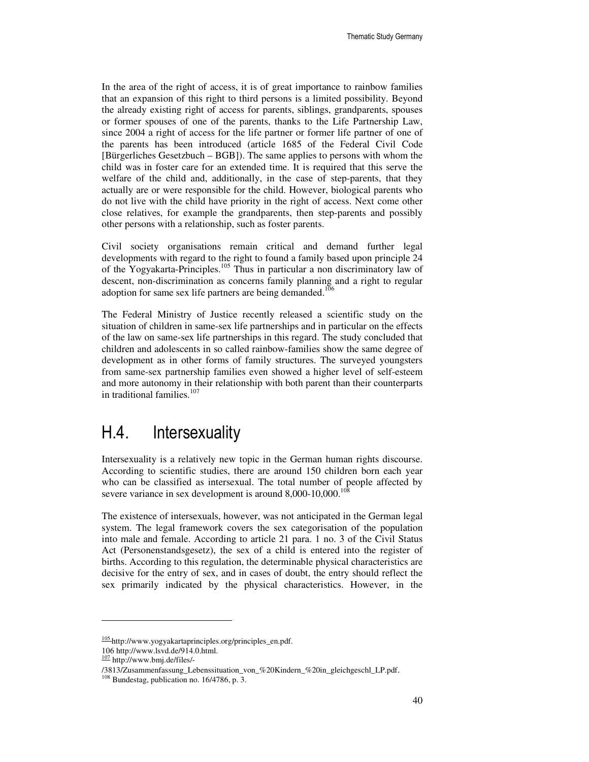In the area of the right of access, it is of great importance to rainbow families that an expansion of this right to third persons is a limited possibility. Beyond the already existing right of access for parents, siblings, grandparents, spouses or former spouses of one of the parents, thanks to the Life Partnership Law, since 2004 a right of access for the life partner or former life partner of one of the parents has been introduced (article 1685 of the Federal Civil Code [Bürgerliches Gesetzbuch – BGB]). The same applies to persons with whom the child was in foster care for an extended time. It is required that this serve the welfare of the child and, additionally, in the case of step-parents, that they actually are or were responsible for the child. However, biological parents who do not live with the child have priority in the right of access. Next come other close relatives, for example the grandparents, then step-parents and possibly other persons with a relationship, such as foster parents.

Civil society organisations remain critical and demand further legal developments with regard to the right to found a family based upon principle 24 of the Yogyakarta-Principles.[105] Thus in particular a non discriminatory law of descent, non-discrimination as concerns family planning and a right to regular adoption for same sex life partners are being demanded.[106]

The Federal Ministry of Justice recently released a scientific study on the situation of children in same-sex life partnerships and in particular on the effects of the law on same-sex life partnerships in this regard. The study concluded that children and adolescents in so called rainbow-families show the same degree of development as in other forms of family structures. The surveyed youngsters from same-sex partnership families even showed a higher level of self-esteem and more autonomy in their relationship with both parent than their counterparts in traditional families.[107]

## H.4. Intersexuality

Intersexuality is a relatively new topic in the German human rights discourse. According to scientific studies, there are around 150 children born each year who can be classified as intersexual. The total number of people affected by severe variance in sex development is around 8,000-10,000.[108]

The existence of intersexuals, however, was not anticipated in the German legal system. The legal framework covers the sex categorisation of the population into male and female. According to article 21 para. 1 no. 3 of the Civil Status Act (Personenstandsgesetz), the sex of a child is entered into the register of births. According to this regulation, the determinable physical characteristics are decisive for the entry of sex, and in cases of doubt, the entry should reflect the sex primarily indicated by the physical characteristics. However, in the

---

[105] http://www.yogyakartaprinciples.org/principles_en.pdf.

[106] http://www.lsvd.de/914.0.html.

[107] http://www.bmj.de/files/-/3813/Zusammenfassung_Lebenssituation_von_%20Kindern_%20in_gleichgeschl_LP.pdf.

[108] Bundestag, publication no. 16/4786, p. 3.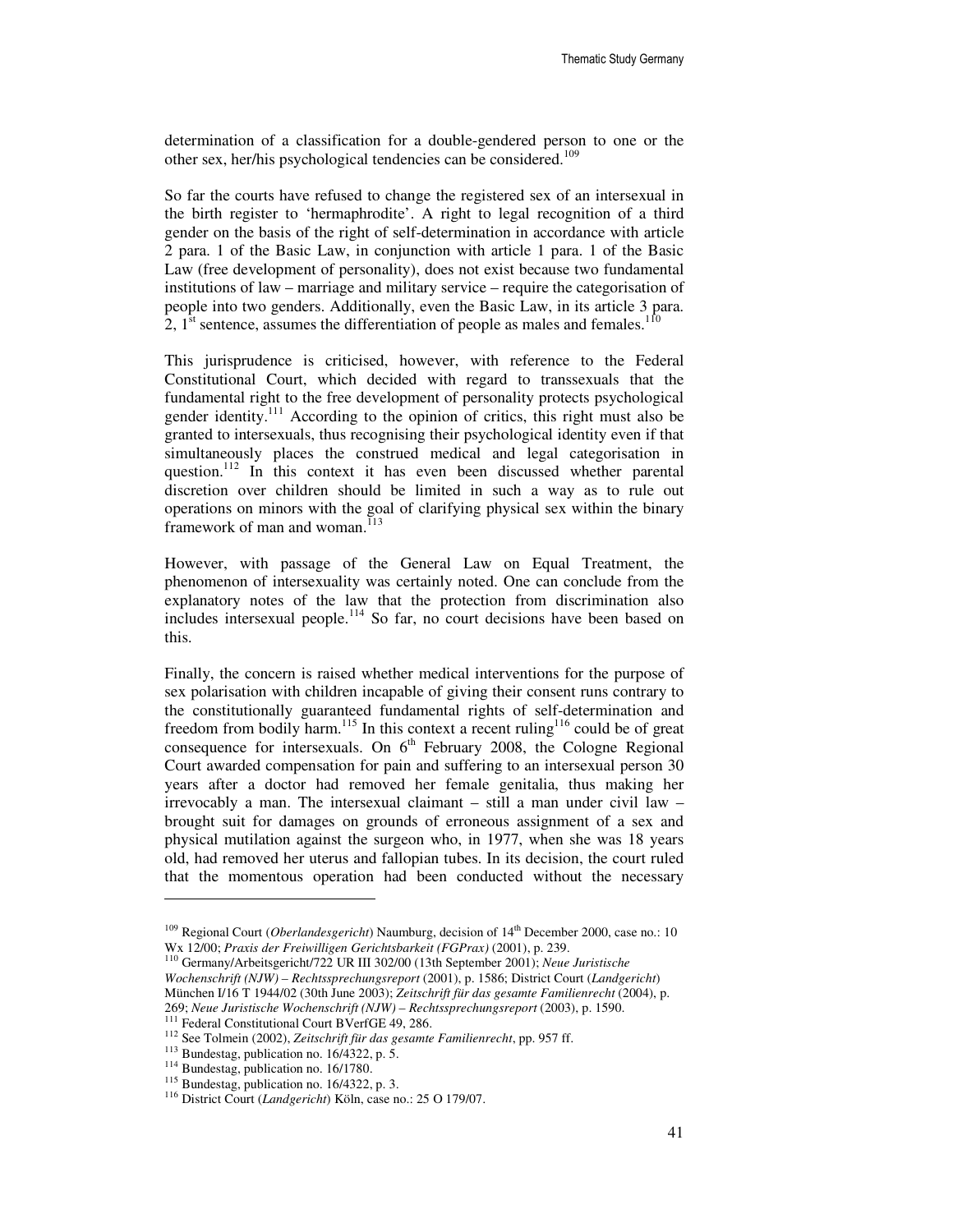determination of a classification for a double-gendered person to one or the other sex, her/his psychological tendencies can be considered.[109]

So far the courts have refused to change the registered sex of an intersexual in the birth register to 'hermaphrodite'. A right to legal recognition of a third gender on the basis of the right of self-determination in accordance with article 2 para. 1 of the Basic Law, in conjunction with article 1 para. 1 of the Basic Law (free development of personality), does not exist because two fundamental institutions of law – marriage and military service – require the categorisation of people into two genders. Additionally, even the Basic Law, in its article 3 para. 2, 1st sentence, assumes the differentiation of people as males and females.[110]

This jurisprudence is criticised, however, with reference to the Federal Constitutional Court, which decided with regard to transsexuals that the fundamental right to the free development of personality protects psychological gender identity.[111] According to the opinion of critics, this right must also be granted to intersexuals, thus recognising their psychological identity even if that simultaneously places the construed medical and legal categorisation in question.[112] In this context it has even been discussed whether parental discretion over children should be limited in such a way as to rule out operations on minors with the goal of clarifying physical sex within the binary framework of man and woman.[113]

However, with passage of the General Law on Equal Treatment, the phenomenon of intersexuality was certainly noted. One can conclude from the explanatory notes of the law that the protection from discrimination also includes intersexual people.[114] So far, no court decisions have been based on this.

Finally, the concern is raised whether medical interventions for the purpose of sex polarisation with children incapable of giving their consent runs contrary to the constitutionally guaranteed fundamental rights of self-determination and freedom from bodily harm.[115] In this context a recent ruling[116] could be of great consequence for intersexuals. On 6th February 2008, the Cologne Regional Court awarded compensation for pain and suffering to an intersexual person 30 years after a doctor had removed her female genitalia, thus making her irrevocably a man. The intersexual claimant – still a man under civil law – brought suit for damages on grounds of erroneous assignment of a sex and physical mutilation against the surgeon who, in 1977, when she was 18 years old, had removed her uterus and fallopian tubes. In its decision, the court ruled that the momentous operation had been conducted without the necessary

---

[109] Regional Court (*Oberlandesgericht*) Naumburg, decision of 14th December 2000, case no.: 10 Wx 12/00; *Praxis der Freiwilligen Gerichtsbarkeit (FGPrax)* (2001), p. 239.

[110] Germany/Arbeitsgericht/722 UR III 302/00 (13th September 2001); *Neue Juristische Wochenschrift (NJW) – Rechtssprechungsreport* (2001), p. 1586; District Court (*Landgericht*) München I/16 T 1944/02 (30th June 2003); *Zeitschrift für das gesamte Familienrecht* (2004), p. 269; *Neue Juristische Wochenschrift (NJW) – Rechtssprechungsreport* (2003), p. 1590.

[111] Federal Constitutional Court BVerfGE 49, 286.

[112] See Tolmein (2002), *Zeitschrift für das gesamte Familienrecht*, pp. 957 ff.

[113] Bundestag, publication no. 16/4322, p. 5.

[114] Bundestag, publication no. 16/1780.

[115] Bundestag, publication no. 16/4322, p. 3.

[116] District Court (*Landgericht*) Köln, case no.: 25 O 179/07.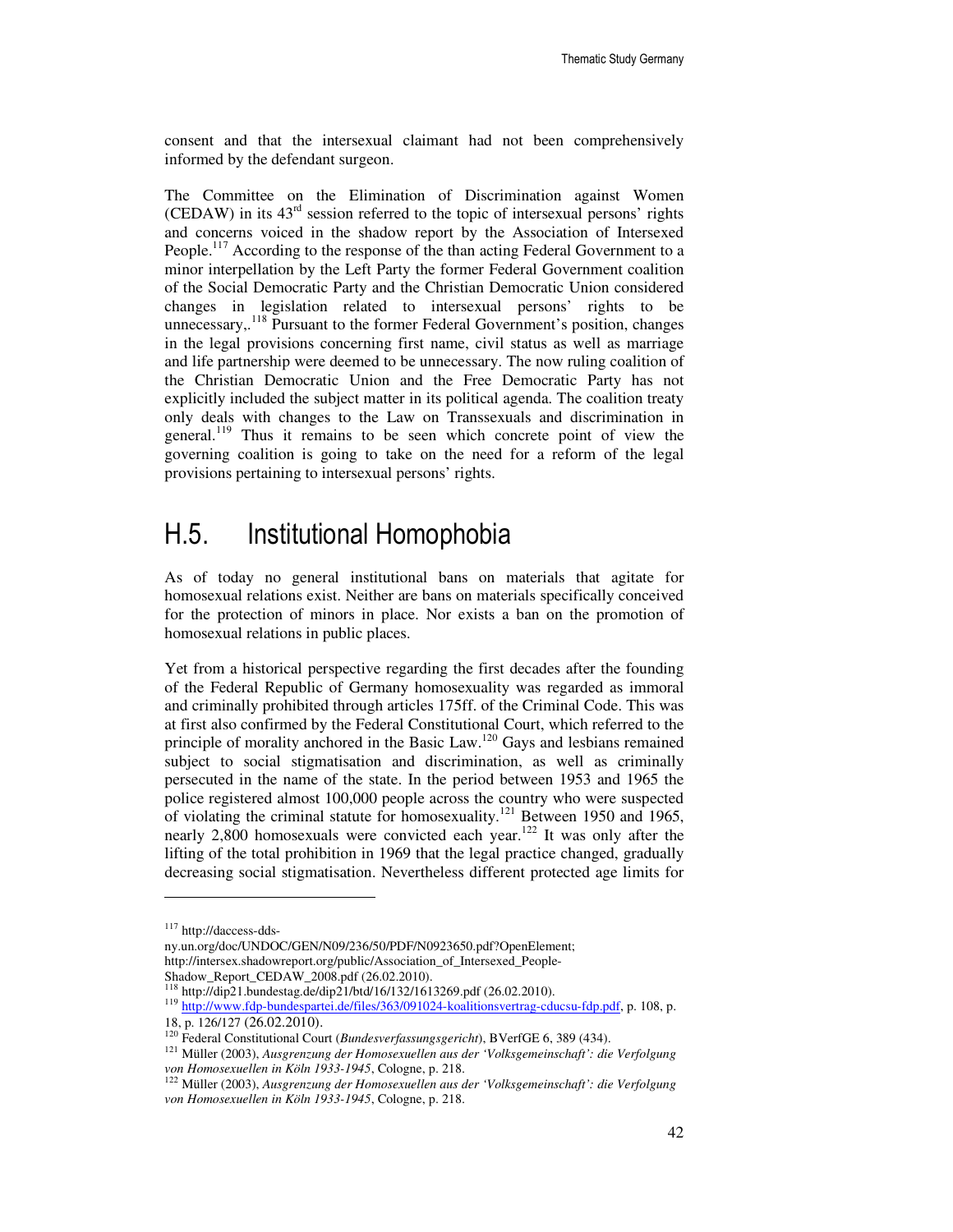consent and that the intersexual claimant had not been comprehensively informed by the defendant surgeon.

The Committee on the Elimination of Discrimination against Women (CEDAW) in its 43rd session referred to the topic of intersexual persons' rights and concerns voiced in the shadow report by the Association of Intersexed People.[117] According to the response of the than acting Federal Government to a minor interpellation by the Left Party the former Federal Government coalition of the Social Democratic Party and the Christian Democratic Union considered changes in legislation related to intersexual persons' rights to be unnecessary,.[118] Pursuant to the former Federal Government's position, changes in the legal provisions concerning first name, civil status as well as marriage and life partnership were deemed to be unnecessary. The now ruling coalition of the Christian Democratic Union and the Free Democratic Party has not explicitly included the subject matter in its political agenda. The coalition treaty only deals with changes to the Law on Transsexuals and discrimination in general.[119] Thus it remains to be seen which concrete point of view the governing coalition is going to take on the need for a reform of the legal provisions pertaining to intersexual persons' rights.

## H.5. Institutional Homophobia

As of today no general institutional bans on materials that agitate for homosexual relations exist. Neither are bans on materials specifically conceived for the protection of minors in place. Nor exists a ban on the promotion of homosexual relations in public places.

Yet from a historical perspective regarding the first decades after the founding of the Federal Republic of Germany homosexuality was regarded as immoral and criminally prohibited through articles 175ff. of the Criminal Code. This was at first also confirmed by the Federal Constitutional Court, which referred to the principle of morality anchored in the Basic Law.[120] Gays and lesbians remained subject to social stigmatisation and discrimination, as well as criminally persecuted in the name of the state. In the period between 1953 and 1965 the police registered almost 100,000 people across the country who were suspected of violating the criminal statute for homosexuality.[121] Between 1950 and 1965, nearly 2,800 homosexuals were convicted each year.[122] It was only after the lifting of the total prohibition in 1969 that the legal practice changed, gradually decreasing social stigmatisation. Nevertheless different protected age limits for

---

[117] http://daccess-dds-ny.un.org/doc/UNDOC/GEN/N09/236/50/PDF/N0923650.pdf?OpenElement; http://intersex.shadowreport.org/public/Association_of_Intersexed_People-Shadow_Report_CEDAW_2008.pdf (26.02.2010).

[118] http://dip21.bundestag.de/dip21/btd/16/132/1613269.pdf (26.02.2010).

[119] http://www.fdp-bundespartei.de/files/363/091024-koalitionsvertrag-cducsu-fdp.pdf, p. 108, p. 18, p. 126/127 (26.02.2010).

[120] Federal Constitutional Court (*Bundesverfassungsgericht*), BVerfGE 6, 389 (434).

[121] Müller (2003), *Ausgrenzung der Homosexuellen aus der 'Volksgemeinschaft': die Verfolgung von Homosexuellen in Köln 1933-1945*, Cologne, p. 218.

[122] Müller (2003), *Ausgrenzung der Homosexuellen aus der 'Volksgemeinschaft': die Verfolgung von Homosexuellen in Köln 1933-1945*, Cologne, p. 218.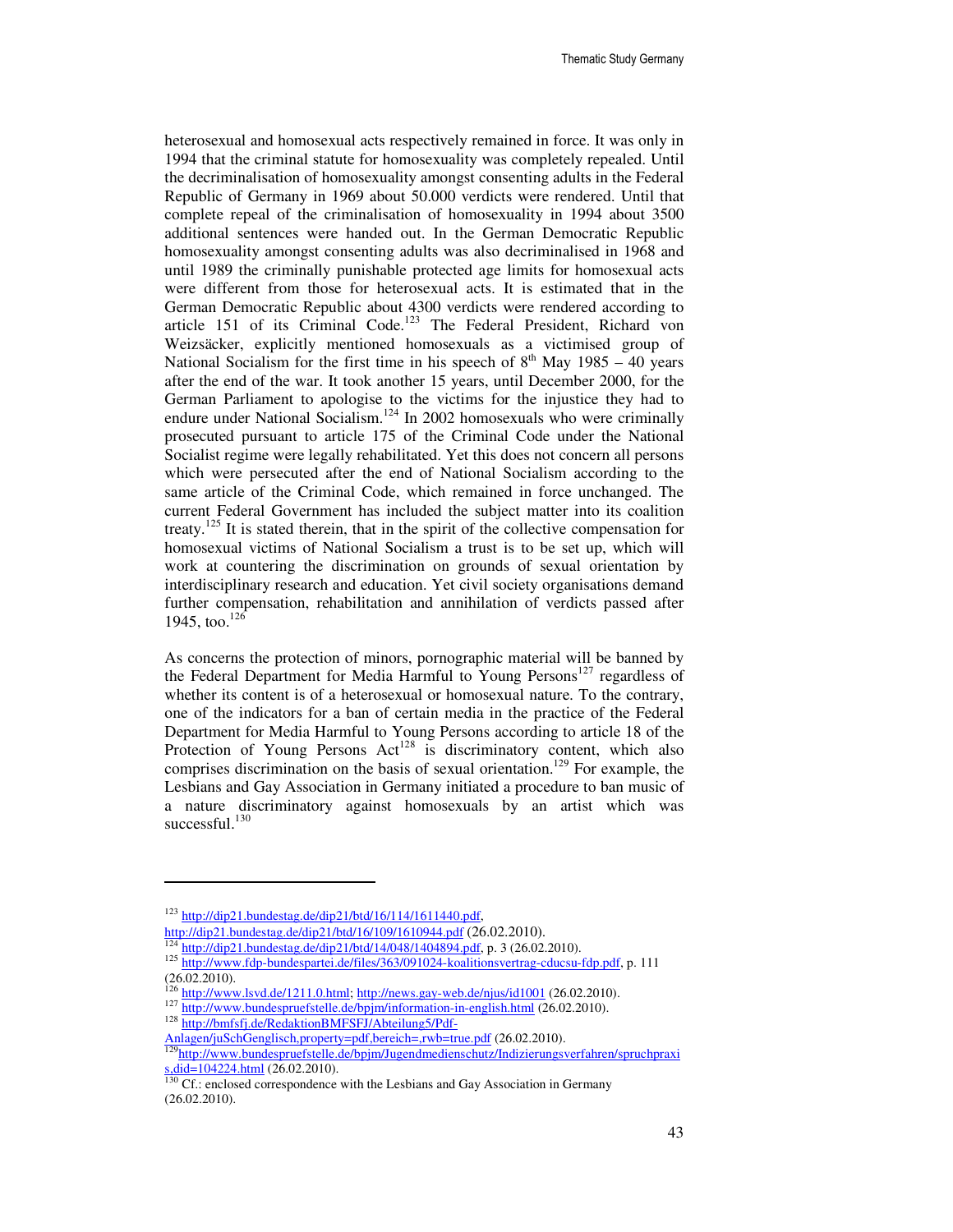heterosexual and homosexual acts respectively remained in force. It was only in 1994 that the criminal statute for homosexuality was completely repealed. Until the decriminalisation of homosexuality amongst consenting adults in the Federal Republic of Germany in 1969 about 50.000 verdicts were rendered. Until that complete repeal of the criminalisation of homosexuality in 1994 about 3500 additional sentences were handed out. In the German Democratic Republic homosexuality amongst consenting adults was also decriminalised in 1968 and until 1989 the criminally punishable protected age limits for homosexual acts were different from those for heterosexual acts. It is estimated that in the German Democratic Republic about 4300 verdicts were rendered according to article 151 of its Criminal Code.[123] The Federal President, Richard von Weizsäcker, explicitly mentioned homosexuals as a victimised group of National Socialism for the first time in his speech of 8th May 1985 – 40 years after the end of the war. It took another 15 years, until December 2000, for the German Parliament to apologise to the victims for the injustice they had to endure under National Socialism.[124] In 2002 homosexuals who were criminally prosecuted pursuant to article 175 of the Criminal Code under the National Socialist regime were legally rehabilitated. Yet this does not concern all persons which were persecuted after the end of National Socialism according to the same article of the Criminal Code, which remained in force unchanged. The current Federal Government has included the subject matter into its coalition treaty.[125] It is stated therein, that in the spirit of the collective compensation for homosexual victims of National Socialism a trust is to be set up, which will work at countering the discrimination on grounds of sexual orientation by interdisciplinary research and education. Yet civil society organisations demand further compensation, rehabilitation and annihilation of verdicts passed after 1945, too.[126]

As concerns the protection of minors, pornographic material will be banned by the Federal Department for Media Harmful to Young Persons[127] regardless of whether its content is of a heterosexual or homosexual nature. To the contrary, one of the indicators for a ban of certain media in the practice of the Federal Department for Media Harmful to Young Persons according to article 18 of the Protection of Young Persons Act[128] is discriminatory content, which also comprises discrimination on the basis of sexual orientation.[129] For example, the Lesbians and Gay Association in Germany initiated a procedure to ban music of a nature discriminatory against homosexuals by an artist which was successful.[130]

---

[123] http://dip21.bundestag.de/dip21/btd/16/114/1611440.pdf, http://dip21.bundestag.de/dip21/btd/16/109/1610944.pdf (26.02.2010).

[124] http://dip21.bundestag.de/dip21/btd/14/048/1404894.pdf, p. 3 (26.02.2010).

[125] http://www.fdp-bundespartei.de/files/363/091024-koalitionsvertrag-cducsu-fdp.pdf, p. 111 (26.02.2010).

[126] http://www.lsvd.de/1211.0.html; http://news.gay-web.de/njus/id1001 (26.02.2010).

[127] http://www.bundespruefstelle.de/bpjm/information-in-english.html (26.02.2010).

[128] http://bmfsfj.de/RedaktionBMFSFJ/Abteilung5/Pdf-Anlagen/juSchGenglisch,property=pdf,bereich=,rwb=true.pdf (26.02.2010).

[129] http://www.bundespruefstelle.de/bpjm/Jugendmedienschutz/Indizierungsverfahren/spruchpraxis,did=104224.html (26.02.2010).

[130] Cf.: enclosed correspondence with the Lesbians and Gay Association in Germany (26.02.2010).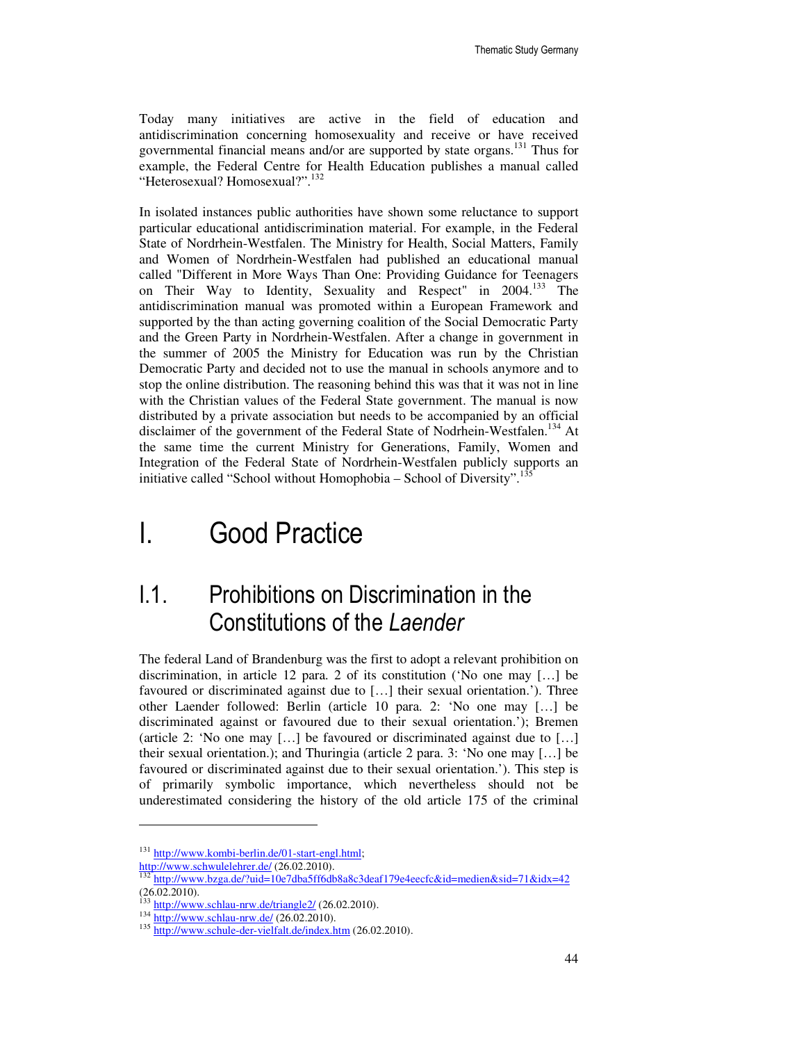Today many initiatives are active in the field of education and antidiscrimination concerning homosexuality and receive or have received governmental financial means and/or are supported by state organs.[131] Thus for example, the Federal Centre for Health Education publishes a manual called "Heterosexual? Homosexual?".[132]

In isolated instances public authorities have shown some reluctance to support particular educational antidiscrimination material. For example, in the Federal State of Nordrhein-Westfalen. The Ministry for Health, Social Matters, Family and Women of Nordrhein-Westfalen had published an educational manual called "Different in More Ways Than One: Providing Guidance for Teenagers on Their Way to Identity, Sexuality and Respect" in 2004.[133] The antidiscrimination manual was promoted within a European Framework and supported by the than acting governing coalition of the Social Democratic Party and the Green Party in Nordrhein-Westfalen. After a change in government in the summer of 2005 the Ministry for Education was run by the Christian Democratic Party and decided not to use the manual in schools anymore and to stop the online distribution. The reasoning behind this was that it was not in line with the Christian values of the Federal State government. The manual is now distributed by a private association but needs to be accompanied by an official disclaimer of the government of the Federal State of Nodrhein-Westfalen.[134] At the same time the current Ministry for Generations, Family, Women and Integration of the Federal State of Nordrhein-Westfalen publicly supports an initiative called "School without Homophobia – School of Diversity".[135]

# I. Good Practice

## I.1. Prohibitions on Discrimination in the Constitutions of the *Laender*

The federal Land of Brandenburg was the first to adopt a relevant prohibition on discrimination, in article 12 para. 2 of its constitution ('No one may […] be favoured or discriminated against due to […] their sexual orientation.'). Three other Laender followed: Berlin (article 10 para. 2: 'No one may […] be discriminated against or favoured due to their sexual orientation.'); Bremen (article 2: 'No one may […] be favoured or discriminated against due to […] their sexual orientation.); and Thuringia (article 2 para. 3: 'No one may […] be favoured or discriminated against due to their sexual orientation.'). This step is of primarily symbolic importance, which nevertheless should not be underestimated considering the history of the old article 175 of the criminal

---

[131] http://www.kombi-berlin.de/01-start-engl.html; http://www.schwulelehrer.de/ (26.02.2010).

[132] http://www.bzga.de/?uid=10e7dba5ff6db8a8c3deaf179e4eecfc&id=medien&sid=71&idx=42 (26.02.2010).

[133] http://www.schlau-nrw.de/triangle2/ (26.02.2010).

[134] http://www.schlau-nrw.de/ (26.02.2010).

[135] http://www.schule-der-vielfalt.de/index.htm (26.02.2010).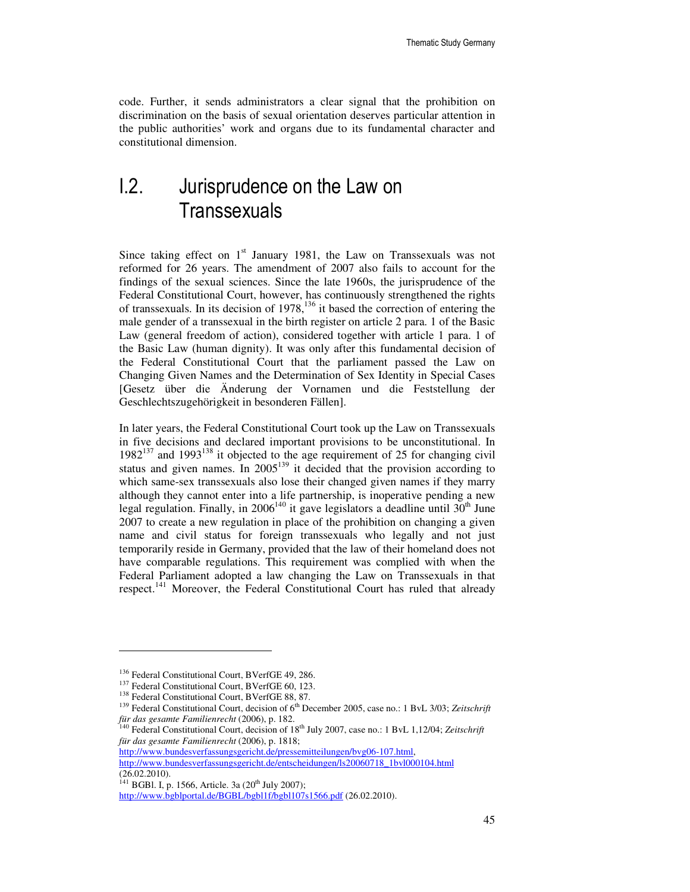code. Further, it sends administrators a clear signal that the prohibition on discrimination on the basis of sexual orientation deserves particular attention in the public authorities' work and organs due to its fundamental character and constitutional dimension.

## I.2. Jurisprudence on the Law on Transsexuals

Since taking effect on 1st January 1981, the Law on Transsexuals was not reformed for 26 years. The amendment of 2007 also fails to account for the findings of the sexual sciences. Since the late 1960s, the jurisprudence of the Federal Constitutional Court, however, has continuously strengthened the rights of transsexuals. In its decision of 1978,[136] it based the correction of entering the male gender of a transsexual in the birth register on article 2 para. 1 of the Basic Law (general freedom of action), considered together with article 1 para. 1 of the Basic Law (human dignity). It was only after this fundamental decision of the Federal Constitutional Court that the parliament passed the Law on Changing Given Names and the Determination of Sex Identity in Special Cases [Gesetz über die Änderung der Vornamen und die Feststellung der Geschlechtszugehörigkeit in besonderen Fällen].

In later years, the Federal Constitutional Court took up the Law on Transsexuals in five decisions and declared important provisions to be unconstitutional. In 1982[137] and 1993[138] it objected to the age requirement of 25 for changing civil status and given names. In 2005[139] it decided that the provision according to which same-sex transsexuals also lose their changed given names if they marry although they cannot enter into a life partnership, is inoperative pending a new legal regulation. Finally, in 2006[140] it gave legislators a deadline until 30th June 2007 to create a new regulation in place of the prohibition on changing a given name and civil status for foreign transsexuals who legally and not just temporarily reside in Germany, provided that the law of their homeland does not have comparable regulations. This requirement was complied with when the Federal Parliament adopted a law changing the Law on Transsexuals in that respect.[141] Moreover, the Federal Constitutional Court has ruled that already

---

[136] Federal Constitutional Court, BVerfGE 49, 286.

[137] Federal Constitutional Court, BVerfGE 60, 123.

[138] Federal Constitutional Court, BVerfGE 88, 87.

[139] Federal Constitutional Court, decision of 6th December 2005, case no.: 1 BvL 3/03; *Zeitschrift für das gesamte Familienrecht* (2006), p. 182.

[140] Federal Constitutional Court, decision of 18th July 2007, case no.: 1 BvL 1,12/04; *Zeitschrift für das gesamte Familienrecht* (2006), p. 1818; http://www.bundesverfassungsgericht.de/pressemitteilungen/bvg06-107.html, http://www.bundesverfassungsgericht.de/entscheidungen/ls20060718_1bvl000104.html (26.02.2010).

[141] BGBl. I, p. 1566, Article. 3a (20th July 2007); http://www.bgblportal.de/BGBL/bgbl1f/bgbl107s1566.pdf (26.02.2010).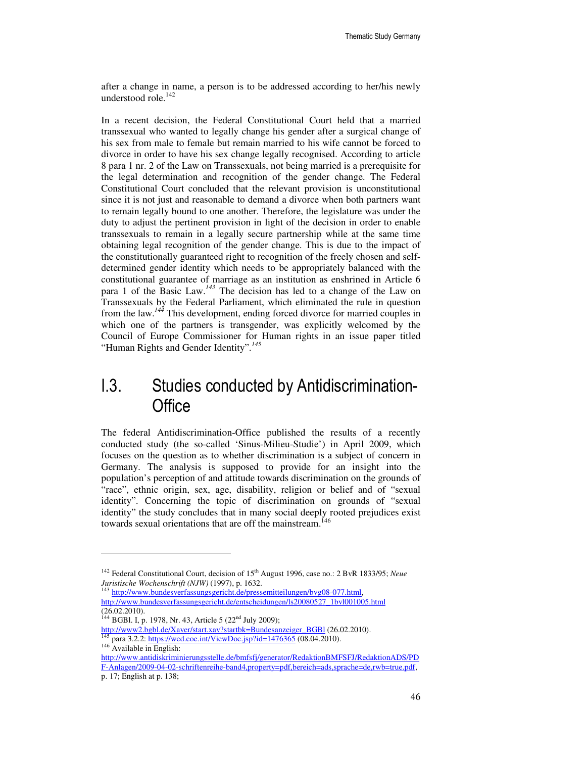after a change in name, a person is to be addressed according to her/his newly understood role.[142]

In a recent decision, the Federal Constitutional Court held that a married transsexual who wanted to legally change his gender after a surgical change of his sex from male to female but remain married to his wife cannot be forced to divorce in order to have his sex change legally recognised. According to article 8 para 1 nr. 2 of the Law on Transsexuals, not being married is a prerequisite for the legal determination and recognition of the gender change. The Federal Constitutional Court concluded that the relevant provision is unconstitutional since it is not just and reasonable to demand a divorce when both partners want to remain legally bound to one another. Therefore, the legislature was under the duty to adjust the pertinent provision in light of the decision in order to enable transsexuals to remain in a legally secure partnership while at the same time obtaining legal recognition of the gender change. This is due to the impact of the constitutionally guaranteed right to recognition of the freely chosen and self-determined gender identity which needs to be appropriately balanced with the constitutional guarantee of marriage as an institution as enshrined in Article 6 para 1 of the Basic Law.[143] The decision has led to a change of the Law on Transsexuals by the Federal Parliament, which eliminated the rule in question from the law.[144] This development, ending forced divorce for married couples in which one of the partners is transgender, was explicitly welcomed by the Council of Europe Commissioner for Human rights in an issue paper titled "Human Rights and Gender Identity".[145]

## I.3. Studies conducted by Antidiscrimination-Office

The federal Antidiscrimination-Office published the results of a recently conducted study (the so-called 'Sinus-Milieu-Studie') in April 2009, which focuses on the question as to whether discrimination is a subject of concern in Germany. The analysis is supposed to provide for an insight into the population's perception of and attitude towards discrimination on the grounds of "race", ethnic origin, sex, age, disability, religion or belief and of "sexual identity". Concerning the topic of discrimination on grounds of "sexual identity" the study concludes that in many social deeply rooted prejudices exist towards sexual orientations that are off the mainstream.[146]

---

[142] Federal Constitutional Court, decision of 15th August 1996, case no.: 2 BvR 1833/95; *Neue Juristische Wochenschrift (NJW)* (1997), p. 1632.

[143] http://www.bundesverfassungsgericht.de/pressemitteilungen/bvg08-077.html, http://www.bundesverfassungsgericht.de/entscheidungen/ls20080527_1bvl001005.html (26.02.2010).

[144] BGBl. I, p. 1978, Nr. 43, Article 5 (22nd July 2009); http://www2.bgbl.de/Xaver/start.xav?startbk=Bundesanzeiger_BGBl (26.02.2010).

[145] para 3.2.2: https://wcd.coe.int/ViewDoc.jsp?id=1476365 (08.04.2010).

[146] Available in English: http://www.antidiskriminierungsstelle.de/bmfsfj/generator/RedaktionBMFSFJ/RedaktionADS/PDF-Anlagen/2009-04-02-schriftenreihe-band4,property=pdf,bereich=ads,sprache=de,rwb=true.pdf, p. 17; English at p. 138;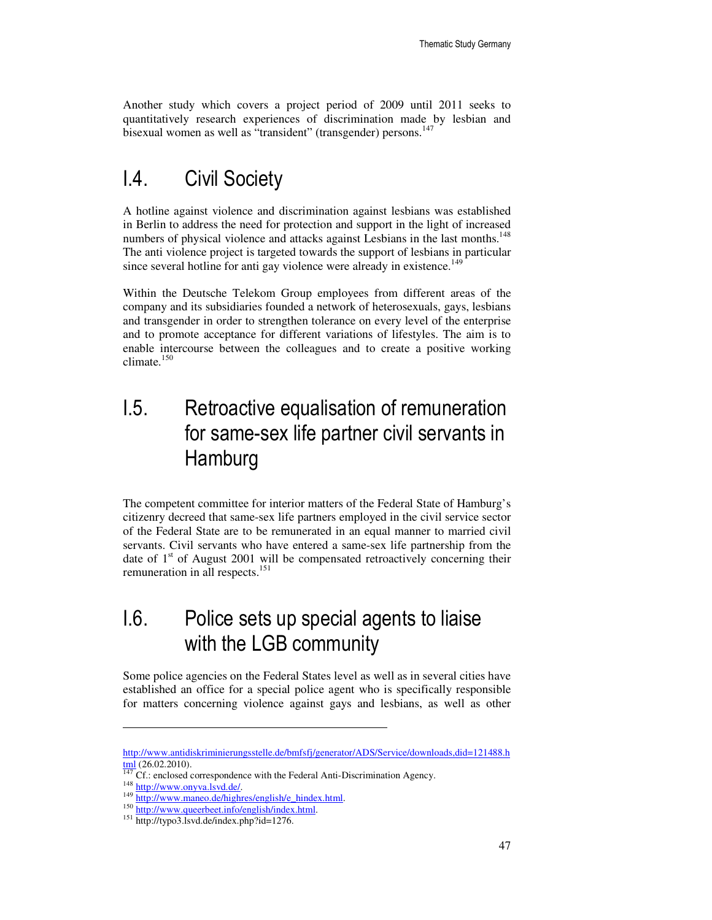Another study which covers a project period of 2009 until 2011 seeks to quantitatively research experiences of discrimination made by lesbian and bisexual women as well as "transident" (transgender) persons.[147]

## I.4. Civil Society

A hotline against violence and discrimination against lesbians was established in Berlin to address the need for protection and support in the light of increased numbers of physical violence and attacks against Lesbians in the last months.[148] The anti violence project is targeted towards the support of lesbians in particular since several hotline for anti gay violence were already in existence.[149]

Within the Deutsche Telekom Group employees from different areas of the company and its subsidiaries founded a network of heterosexuals, gays, lesbians and transgender in order to strengthen tolerance on every level of the enterprise and to promote acceptance for different variations of lifestyles. The aim is to enable intercourse between the colleagues and to create a positive working climate.[150]

## I.5. Retroactive equalisation of remuneration for same-sex life partner civil servants in Hamburg

The competent committee for interior matters of the Federal State of Hamburg's citizenry decreed that same-sex life partners employed in the civil service sector of the Federal State are to be remunerated in an equal manner to married civil servants. Civil servants who have entered a same-sex life partnership from the date of 1st of August 2001 will be compensated retroactively concerning their remuneration in all respects.[151]

## I.6. Police sets up special agents to liaise with the LGB community

Some police agencies on the Federal States level as well as in several cities have established an office for a special police agent who is specifically responsible for matters concerning violence against gays and lesbians, as well as other

---

http://www.antidiskriminierungsstelle.de/bmfsfj/generator/ADS/Service/downloads,did=121488.html (26.02.2010).

[147] Cf.: enclosed correspondence with the Federal Anti-Discrimination Agency.

[148] http://www.onyva.lsvd.de/.

[149] http://www.maneo.de/highres/english/e_hindex.html.

[150] http://www.queerbeet.info/english/index.html.

[151] http://typo3.lsvd.de/index.php?id=1276.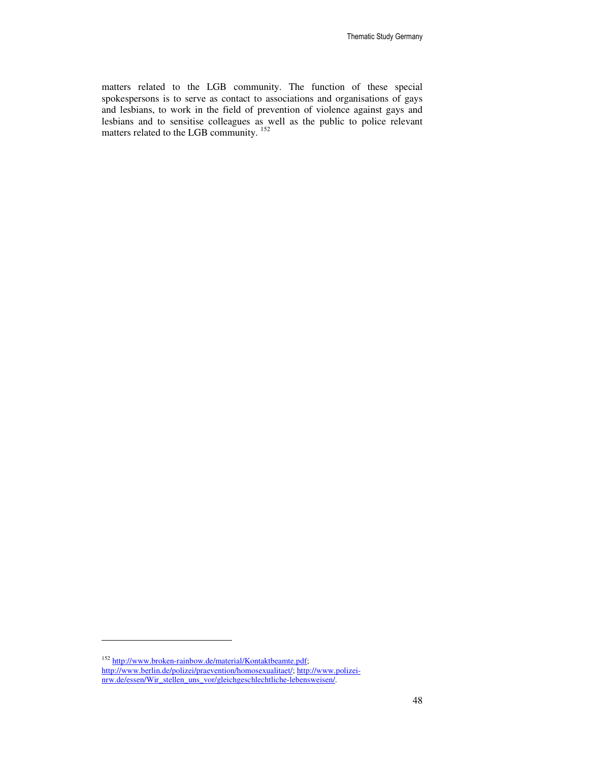matters related to the LGB community. The function of these special spokespersons is to serve as contact to associations and organisations of gays and lesbians, to work in the field of prevention of violence against gays and lesbians and to sensitise colleagues as well as the public to police relevant matters related to the LGB community. [152]

---

[152] http://www.broken-rainbow.de/material/Kontaktbeamte.pdf; http://www.berlin.de/polizei/praevention/homosexualitaet/; http://www.polizei-nrw.de/essen/Wir_stellen_uns_vor/gleichgeschlechtliche-lebensweisen/.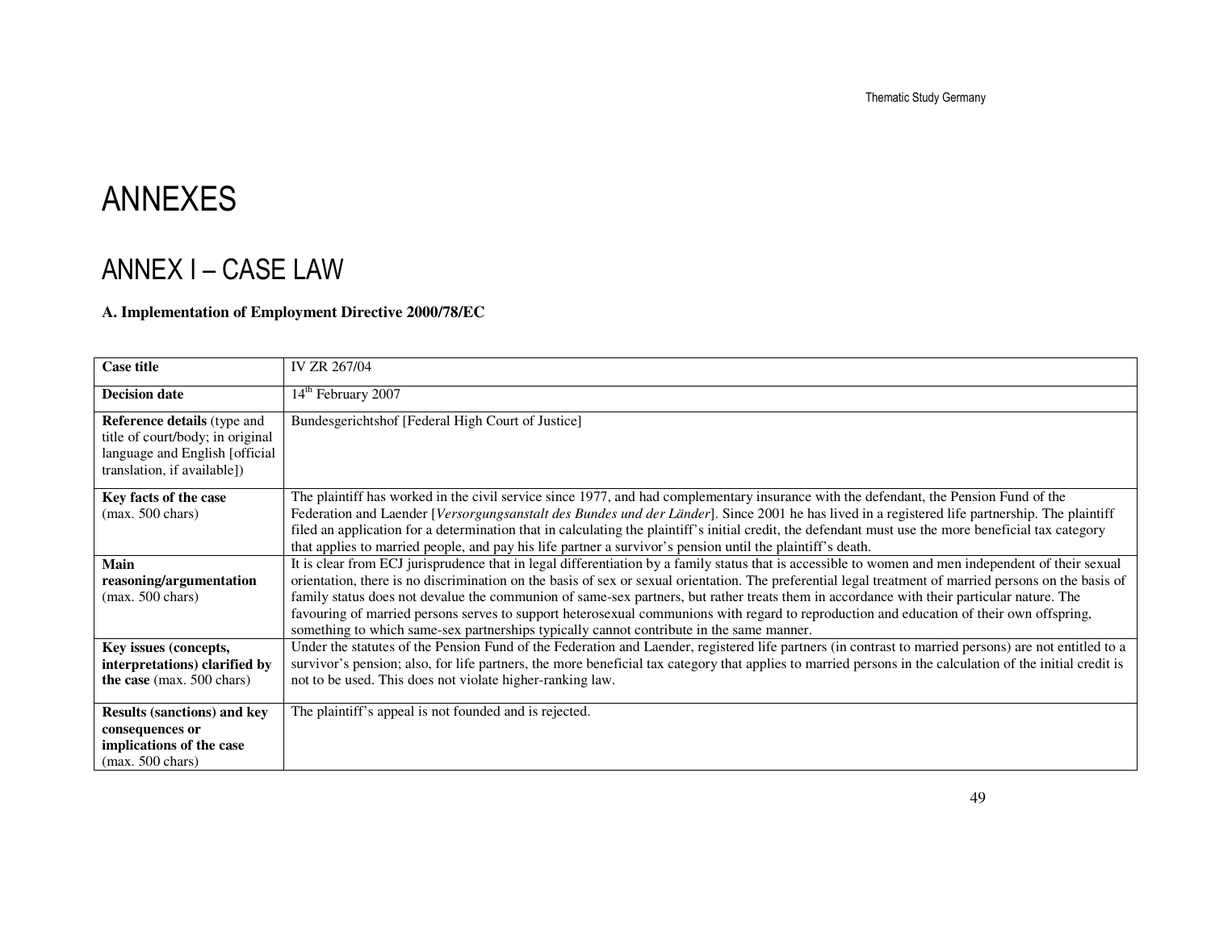# ANNEXES

## ANNEX I – CASE LAW

**A. Implementation of Employment Directive 2000/78/EC**

| **Case title** | IV ZR 267/04 |
|---|---|
| **Decision date** | 14th February 2007 |
| **Reference details** (type and title of court/body; in original language and English [official translation, if available]) | Bundesgerichtshof [Federal High Court of Justice] |
| **Key facts of the case** (max. 500 chars) | The plaintiff has worked in the civil service since 1977, and had complementary insurance with the defendant, the Pension Fund of the Federation and Laender [*Versorgungsanstalt des Bundes und der Länder*]. Since 2001 he has lived in a registered life partnership. The plaintiff filed an application for a determination that in calculating the plaintiff's initial credit, the defendant must use the more beneficial tax category that applies to married people, and pay his life partner a survivor's pension until the plaintiff's death. |
| **Main reasoning/argumentation** (max. 500 chars) | It is clear from ECJ jurisprudence that in legal differentiation by a family status that is accessible to women and men independent of their sexual orientation, there is no discrimination on the basis of sex or sexual orientation. The preferential legal treatment of married persons on the basis of family status does not devalue the communion of same-sex partners, but rather treats them in accordance with their particular nature. The favouring of married persons serves to support heterosexual communions with regard to reproduction and education of their own offspring, something to which same-sex partnerships typically cannot contribute in the same manner. |
| **Key issues (concepts, interpretations) clarified by the case** (max. 500 chars) | Under the statutes of the Pension Fund of the Federation and Laender, registered life partners (in contrast to married persons) are not entitled to a survivor's pension; also, for life partners, the more beneficial tax category that applies to married persons in the calculation of the initial credit is not to be used. This does not violate higher-ranking law. |
| **Results (sanctions) and key consequences or implications of the case** (max. 500 chars) | The plaintiff's appeal is not founded and is rejected. |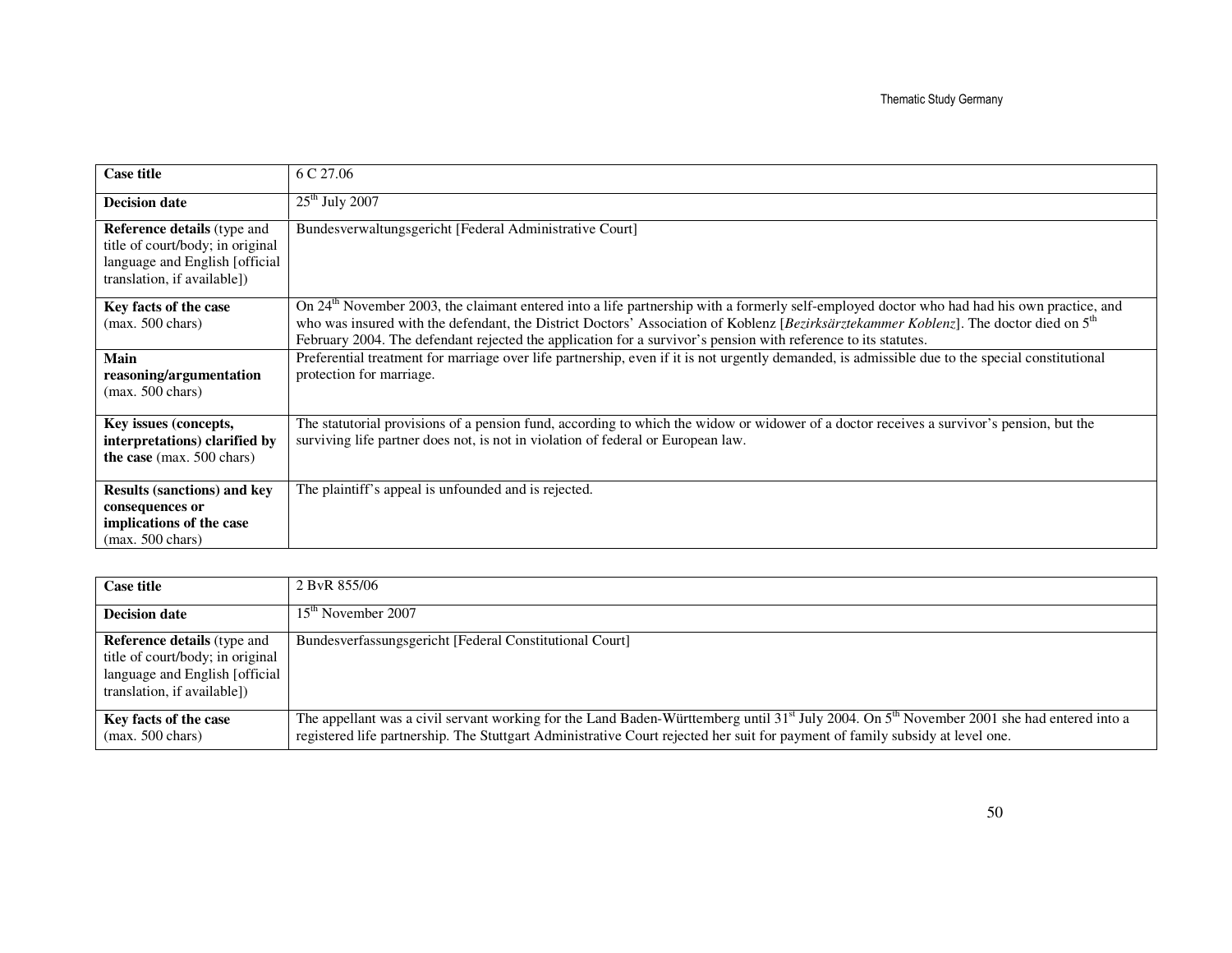| Case title | 6 C 27.06 |
| --- | --- |
| **Decision date** | 25th July 2007 |
| **Reference details** (type and title of court/body; in original language and English [official translation, if available]) | Bundesverwaltungsgericht [Federal Administrative Court] |
| **Key facts of the case** (max. 500 chars) | On 24th November 2003, the claimant entered into a life partnership with a formerly self-employed doctor who had had his own practice, and who was insured with the defendant, the District Doctors' Association of Koblenz [*Bezirksärztekammer Koblenz*]. The doctor died on 5th February 2004. The defendant rejected the application for a survivor's pension with reference to its statutes. |
| **Main reasoning/argumentation** (max. 500 chars) | Preferential treatment for marriage over life partnership, even if it is not urgently demanded, is admissible due to the special constitutional protection for marriage. |
| **Key issues (concepts, interpretations) clarified by the case** (max. 500 chars) | The statutorial provisions of a pension fund, according to which the widow or widower of a doctor receives a survivor's pension, but the surviving life partner does not, is not in violation of federal or European law. |
| **Results (sanctions) and key consequences or implications of the case** (max. 500 chars) | The plaintiff's appeal is unfounded and is rejected. |

| Case title | 2 BvR 855/06 |
| --- | --- |
| **Decision date** | 15th November 2007 |
| **Reference details** (type and title of court/body; in original language and English [official translation, if available]) | Bundesverfassungsgericht [Federal Constitutional Court] |
| **Key facts of the case** (max. 500 chars) | The appellant was a civil servant working for the Land Baden-Württemberg until 31st July 2004. On 5th November 2001 she had entered into a registered life partnership. The Stuttgart Administrative Court rejected her suit for payment of family subsidy at level one. |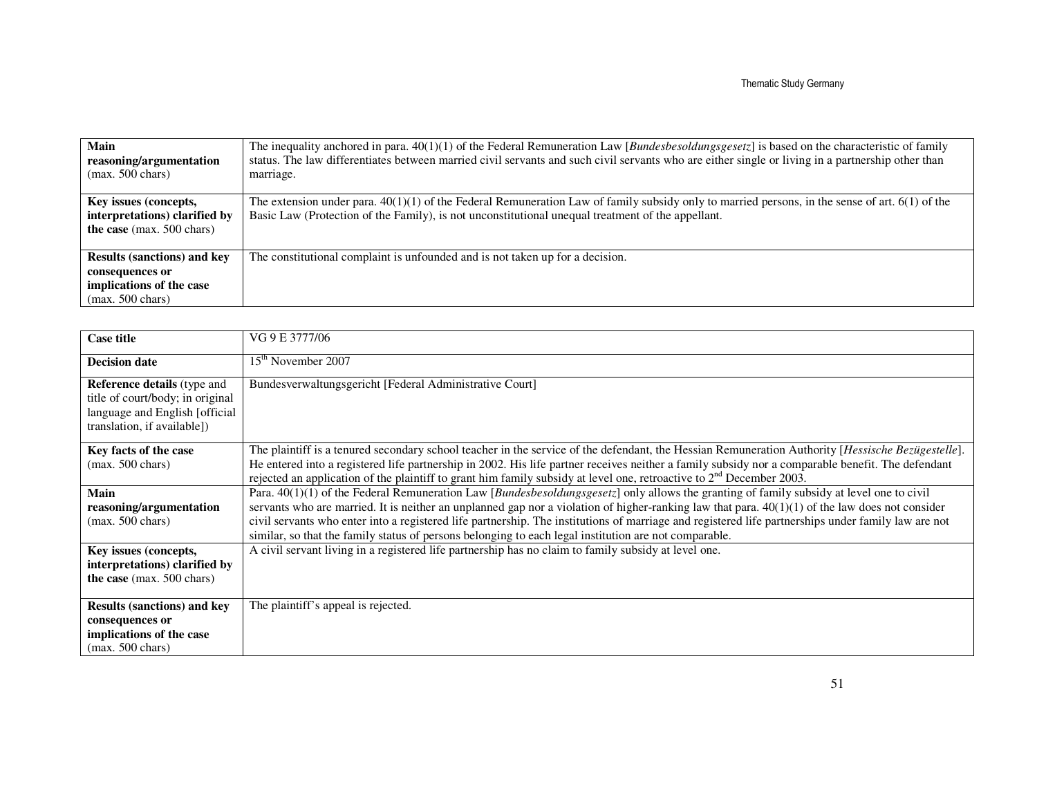| Main reasoning/argumentation (max. 500 chars) | The inequality anchored in para. 40(1)(1) of the Federal Remuneration Law [*Bundesbesoldungsgesetz*] is based on the characteristic of family status. The law differentiates between married civil servants and such civil servants who are either single or living in a partnership other than marriage. |
|---|---|
| **Key issues (concepts, interpretations) clarified by the case** (max. 500 chars) | The extension under para. 40(1)(1) of the Federal Remuneration Law of family subsidy only to married persons, in the sense of art. 6(1) of the Basic Law (Protection of the Family), is not unconstitutional unequal treatment of the appellant. |
| **Results (sanctions) and key consequences or implications of the case** (max. 500 chars) | The constitutional complaint is unfounded and is not taken up for a decision. |

| Case title | VG 9 E 3777/06 |
|---|---|
| **Decision date** | 15th November 2007 |
| **Reference details** (type and title of court/body; in original language and English [official translation, if available]) | Bundesverwaltungsgericht [Federal Administrative Court] |
| **Key facts of the case** (max. 500 chars) | The plaintiff is a tenured secondary school teacher in the service of the defendant, the Hessian Remuneration Authority [*Hessische Bezügestelle*]. He entered into a registered life partnership in 2002. His life partner receives neither a family subsidy nor a comparable benefit. The defendant rejected an application of the plaintiff to grant him family subsidy at level one, retroactive to 2nd December 2003. |
| **Main reasoning/argumentation** (max. 500 chars) | Para. 40(1)(1) of the Federal Remuneration Law [*Bundesbesoldungsgesetz*] only allows the granting of family subsidy at level one to civil servants who are married. It is neither an unplanned gap nor a violation of higher-ranking law that para. 40(1)(1) of the law does not consider civil servants who enter into a registered life partnership. The institutions of marriage and registered life partnerships under family law are not similar, so that the family status of persons belonging to each legal institution are not comparable. |
| **Key issues (concepts, interpretations) clarified by the case** (max. 500 chars) | A civil servant living in a registered life partnership has no claim to family subsidy at level one. |
| **Results (sanctions) and key consequences or implications of the case** (max. 500 chars) | The plaintiff's appeal is rejected. |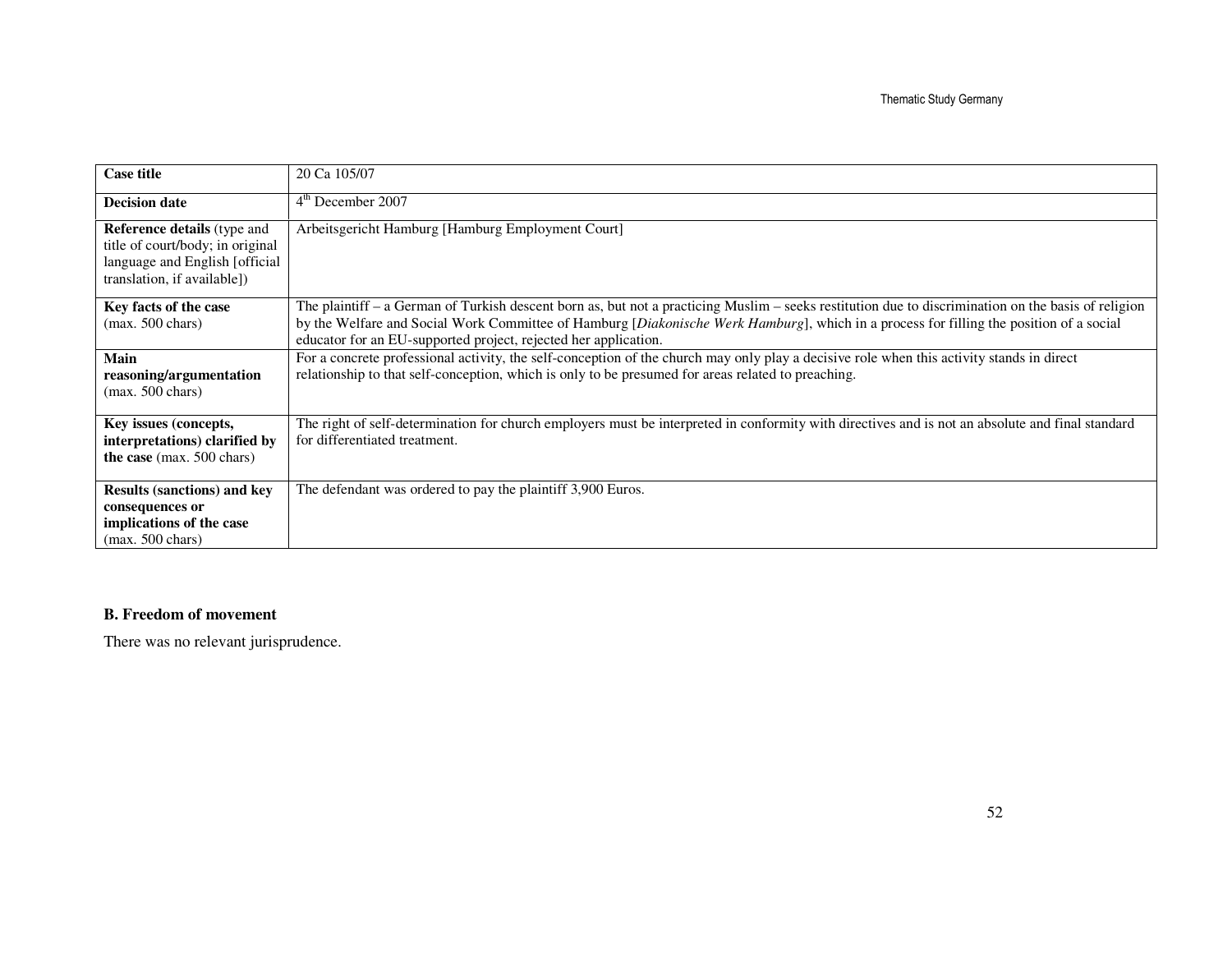| **Case title** | 20 Ca 105/07 |
|---|---|
| **Decision date** | 4th December 2007 |
| **Reference details** (type and title of court/body; in original language and English [official translation, if available]) | Arbeitsgericht Hamburg [Hamburg Employment Court] |
| **Key facts of the case** (max. 500 chars) | The plaintiff – a German of Turkish descent born as, but not a practicing Muslim – seeks restitution due to discrimination on the basis of religion by the Welfare and Social Work Committee of Hamburg [*Diakonische Werk Hamburg*], which in a process for filling the position of a social educator for an EU-supported project, rejected her application. |
| **Main reasoning/argumentation** (max. 500 chars) | For a concrete professional activity, the self-conception of the church may only play a decisive role when this activity stands in direct relationship to that self-conception, which is only to be presumed for areas related to preaching. |
| **Key issues (concepts, interpretations) clarified by the case** (max. 500 chars) | The right of self-determination for church employers must be interpreted in conformity with directives and is not an absolute and final standard for differentiated treatment. |
| **Results (sanctions) and key consequences or implications of the case** (max. 500 chars) | The defendant was ordered to pay the plaintiff 3,900 Euros. |

### B. Freedom of movement

There was no relevant jurisprudence.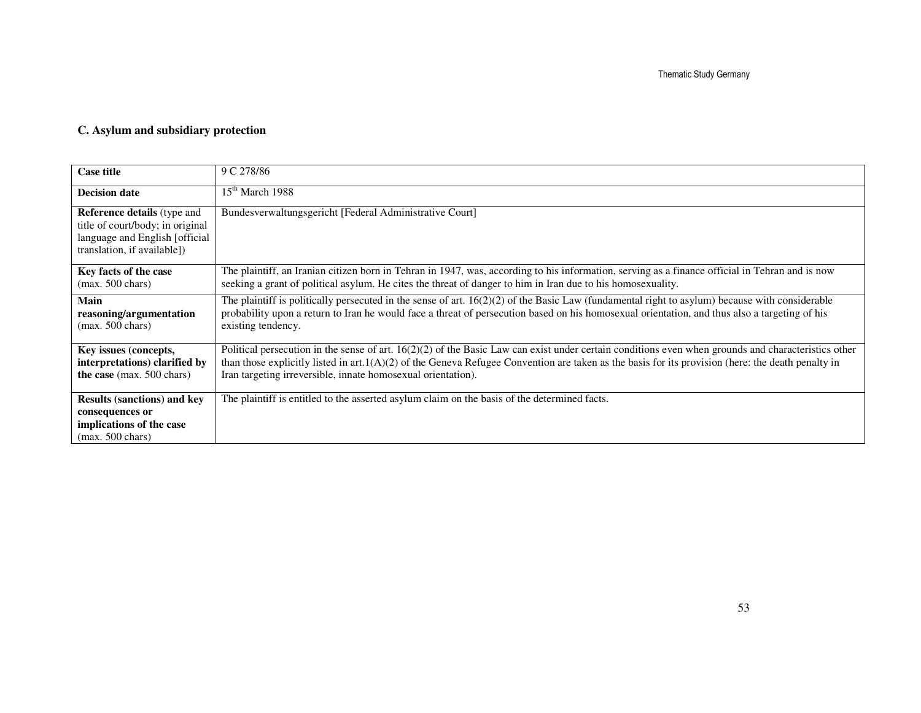## C. Asylum and subsidiary protection

| **Case title** | 9 C 278/86 |
|---|---|
| **Decision date** | 15th March 1988 |
| **Reference details** (type and title of court/body; in original language and English [official translation, if available]) | Bundesverwaltungsgericht [Federal Administrative Court] |
| **Key facts of the case** (max. 500 chars) | The plaintiff, an Iranian citizen born in Tehran in 1947, was, according to his information, serving as a finance official in Tehran and is now seeking a grant of political asylum. He cites the threat of danger to him in Iran due to his homosexuality. |
| **Main reasoning/argumentation** (max. 500 chars) | The plaintiff is politically persecuted in the sense of art. 16(2)(2) of the Basic Law (fundamental right to asylum) because with considerable probability upon a return to Iran he would face a threat of persecution based on his homosexual orientation, and thus also a targeting of his existing tendency. |
| **Key issues (concepts, interpretations) clarified by the case** (max. 500 chars) | Political persecution in the sense of art. 16(2)(2) of the Basic Law can exist under certain conditions even when grounds and characteristics other than those explicitly listed in art.1(A)(2) of the Geneva Refugee Convention are taken as the basis for its provision (here: the death penalty in Iran targeting irreversible, innate homosexual orientation). |
| **Results (sanctions) and key consequences or implications of the case** (max. 500 chars) | The plaintiff is entitled to the asserted asylum claim on the basis of the determined facts. |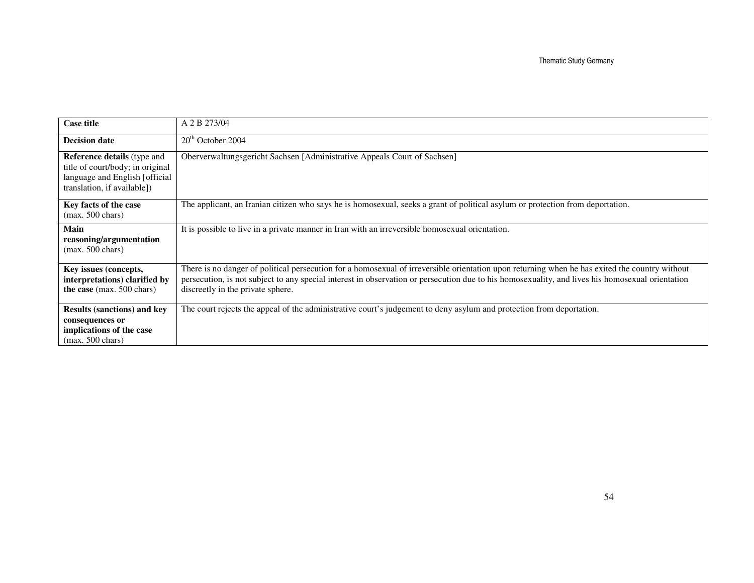| **Case title** | A 2 B 273/04 |
|---|---|
| **Decision date** | 20th October 2004 |
| **Reference details** (type and title of court/body; in original language and English [official translation, if available]) | Oberverwaltungsgericht Sachsen [Administrative Appeals Court of Sachsen] |
| **Key facts of the case** (max. 500 chars) | The applicant, an Iranian citizen who says he is homosexual, seeks a grant of political asylum or protection from deportation. |
| **Main reasoning/argumentation** (max. 500 chars) | It is possible to live in a private manner in Iran with an irreversible homosexual orientation. |
| **Key issues (concepts, interpretations) clarified by the case** (max. 500 chars) | There is no danger of political persecution for a homosexual of irreversible orientation upon returning when he has exited the country without persecution, is not subject to any special interest in observation or persecution due to his homosexuality, and lives his homosexual orientation discreetly in the private sphere. |
| **Results (sanctions) and key consequences or implications of the case** (max. 500 chars) | The court rejects the appeal of the administrative court's judgement to deny asylum and protection from deportation. |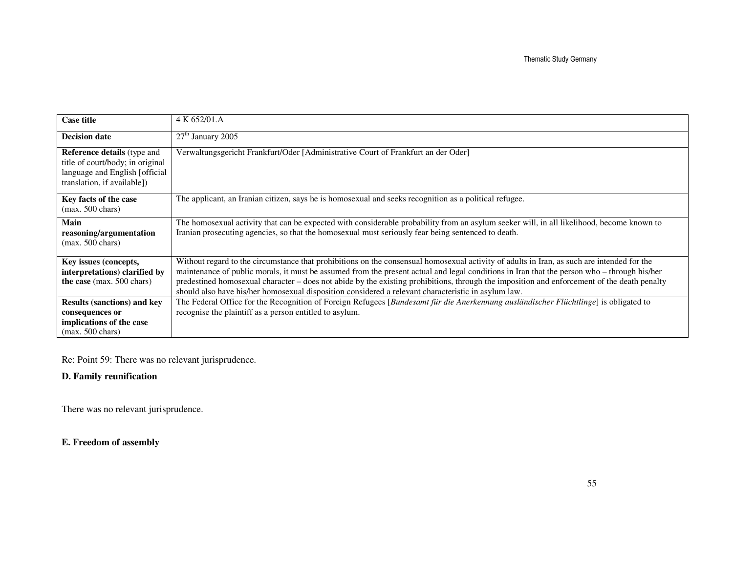| **Case title** | 4 K 652/01.A |
| --- | --- |
| **Decision date** | 27th January 2005 |
| **Reference details** (type and title of court/body; in original language and English [official translation, if available]) | Verwaltungsgericht Frankfurt/Oder [Administrative Court of Frankfurt an der Oder] |
| **Key facts of the case** (max. 500 chars) | The applicant, an Iranian citizen, says he is homosexual and seeks recognition as a political refugee. |
| **Main reasoning/argumentation** (max. 500 chars) | The homosexual activity that can be expected with considerable probability from an asylum seeker will, in all likelihood, become known to Iranian prosecuting agencies, so that the homosexual must seriously fear being sentenced to death. |
| **Key issues (concepts, interpretations) clarified by the case** (max. 500 chars) | Without regard to the circumstance that prohibitions on the consensual homosexual activity of adults in Iran, as such are intended for the maintenance of public morals, it must be assumed from the present actual and legal conditions in Iran that the person who – through his/her predestined homosexual character – does not abide by the existing prohibitions, through the imposition and enforcement of the death penalty should also have his/her homosexual disposition considered a relevant characteristic in asylum law. |
| **Results (sanctions) and key consequences or implications of the case** (max. 500 chars) | The Federal Office for the Recognition of Foreign Refugees [*Bundesamt für die Anerkennung ausländischer Flüchtlinge*] is obligated to recognise the plaintiff as a person entitled to asylum. |

Re: Point 59: There was no relevant jurisprudence.

**D. Family reunification**

There was no relevant jurisprudence.

**E. Freedom of assembly**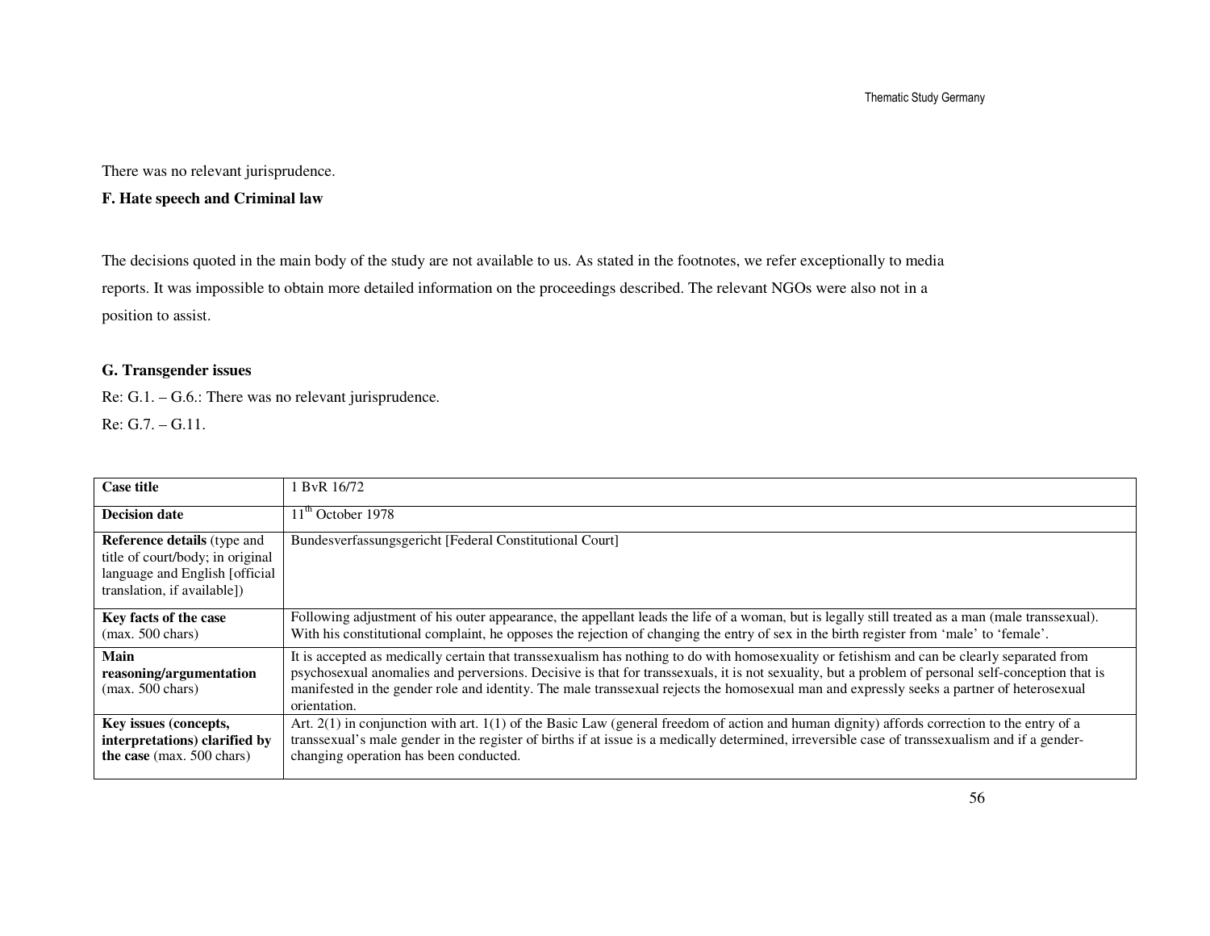There was no relevant jurisprudence.

**F. Hate speech and Criminal law**

The decisions quoted in the main body of the study are not available to us. As stated in the footnotes, we refer exceptionally to media reports. It was impossible to obtain more detailed information on the proceedings described. The relevant NGOs were also not in a position to assist.

**G. Transgender issues**

Re: G.1. – G.6.: There was no relevant jurisprudence.

Re: G.7. – G.11.

| **Case title** | 1 BvR 16/72 |
|---|---|
| **Decision date** | 11th October 1978 |
| **Reference details** (type and title of court/body; in original language and English [official translation, if available]) | Bundesverfassungsgericht [Federal Constitutional Court] |
| **Key facts of the case** (max. 500 chars) | Following adjustment of his outer appearance, the appellant leads the life of a woman, but is legally still treated as a man (male transsexual). With his constitutional complaint, he opposes the rejection of changing the entry of sex in the birth register from 'male' to 'female'. |
| **Main reasoning/argumentation** (max. 500 chars) | It is accepted as medically certain that transsexualism has nothing to do with homosexuality or fetishism and can be clearly separated from psychosexual anomalies and perversions. Decisive is that for transsexuals, it is not sexuality, but a problem of personal self-conception that is manifested in the gender role and identity. The male transsexual rejects the homosexual man and expressly seeks a partner of heterosexual orientation. |
| **Key issues (concepts, interpretations) clarified by the case** (max. 500 chars) | Art. 2(1) in conjunction with art. 1(1) of the Basic Law (general freedom of action and human dignity) affords correction to the entry of a transsexual's male gender in the register of births if at issue is a medically determined, irreversible case of transsexualism and if a gender-changing operation has been conducted. |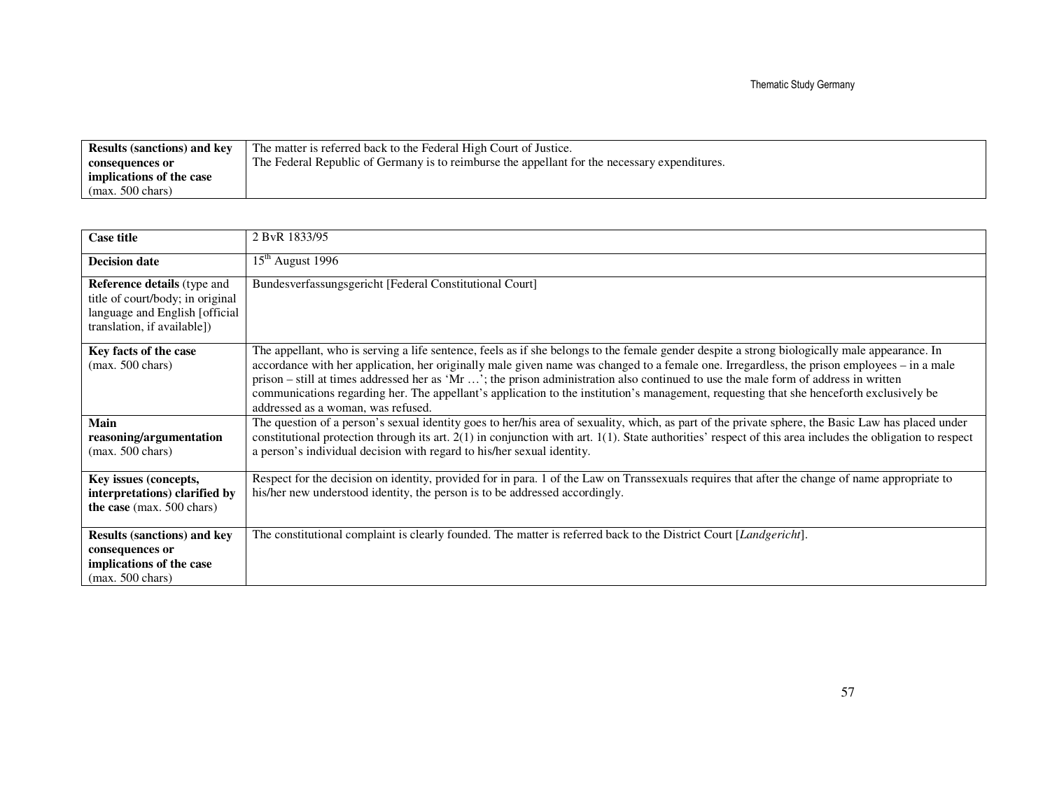| Results (sanctions) and key consequences or implications of the case (max. 500 chars) | The matter is referred back to the Federal High Court of Justice. The Federal Republic of Germany is to reimburse the appellant for the necessary expenditures. |
|---|---|

| Case title | 2 BvR 1833/95 |
|---|---|
| **Decision date** | 15th August 1996 |
| **Reference details** (type and title of court/body; in original language and English [official translation, if available]) | Bundesverfassungsgericht [Federal Constitutional Court] |
| **Key facts of the case** (max. 500 chars) | The appellant, who is serving a life sentence, feels as if she belongs to the female gender despite a strong biologically male appearance. In accordance with her application, her originally male given name was changed to a female one. Irregardless, the prison employees – in a male prison – still at times addressed her as 'Mr …'; the prison administration also continued to use the male form of address in written communications regarding her. The appellant's application to the institution's management, requesting that she henceforth exclusively be addressed as a woman, was refused. |
| **Main reasoning/argumentation** (max. 500 chars) | The question of a person's sexual identity goes to her/his area of sexuality, which, as part of the private sphere, the Basic Law has placed under constitutional protection through its art. 2(1) in conjunction with art. 1(1). State authorities' respect of this area includes the obligation to respect a person's individual decision with regard to his/her sexual identity. |
| **Key issues (concepts, interpretations) clarified by the case** (max. 500 chars) | Respect for the decision on identity, provided for in para. 1 of the Law on Transsexuals requires that after the change of name appropriate to his/her new understood identity, the person is to be addressed accordingly. |
| **Results (sanctions) and key consequences or implications of the case** (max. 500 chars) | The constitutional complaint is clearly founded. The matter is referred back to the District Court [*Landgericht*]. |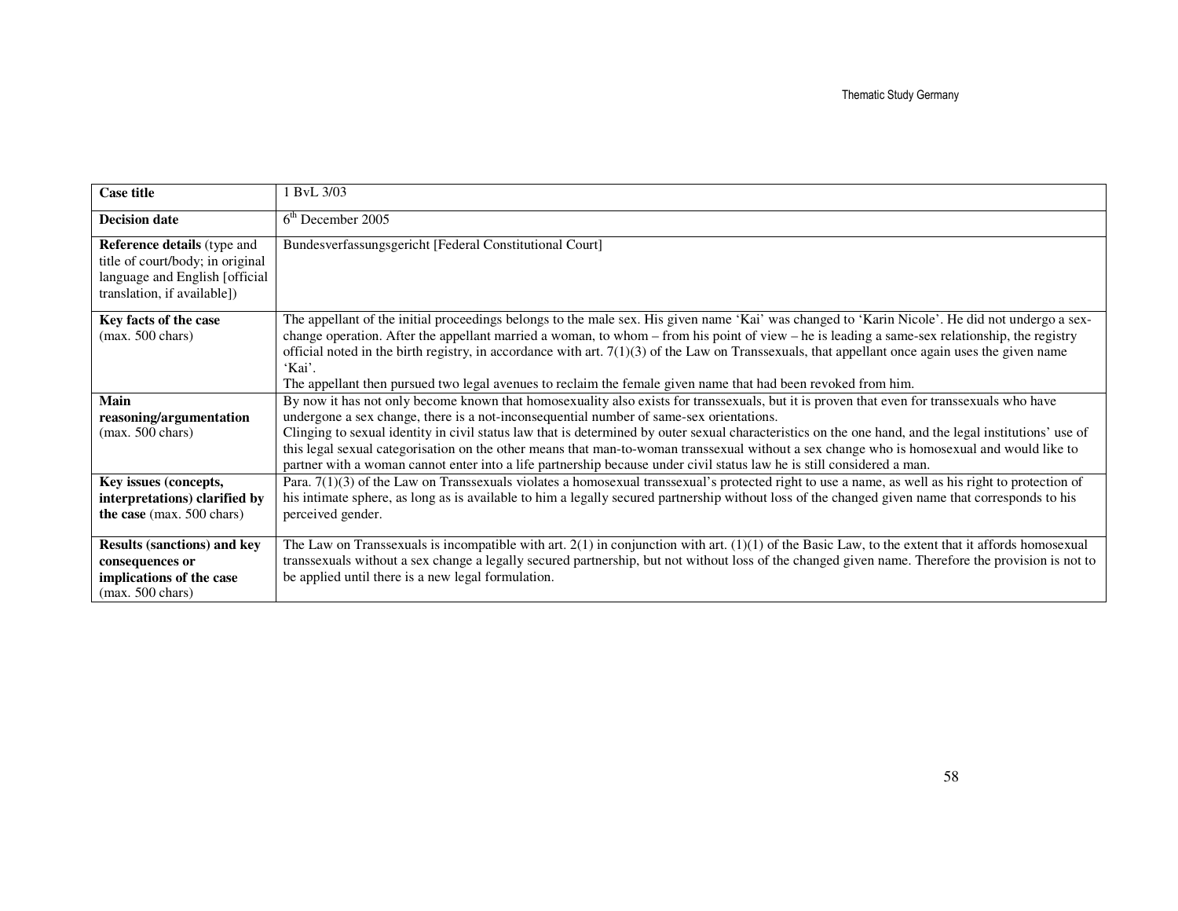| **Case title** | 1 BvL 3/03 |
|---|---|
| **Decision date** | 6th December 2005 |
| **Reference details** (type and title of court/body; in original language and English [official translation, if available]) | Bundesverfassungsgericht [Federal Constitutional Court] |
| **Key facts of the case** (max. 500 chars) | The appellant of the initial proceedings belongs to the male sex. His given name 'Kai' was changed to 'Karin Nicole'. He did not undergo a sex-change operation. After the appellant married a woman, to whom – from his point of view – he is leading a same-sex relationship, the registry official noted in the birth registry, in accordance with art. 7(1)(3) of the Law on Transsexuals, that appellant once again uses the given name 'Kai'.<br>The appellant then pursued two legal avenues to reclaim the female given name that had been revoked from him. |
| **Main reasoning/argumentation** (max. 500 chars) | By now it has not only become known that homosexuality also exists for transsexuals, but it is proven that even for transsexuals who have undergone a sex change, there is a not-inconsequential number of same-sex orientations.<br>Clinging to sexual identity in civil status law that is determined by outer sexual characteristics on the one hand, and the legal institutions' use of this legal sexual categorisation on the other means that man-to-woman transsexual without a sex change who is homosexual and would like to partner with a woman cannot enter into a life partnership because under civil status law he is still considered a man. |
| **Key issues (concepts, interpretations) clarified by the case** (max. 500 chars) | Para. 7(1)(3) of the Law on Transsexuals violates a homosexual transsexual's protected right to use a name, as well as his right to protection of his intimate sphere, as long as is available to him a legally secured partnership without loss of the changed given name that corresponds to his perceived gender. |
| **Results (sanctions) and key consequences or implications of the case** (max. 500 chars) | The Law on Transsexuals is incompatible with art. 2(1) in conjunction with art. (1)(1) of the Basic Law, to the extent that it affords homosexual transsexuals without a sex change a legally secured partnership, but not without loss of the changed given name. Therefore the provision is not to be applied until there is a new legal formulation. |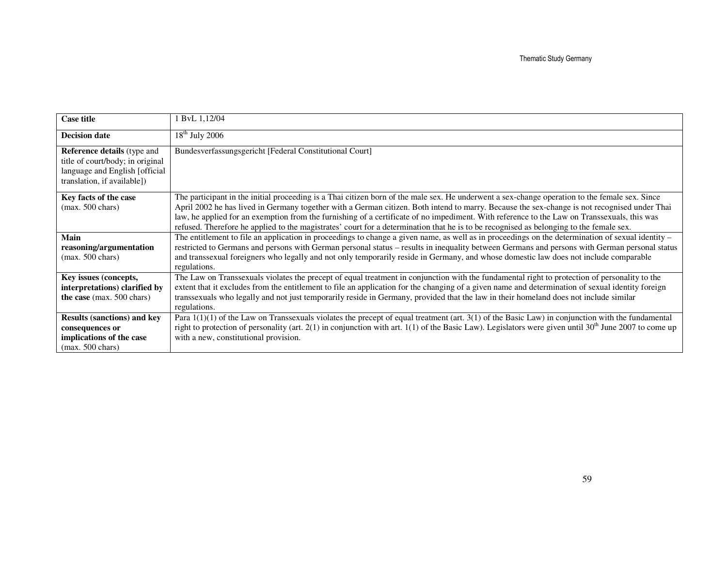| **Case title** | 1 BvL 1,12/04 |
|---|---|
| **Decision date** | 18th July 2006 |
| **Reference details** (type and title of court/body; in original language and English [official translation, if available]) | Bundesverfassungsgericht [Federal Constitutional Court] |
| **Key facts of the case** (max. 500 chars) | The participant in the initial proceeding is a Thai citizen born of the male sex. He underwent a sex-change operation to the female sex. Since April 2002 he has lived in Germany together with a German citizen. Both intend to marry. Because the sex-change is not recognised under Thai law, he applied for an exemption from the furnishing of a certificate of no impediment. With reference to the Law on Transsexuals, this was refused. Therefore he applied to the magistrates' court for a determination that he is to be recognised as belonging to the female sex. |
| **Main reasoning/argumentation** (max. 500 chars) | The entitlement to file an application in proceedings to change a given name, as well as in proceedings on the determination of sexual identity – restricted to Germans and persons with German personal status – results in inequality between Germans and persons with German personal status and transsexual foreigners who legally and not only temporarily reside in Germany, and whose domestic law does not include comparable regulations. |
| **Key issues (concepts, interpretations) clarified by the case** (max. 500 chars) | The Law on Transsexuals violates the precept of equal treatment in conjunction with the fundamental right to protection of personality to the extent that it excludes from the entitlement to file an application for the changing of a given name and determination of sexual identity foreign transsexuals who legally and not just temporarily reside in Germany, provided that the law in their homeland does not include similar regulations. |
| **Results (sanctions) and key consequences or implications of the case** (max. 500 chars) | Para 1(1)(1) of the Law on Transsexuals violates the precept of equal treatment (art. 3(1) of the Basic Law) in conjunction with the fundamental right to protection of personality (art. 2(1) in conjunction with art. 1(1) of the Basic Law). Legislators were given until 30th June 2007 to come up with a new, constitutional provision. |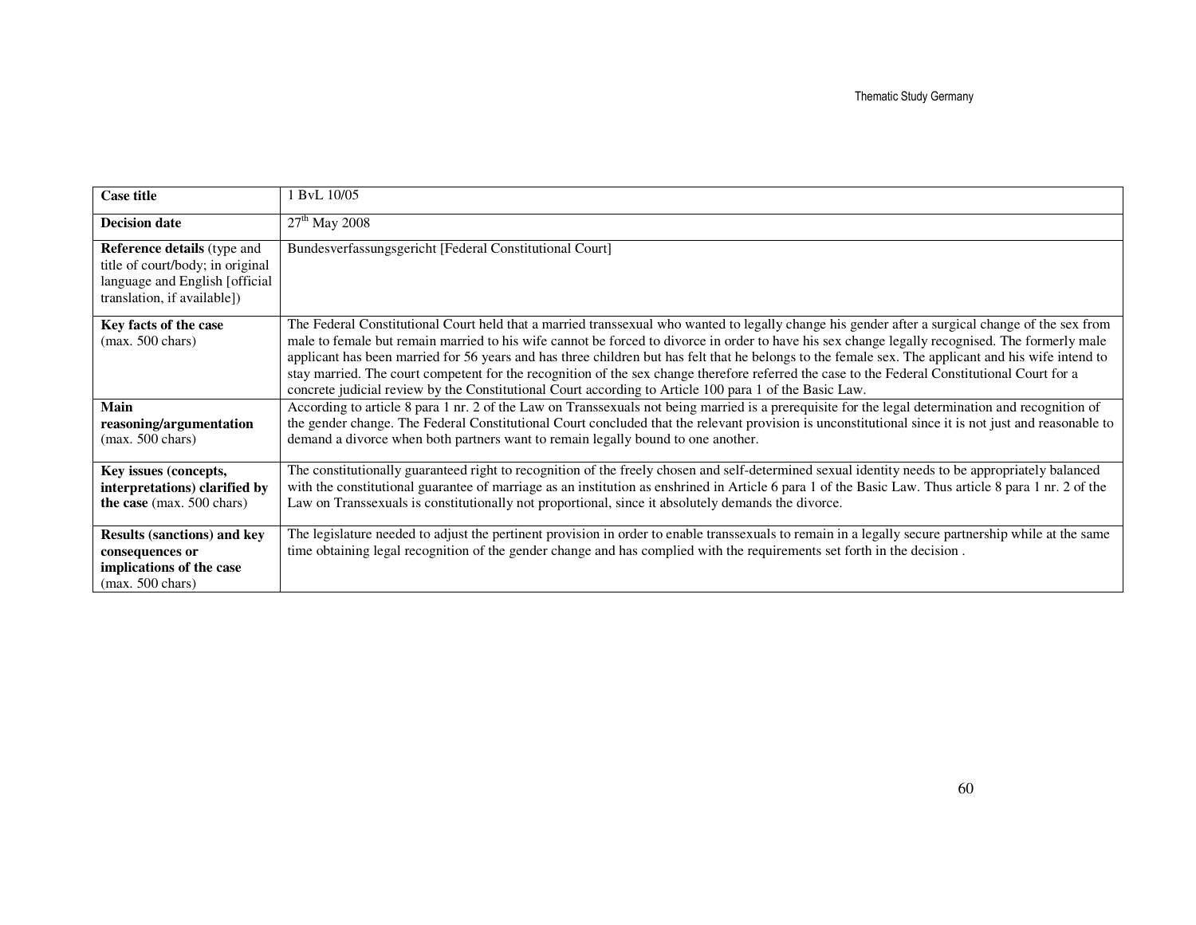| **Case title** | 1 BvL 10/05 |
|---|---|
| **Decision date** | 27th May 2008 |
| **Reference details** (type and title of court/body; in original language and English [official translation, if available]) | Bundesverfassungsgericht [Federal Constitutional Court] |
| **Key facts of the case** (max. 500 chars) | The Federal Constitutional Court held that a married transsexual who wanted to legally change his gender after a surgical change of the sex from male to female but remain married to his wife cannot be forced to divorce in order to have his sex change legally recognised. The formerly male applicant has been married for 56 years and has three children but has felt that he belongs to the female sex. The applicant and his wife intend to stay married. The court competent for the recognition of the sex change therefore referred the case to the Federal Constitutional Court for a concrete judicial review by the Constitutional Court according to Article 100 para 1 of the Basic Law. |
| **Main reasoning/argumentation** (max. 500 chars) | According to article 8 para 1 nr. 2 of the Law on Transsexuals not being married is a prerequisite for the legal determination and recognition of the gender change. The Federal Constitutional Court concluded that the relevant provision is unconstitutional since it is not just and reasonable to demand a divorce when both partners want to remain legally bound to one another. |
| **Key issues (concepts, interpretations) clarified by the case** (max. 500 chars) | The constitutionally guaranteed right to recognition of the freely chosen and self-determined sexual identity needs to be appropriately balanced with the constitutional guarantee of marriage as an institution as enshrined in Article 6 para 1 of the Basic Law. Thus article 8 para 1 nr. 2 of the Law on Transsexuals is constitutionally not proportional, since it absolutely demands the divorce. |
| **Results (sanctions) and key consequences or implications of the case** (max. 500 chars) | The legislature needed to adjust the pertinent provision in order to enable transsexuals to remain in a legally secure partnership while at the same time obtaining legal recognition of the gender change and has complied with the requirements set forth in the decision . |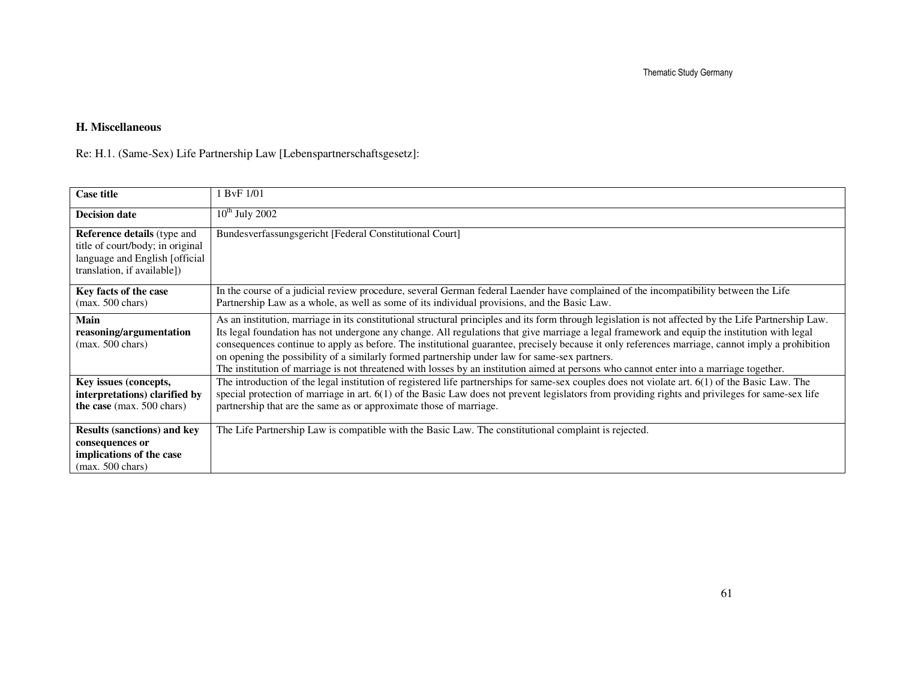### H. Miscellaneous

Re: H.1. (Same-Sex) Life Partnership Law [Lebenspartnerschaftsgesetz]:

| **Case title** | 1 BvF 1/01 |
|---|---|
| **Decision date** | 10th July 2002 |
| **Reference details** (type and title of court/body; in original language and English [official translation, if available]) | Bundesverfassungsgericht [Federal Constitutional Court] |
| **Key facts of the case** (max. 500 chars) | In the course of a judicial review procedure, several German federal Laender have complained of the incompatibility between the Life Partnership Law as a whole, as well as some of its individual provisions, and the Basic Law. |
| **Main reasoning/argumentation** (max. 500 chars) | As an institution, marriage in its constitutional structural principles and its form through legislation is not affected by the Life Partnership Law. Its legal foundation has not undergone any change. All regulations that give marriage a legal framework and equip the institution with legal consequences continue to apply as before. The institutional guarantee, precisely because it only references marriage, cannot imply a prohibition on opening the possibility of a similarly formed partnership under law for same-sex partners. The institution of marriage is not threatened with losses by an institution aimed at persons who cannot enter into a marriage together. |
| **Key issues (concepts, interpretations) clarified by the case** (max. 500 chars) | The introduction of the legal institution of registered life partnerships for same-sex couples does not violate art. 6(1) of the Basic Law. The special protection of marriage in art. 6(1) of the Basic Law does not prevent legislators from providing rights and privileges for same-sex life partnership that are the same as or approximate those of marriage. |
| **Results (sanctions) and key consequences or implications of the case** (max. 500 chars) | The Life Partnership Law is compatible with the Basic Law. The constitutional complaint is rejected. |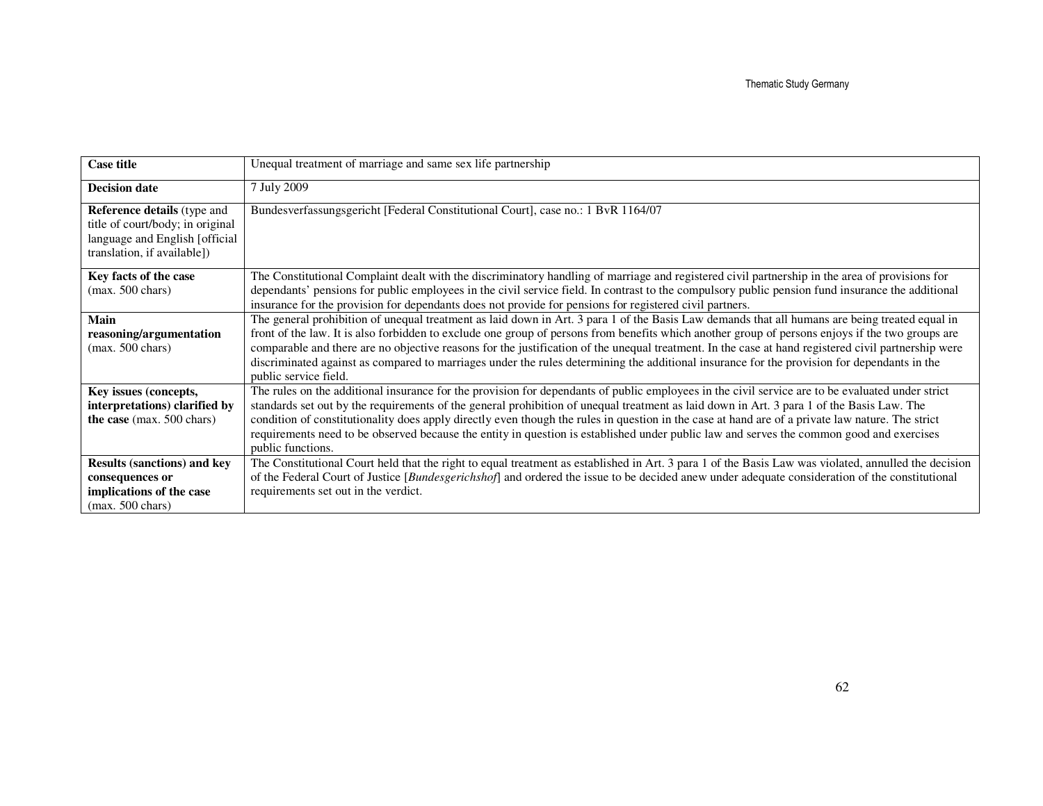| Case title | Unequal treatment of marriage and same sex life partnership |
| --- | --- |
| **Decision date** | 7 July 2009 |
| **Reference details** (type and title of court/body; in original language and English [official translation, if available]) | Bundesverfassungsgericht [Federal Constitutional Court], case no.: 1 BvR 1164/07 |
| **Key facts of the case** (max. 500 chars) | The Constitutional Complaint dealt with the discriminatory handling of marriage and registered civil partnership in the area of provisions for dependants' pensions for public employees in the civil service field. In contrast to the compulsory public pension fund insurance the additional insurance for the provision for dependants does not provide for pensions for registered civil partners. |
| **Main reasoning/argumentation** (max. 500 chars) | The general prohibition of unequal treatment as laid down in Art. 3 para 1 of the Basis Law demands that all humans are being treated equal in front of the law. It is also forbidden to exclude one group of persons from benefits which another group of persons enjoys if the two groups are comparable and there are no objective reasons for the justification of the unequal treatment. In the case at hand registered civil partnership were discriminated against as compared to marriages under the rules determining the additional insurance for the provision for dependants in the public service field. |
| **Key issues (concepts, interpretations) clarified by the case** (max. 500 chars) | The rules on the additional insurance for the provision for dependants of public employees in the civil service are to be evaluated under strict standards set out by the requirements of the general prohibition of unequal treatment as laid down in Art. 3 para 1 of the Basis Law. The condition of constitutionality does apply directly even though the rules in question in the case at hand are of a private law nature. The strict requirements need to be observed because the entity in question is established under public law and serves the common good and exercises public functions. |
| **Results (sanctions) and key consequences or implications of the case** (max. 500 chars) | The Constitutional Court held that the right to equal treatment as established in Art. 3 para 1 of the Basis Law was violated, annulled the decision of the Federal Court of Justice [*Bundesgerichshof*] and ordered the issue to be decided anew under adequate consideration of the constitutional requirements set out in the verdict. |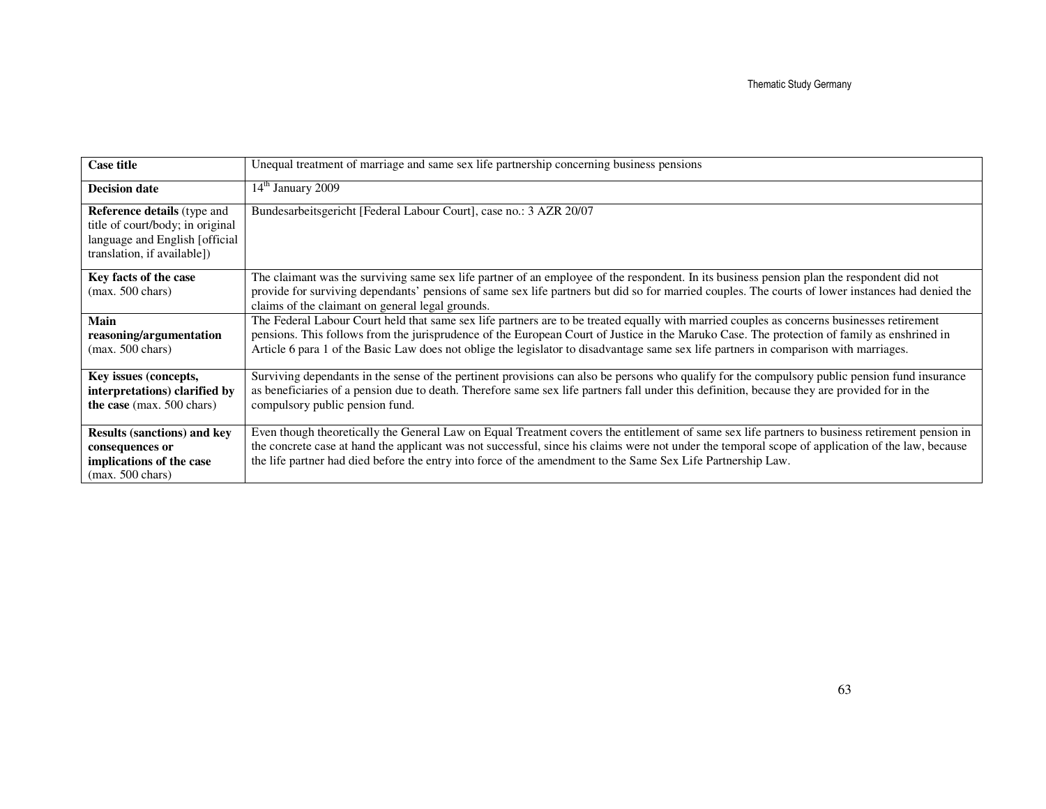| Case title | Unequal treatment of marriage and same sex life partnership concerning business pensions |
|---|---|
| **Decision date** | 14th January 2009 |
| **Reference details** (type and title of court/body; in original language and English [official translation, if available]) | Bundesarbeitsgericht [Federal Labour Court], case no.: 3 AZR 20/07 |
| **Key facts of the case** (max. 500 chars) | The claimant was the surviving same sex life partner of an employee of the respondent. In its business pension plan the respondent did not provide for surviving dependants' pensions of same sex life partners but did so for married couples. The courts of lower instances had denied the claims of the claimant on general legal grounds. |
| **Main reasoning/argumentation** (max. 500 chars) | The Federal Labour Court held that same sex life partners are to be treated equally with married couples as concerns businesses retirement pensions. This follows from the jurisprudence of the European Court of Justice in the Maruko Case. The protection of family as enshrined in Article 6 para 1 of the Basic Law does not oblige the legislator to disadvantage same sex life partners in comparison with marriages. |
| **Key issues (concepts, interpretations) clarified by the case** (max. 500 chars) | Surviving dependants in the sense of the pertinent provisions can also be persons who qualify for the compulsory public pension fund insurance as beneficiaries of a pension due to death. Therefore same sex life partners fall under this definition, because they are provided for in the compulsory public pension fund. |
| **Results (sanctions) and key consequences or implications of the case** (max. 500 chars) | Even though theoretically the General Law on Equal Treatment covers the entitlement of same sex life partners to business retirement pension in the concrete case at hand the applicant was not successful, since his claims were not under the temporal scope of application of the law, because the life partner had died before the entry into force of the amendment to the Same Sex Life Partnership Law. |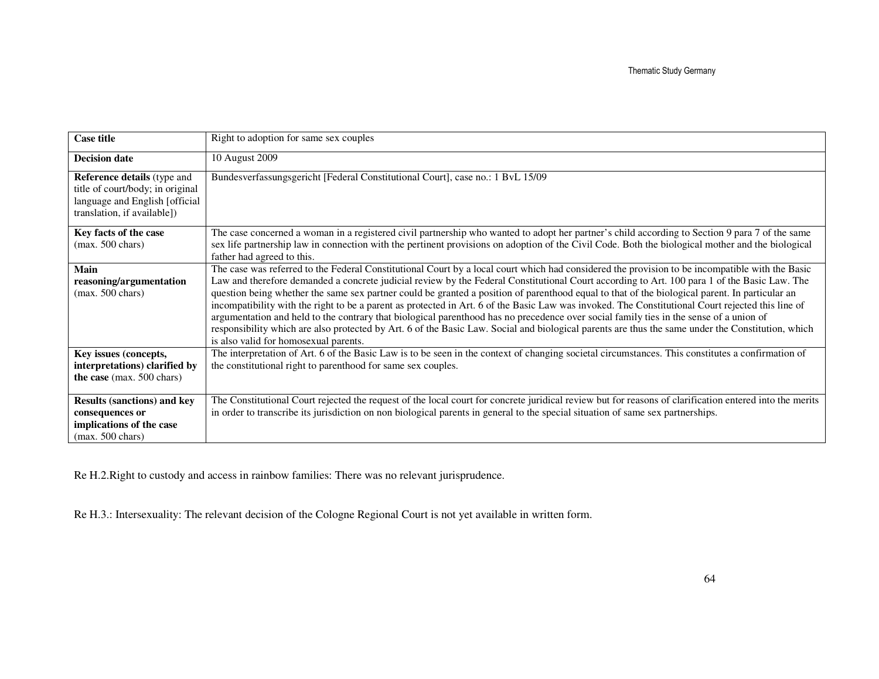| Case title | Right to adoption for same sex couples |
|---|---|
| **Decision date** | 10 August 2009 |
| **Reference details** (type and title of court/body; in original language and English [official translation, if available]) | Bundesverfassungsgericht [Federal Constitutional Court], case no.: 1 BvL 15/09 |
| **Key facts of the case** (max. 500 chars) | The case concerned a woman in a registered civil partnership who wanted to adopt her partner's child according to Section 9 para 7 of the same sex life partnership law in connection with the pertinent provisions on adoption of the Civil Code. Both the biological mother and the biological father had agreed to this. |
| **Main reasoning/argumentation** (max. 500 chars) | The case was referred to the Federal Constitutional Court by a local court which had considered the provision to be incompatible with the Basic Law and therefore demanded a concrete judicial review by the Federal Constitutional Court according to Art. 100 para 1 of the Basic Law. The question being whether the same sex partner could be granted a position of parenthood equal to that of the biological parent. In particular an incompatibility with the right to be a parent as protected in Art. 6 of the Basic Law was invoked. The Constitutional Court rejected this line of argumentation and held to the contrary that biological parenthood has no precedence over social family ties in the sense of a union of responsibility which are also protected by Art. 6 of the Basic Law. Social and biological parents are thus the same under the Constitution, which is also valid for homosexual parents. |
| **Key issues (concepts, interpretations) clarified by the case** (max. 500 chars) | The interpretation of Art. 6 of the Basic Law is to be seen in the context of changing societal circumstances. This constitutes a confirmation of the constitutional right to parenthood for same sex couples. |
| **Results (sanctions) and key consequences or implications of the case** (max. 500 chars) | The Constitutional Court rejected the request of the local court for concrete juridical review but for reasons of clarification entered into the merits in order to transcribe its jurisdiction on non biological parents in general to the special situation of same sex partnerships. |

Re H.2.Right to custody and access in rainbow families: There was no relevant jurisprudence.

Re H.3.: Intersexuality: The relevant decision of the Cologne Regional Court is not yet available in written form.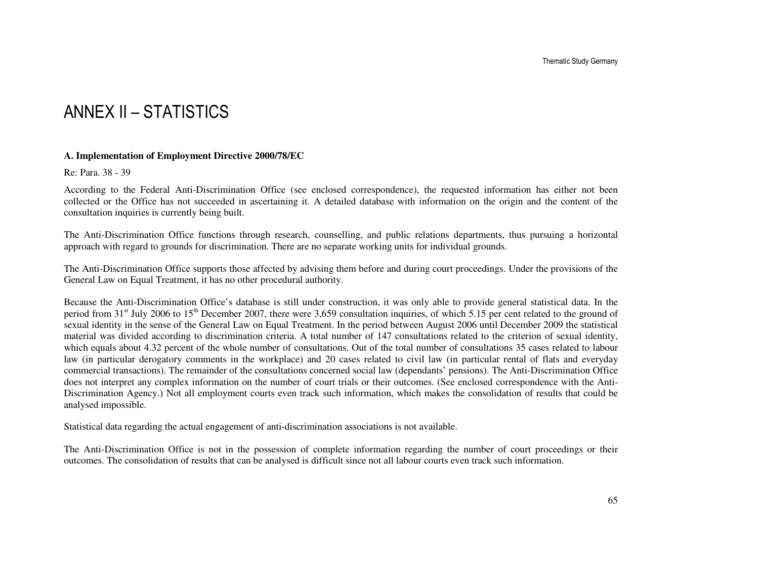# ANNEX II – STATISTICS

**A. Implementation of Employment Directive 2000/78/EC**

Re: Para. 38 - 39

According to the Federal Anti-Discrimination Office (see enclosed correspondence), the requested information has either not been collected or the Office has not succeeded in ascertaining it. A detailed database with information on the origin and the content of the consultation inquiries is currently being built.

The Anti-Discrimination Office functions through research, counselling, and public relations departments, thus pursuing a horizontal approach with regard to grounds for discrimination. There are no separate working units for individual grounds.

The Anti-Discrimination Office supports those affected by advising them before and during court proceedings. Under the provisions of the General Law on Equal Treatment, it has no other procedural authority.

Because the Anti-Discrimination Office's database is still under construction, it was only able to provide general statistical data. In the period from 31st July 2006 to 15th December 2007, there were 3,659 consultation inquiries, of which 5.15 per cent related to the ground of sexual identity in the sense of the General Law on Equal Treatment. In the period between August 2006 until December 2009 the statistical material was divided according to discrimination criteria. A total number of 147 consultations related to the criterion of sexual identity, which equals about 4.32 percent of the whole number of consultations. Out of the total number of consultations 35 cases related to labour law (in particular derogatory comments in the workplace) and 20 cases related to civil law (in particular rental of flats and everyday commercial transactions). The remainder of the consultations concerned social law (dependants' pensions). The Anti-Discrimination Office does not interpret any complex information on the number of court trials or their outcomes. (See enclosed correspondence with the Anti-Discrimination Agency.) Not all employment courts even track such information, which makes the consolidation of results that could be analysed impossible.

Statistical data regarding the actual engagement of anti-discrimination associations is not available.

The Anti-Discrimination Office is not in the possession of complete information regarding the number of court proceedings or their outcomes. The consolidation of results that can be analysed is difficult since not all labour courts even track such information.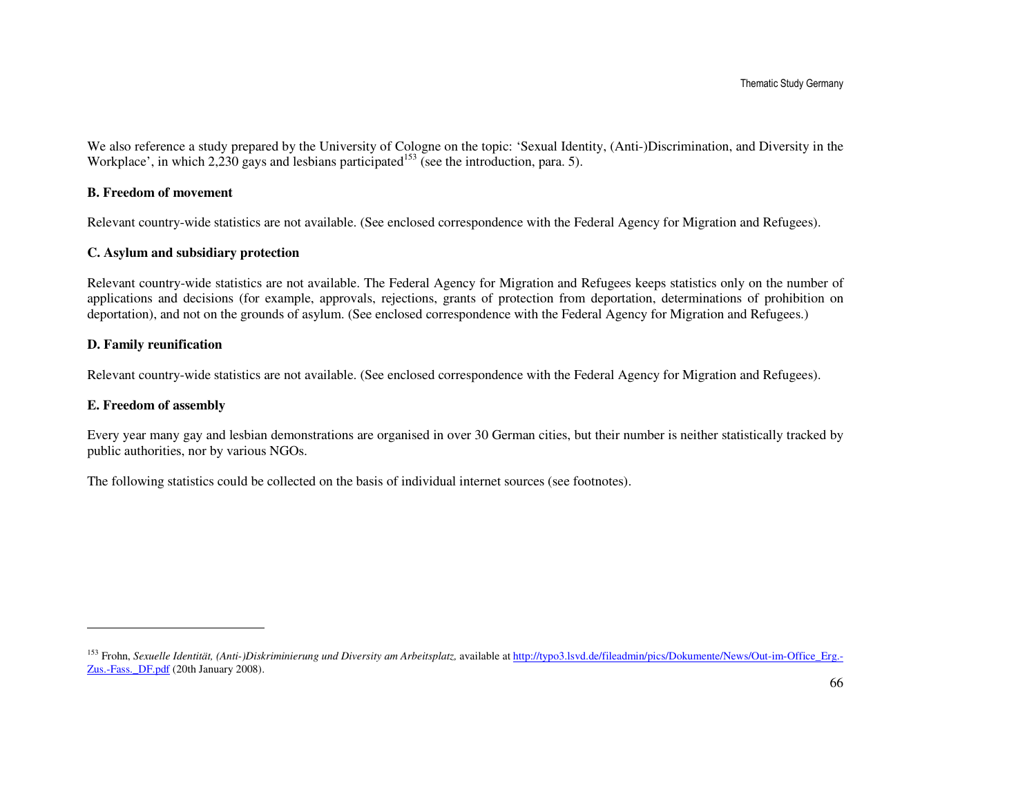We also reference a study prepared by the University of Cologne on the topic: 'Sexual Identity, (Anti-)Discrimination, and Diversity in the Workplace', in which 2,230 gays and lesbians participated[153] (see the introduction, para. 5).

**B. Freedom of movement**

Relevant country-wide statistics are not available. (See enclosed correspondence with the Federal Agency for Migration and Refugees).

**C. Asylum and subsidiary protection**

Relevant country-wide statistics are not available. The Federal Agency for Migration and Refugees keeps statistics only on the number of applications and decisions (for example, approvals, rejections, grants of protection from deportation, determinations of prohibition on deportation), and not on the grounds of asylum. (See enclosed correspondence with the Federal Agency for Migration and Refugees.)

**D. Family reunification**

Relevant country-wide statistics are not available. (See enclosed correspondence with the Federal Agency for Migration and Refugees).

**E. Freedom of assembly**

Every year many gay and lesbian demonstrations are organised in over 30 German cities, but their number is neither statistically tracked by public authorities, nor by various NGOs.

The following statistics could be collected on the basis of individual internet sources (see footnotes).

---

[153] Frohn, *Sexuelle Identität, (Anti-)Diskriminierung und Diversity am Arbeitsplatz,* available at http://typo3.lsvd.de/fileadmin/pics/Dokumente/News/Out-im-Office_Erg.-Zus.-Fass._DF.pdf (20th January 2008).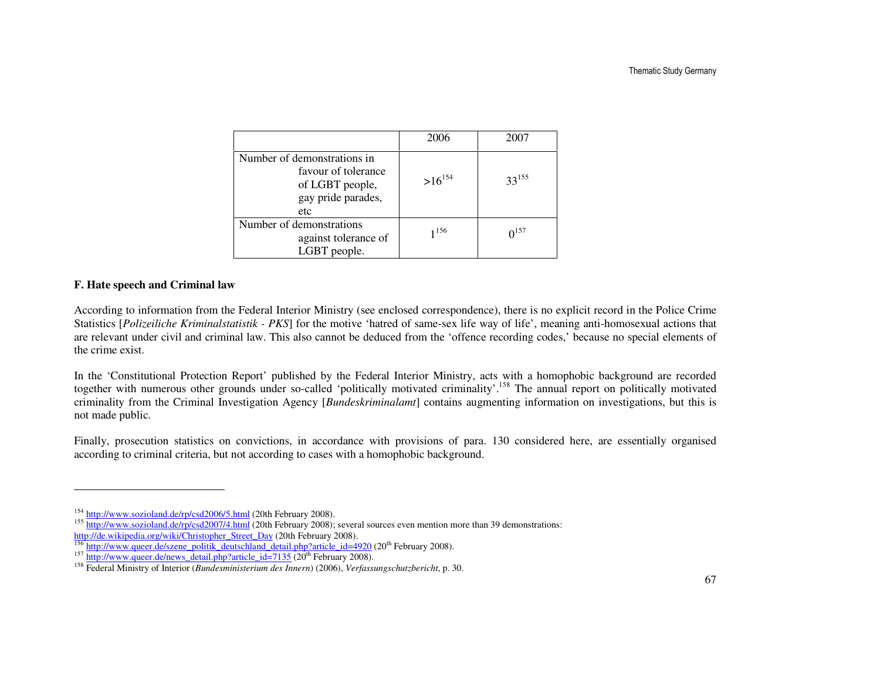| | 2006 | 2007 |
|---|---|---|
| Number of demonstrations in favour of tolerance of LGBT people, gay pride parades, etc | >16[154] | 33[155] |
| Number of demonstrations against tolerance of LGBT people. | 1[156] | 0[157] |

**F. Hate speech and Criminal law**

According to information from the Federal Interior Ministry (see enclosed correspondence), there is no explicit record in the Police Crime Statistics [*Polizeiliche Kriminalstatistik - PKS*] for the motive 'hatred of same-sex life way of life', meaning anti-homosexual actions that are relevant under civil and criminal law. This also cannot be deduced from the 'offence recording codes,' because no special elements of the crime exist.

In the 'Constitutional Protection Report' published by the Federal Interior Ministry, acts with a homophobic background are recorded together with numerous other grounds under so-called 'politically motivated criminality'.[158] The annual report on politically motivated criminality from the Criminal Investigation Agency [*Bundeskriminalamt*] contains augmenting information on investigations, but this is not made public.

Finally, prosecution statistics on convictions, in accordance with provisions of para. 130 considered here, are essentially organised according to criminal criteria, but not according to cases with a homophobic background.

---

[154] http://www.sozioland.de/rp/csd2006/5.html (20th February 2008).

[155] http://www.sozioland.de/rp/csd2007/4.html (20th February 2008); several sources even mention more than 39 demonstrations: http://de.wikipedia.org/wiki/Christopher_Street_Day (20th February 2008).

[156] http://www.queer.de/szene_politik_deutschland_detail.php?article_id=4920 (20th February 2008).

[157] http://www.queer.de/news_detail.php?article_id=7135 (20th February 2008).

[158] Federal Ministry of Interior (*Bundesministerium des Innern*) (2006), *Verfassungsschutzbericht*, p. 30.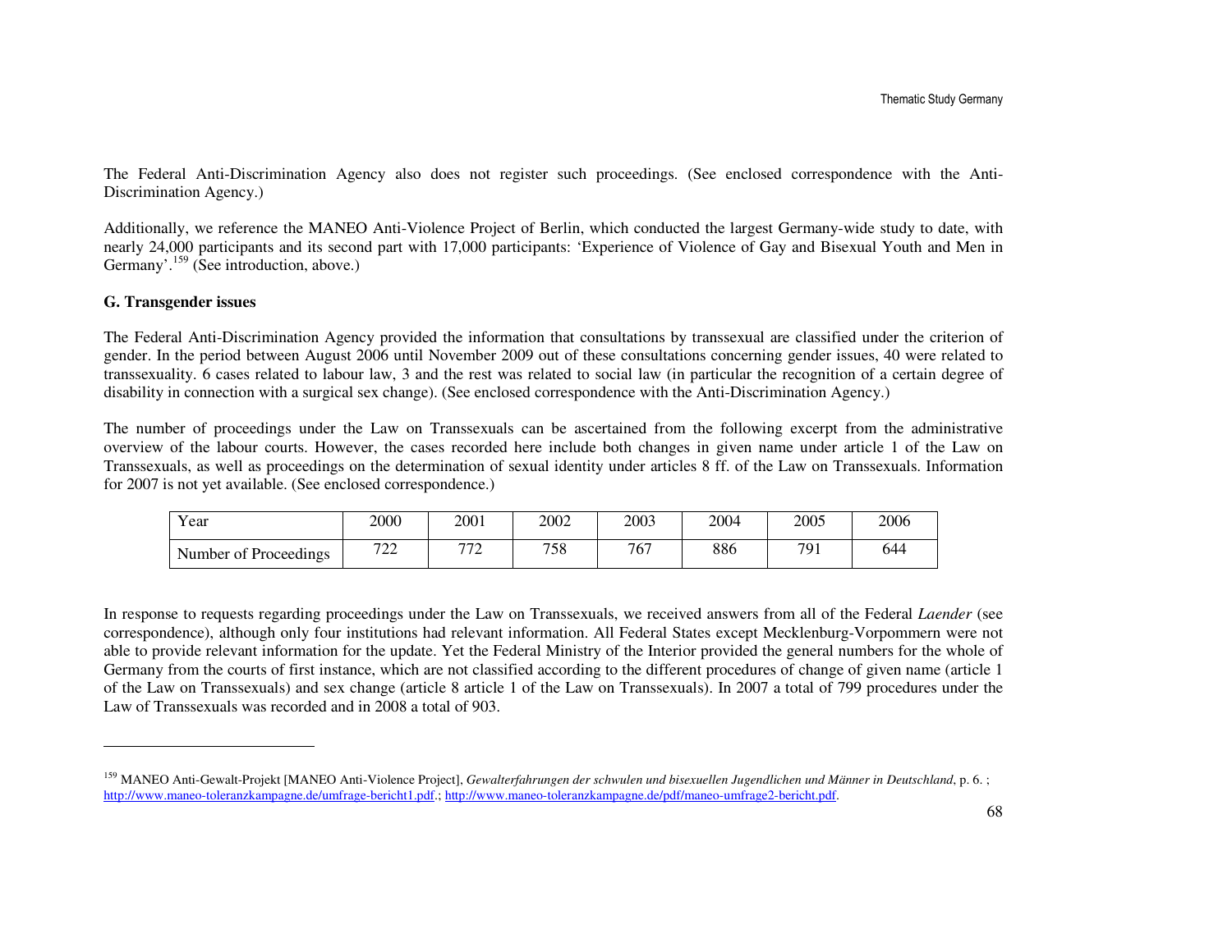The Federal Anti-Discrimination Agency also does not register such proceedings. (See enclosed correspondence with the Anti-Discrimination Agency.)

Additionally, we reference the MANEO Anti-Violence Project of Berlin, which conducted the largest Germany-wide study to date, with nearly 24,000 participants and its second part with 17,000 participants: 'Experience of Violence of Gay and Bisexual Youth and Men in Germany'.[159] (See introduction, above.)

### G. Transgender issues

The Federal Anti-Discrimination Agency provided the information that consultations by transsexual are classified under the criterion of gender. In the period between August 2006 until November 2009 out of these consultations concerning gender issues, 40 were related to transsexuality. 6 cases related to labour law, 3 and the rest was related to social law (in particular the recognition of a certain degree of disability in connection with a surgical sex change). (See enclosed correspondence with the Anti-Discrimination Agency.)

The number of proceedings under the Law on Transsexuals can be ascertained from the following excerpt from the administrative overview of the labour courts. However, the cases recorded here include both changes in given name under article 1 of the Law on Transsexuals, as well as proceedings on the determination of sexual identity under articles 8 ff. of the Law on Transsexuals. Information for 2007 is not yet available. (See enclosed correspondence.)

| Year | 2000 | 2001 | 2002 | 2003 | 2004 | 2005 | 2006 |
|---|---|---|---|---|---|---|---|
| Number of Proceedings | 722 | 772 | 758 | 767 | 886 | 791 | 644 |

In response to requests regarding proceedings under the Law on Transsexuals, we received answers from all of the Federal *Laender* (see correspondence), although only four institutions had relevant information. All Federal States except Mecklenburg-Vorpommern were not able to provide relevant information for the update. Yet the Federal Ministry of the Interior provided the general numbers for the whole of Germany from the courts of first instance, which are not classified according to the different procedures of change of given name (article 1 of the Law on Transsexuals) and sex change (article 8 article 1 of the Law on Transsexuals). In 2007 a total of 799 procedures under the Law of Transsexuals was recorded and in 2008 a total of 903.

---

[159] MANEO Anti-Gewalt-Projekt [MANEO Anti-Violence Project], *Gewalterfahrungen der schwulen und bisexuellen Jugendlichen und Männer in Deutschland*, p. 6. ; http://www.maneo-toleranzkampagne.de/umfrage-bericht1.pdf.; http://www.maneo-toleranzkampagne.de/pdf/maneo-umfrage2-bericht.pdf.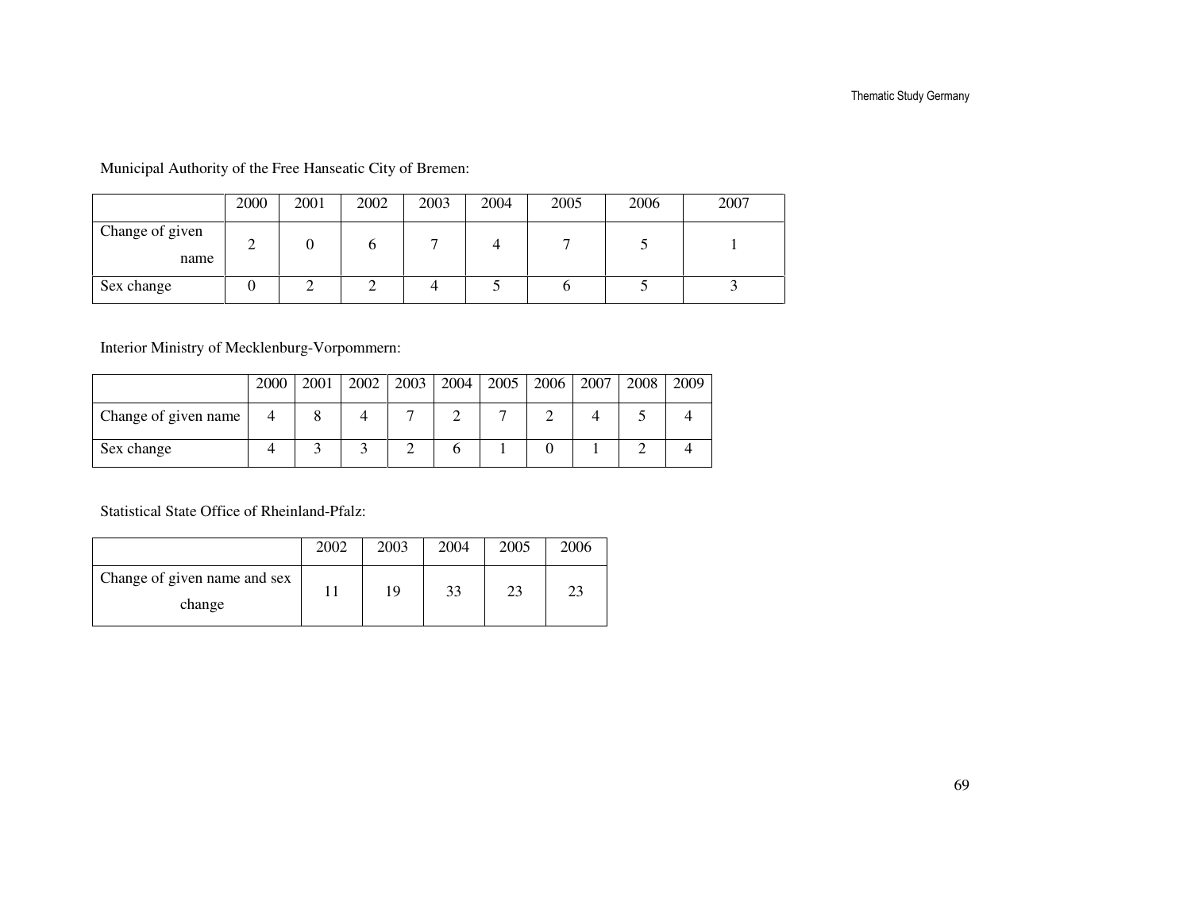Municipal Authority of the Free Hanseatic City of Bremen:

| | 2000 | 2001 | 2002 | 2003 | 2004 | 2005 | 2006 | 2007 |
|---|---|---|---|---|---|---|---|---|
| Change of given name | 2 | 0 | 6 | 7 | 4 | 7 | 5 | 1 |
| Sex change | 0 | 2 | 2 | 4 | 5 | 6 | 5 | 3 |

Interior Ministry of Mecklenburg-Vorpommern:

| | 2000 | 2001 | 2002 | 2003 | 2004 | 2005 | 2006 | 2007 | 2008 | 2009 |
|---|---|---|---|---|---|---|---|---|---|---|
| Change of given name | 4 | 8 | 4 | 7 | 2 | 7 | 2 | 4 | 5 | 4 |
| Sex change | 4 | 3 | 3 | 2 | 6 | 1 | 0 | 1 | 2 | 4 |

Statistical State Office of Rheinland-Pfalz:

| | 2002 | 2003 | 2004 | 2005 | 2006 |
|---|---|---|---|---|---|
| Change of given name and sex change | 11 | 19 | 33 | 23 | 23 |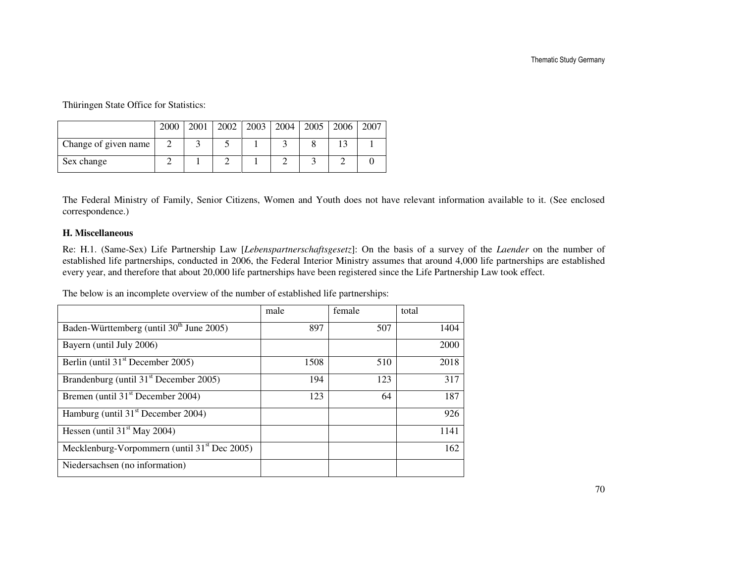Thüringen State Office for Statistics:

| | 2000 | 2001 | 2002 | 2003 | 2004 | 2005 | 2006 | 2007 |
|---|---|---|---|---|---|---|---|---|
| Change of given name | 2 | 3 | 5 | 1 | 3 | 8 | 13 | 1 |
| Sex change | 2 | 1 | 2 | 1 | 2 | 3 | 2 | 0 |

The Federal Ministry of Family, Senior Citizens, Women and Youth does not have relevant information available to it. (See enclosed correspondence.)

### H. Miscellaneous

Re: H.1. (Same-Sex) Life Partnership Law [*Lebenspartnerschaftsgesetz*]: On the basis of a survey of the *Laender* on the number of established life partnerships, conducted in 2006, the Federal Interior Ministry assumes that around 4,000 life partnerships are established every year, and therefore that about 20,000 life partnerships have been registered since the Life Partnership Law took effect.

The below is an incomplete overview of the number of established life partnerships:

| | male | female | total |
|---|---|---|---|
| Baden-Württemberg (until 30th June 2005) | 897 | 507 | 1404 |
| Bayern (until July 2006) | | | 2000 |
| Berlin (until 31st December 2005) | 1508 | 510 | 2018 |
| Brandenburg (until 31st December 2005) | 194 | 123 | 317 |
| Bremen (until 31st December 2004) | 123 | 64 | 187 |
| Hamburg (until 31st December 2004) | | | 926 |
| Hessen (until 31st May 2004) | | | 1141 |
| Mecklenburg-Vorpommern (until 31st Dec 2005) | | | 162 |
| Niedersachsen (no information) | | | |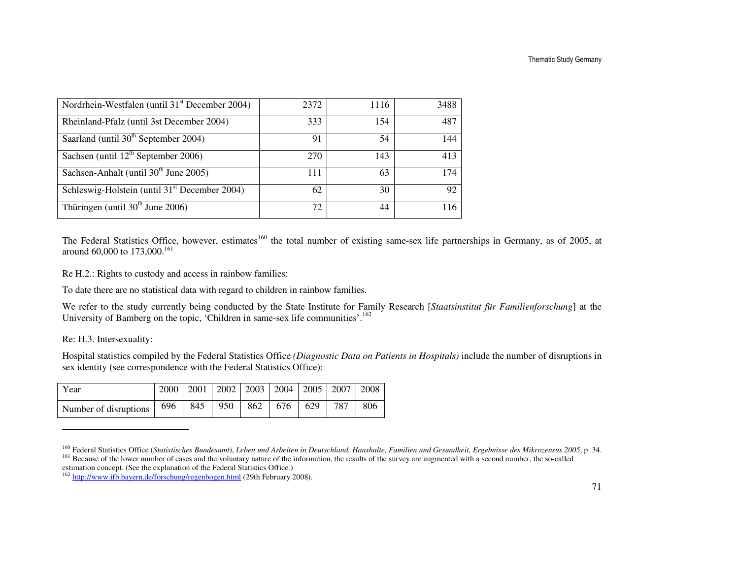| | | | |
|---|---|---|---|
| Nordrhein-Westfalen (until 31st December 2004) | 2372 | 1116 | 3488 |
| Rheinland-Pfalz (until 3st December 2004) | 333 | 154 | 487 |
| Saarland (until 30th September 2004) | 91 | 54 | 144 |
| Sachsen (until 12th September 2006) | 270 | 143 | 413 |
| Sachsen-Anhalt (until 30th June 2005) | 111 | 63 | 174 |
| Schleswig-Holstein (until 31st December 2004) | 62 | 30 | 92 |
| Thüringen (until 30th June 2006) | 72 | 44 | 116 |

The Federal Statistics Office, however, estimates[160] the total number of existing same-sex life partnerships in Germany, as of 2005, at around 60,000 to 173,000.[161]

Re H.2.: Rights to custody and access in rainbow families:

To date there are no statistical data with regard to children in rainbow families.

We refer to the study currently being conducted by the State Institute for Family Research [*Staatsinstitut für Familienforschung*] at the University of Bamberg on the topic, 'Children in same-sex life communities'.[162]

Re: H.3. Intersexuality:

Hospital statistics compiled by the Federal Statistics Office *(Diagnostic Data on Patients in Hospitals)* include the number of disruptions in sex identity (see correspondence with the Federal Statistics Office):

| Year | 2000 | 2001 | 2002 | 2003 | 2004 | 2005 | 2007 | 2008 |
|---|---|---|---|---|---|---|---|---|
| Number of disruptions | 696 | 845 | 950 | 862 | 676 | 629 | 787 | 806 |

---

[160] Federal Statistics Office (*Statistisches Bundesamt*), *Leben und Arbeiten in Deutschland, Haushalte, Familien und Gesundheit, Ergebnisse des Mikrozensus 2005*, p. 34.

[161] Because of the lower number of cases and the voluntary nature of the information, the results of the survey are augmented with a second number, the so-called estimation concept. (See the explanation of the Federal Statistics Office.)

[162] http://www.ifb.bayern.de/forschung/regenbogen.html (29th February 2008).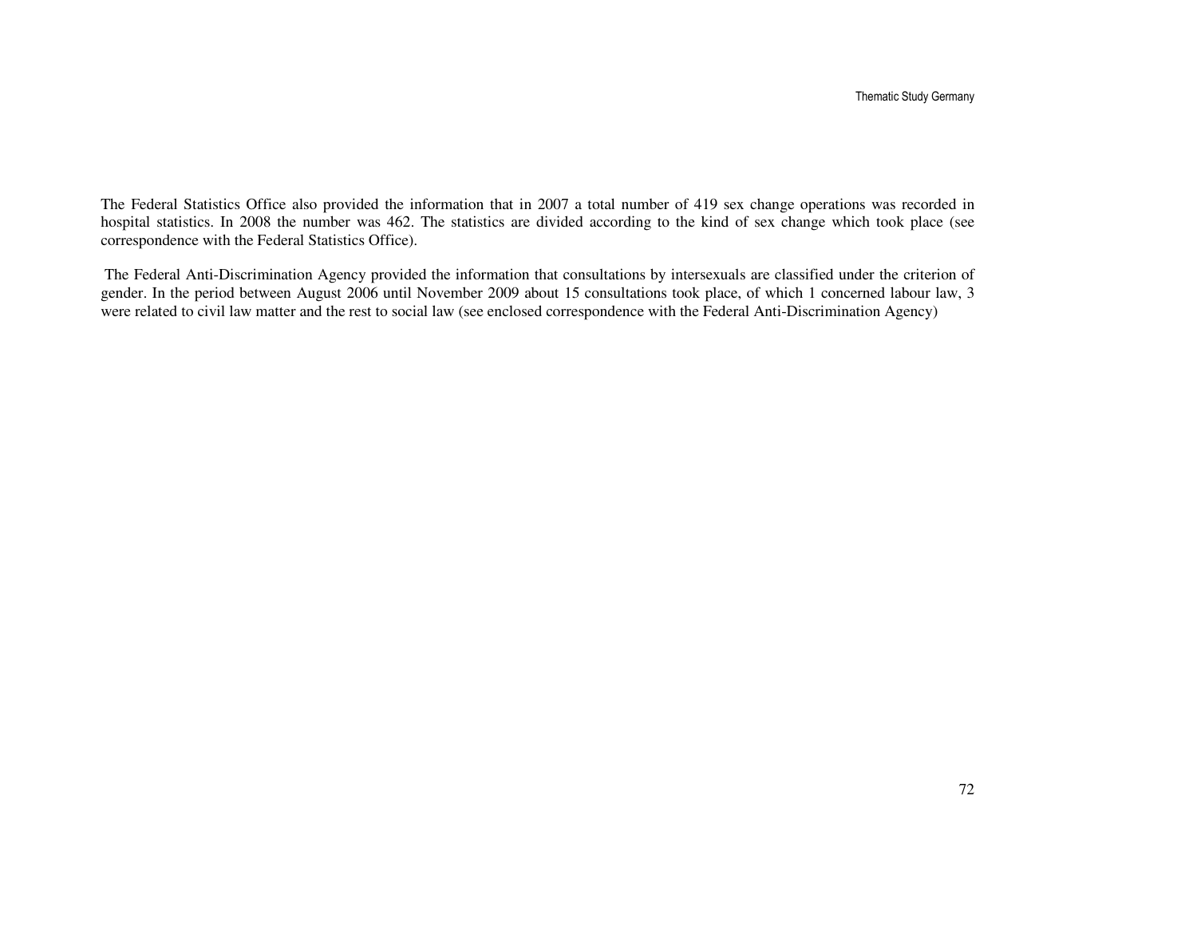The Federal Statistics Office also provided the information that in 2007 a total number of 419 sex change operations was recorded in hospital statistics. In 2008 the number was 462. The statistics are divided according to the kind of sex change which took place (see correspondence with the Federal Statistics Office).

The Federal Anti-Discrimination Agency provided the information that consultations by intersexuals are classified under the criterion of gender. In the period between August 2006 until November 2009 about 15 consultations took place, of which 1 concerned labour law, 3 were related to civil law matter and the rest to social law (see enclosed correspondence with the Federal Anti-Discrimination Agency)